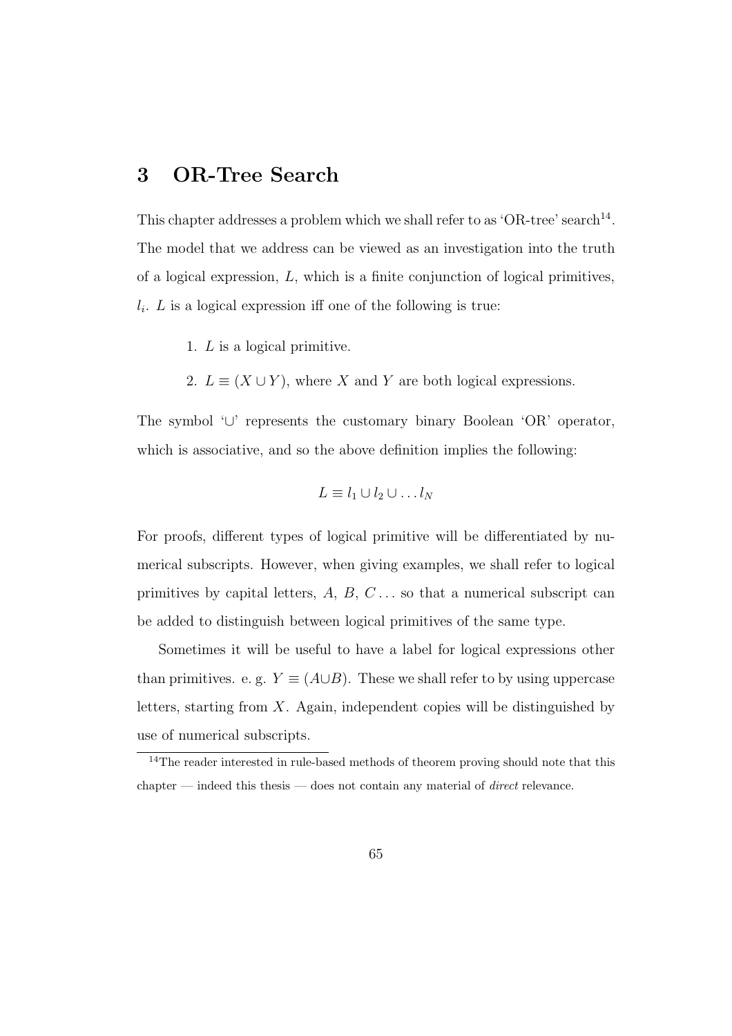# 3 OR-Tree Search

This chapter addresses a problem which we shall refer to as 'OR-tree' search[14]. The model that we address can be viewed as an investigation into the truth of a logical expression, $L$, which is a finite conjunction of logical primitives, $l_i$. $L$ is a logical expression iff one of the following is true:

1. $L$ is a logical primitive.
2. $L \equiv (X \cup Y)$, where $X$ and $Y$ are both logical expressions.

The symbol '$\cup$' represents the customary binary Boolean 'OR' operator, which is associative, and so the above definition implies the following:

$$L \equiv l_1 \cup l_2 \cup \ldots l_N$$

For proofs, different types of logical primitive will be differentiated by numerical subscripts. However, when giving examples, we shall refer to logical primitives by capital letters, $A$, $B$, $C \ldots$ so that a numerical subscript can be added to distinguish between logical primitives of the same type.

Sometimes it will be useful to have a label for logical expressions other than primitives. e. g. $Y \equiv (A \cup B)$. These we shall refer to by using uppercase letters, starting from $X$. Again, independent copies will be distinguished by use of numerical subscripts.

[14]The reader interested in rule-based methods of theorem proving should note that this chapter — indeed this thesis — does not contain any material of *direct* relevance.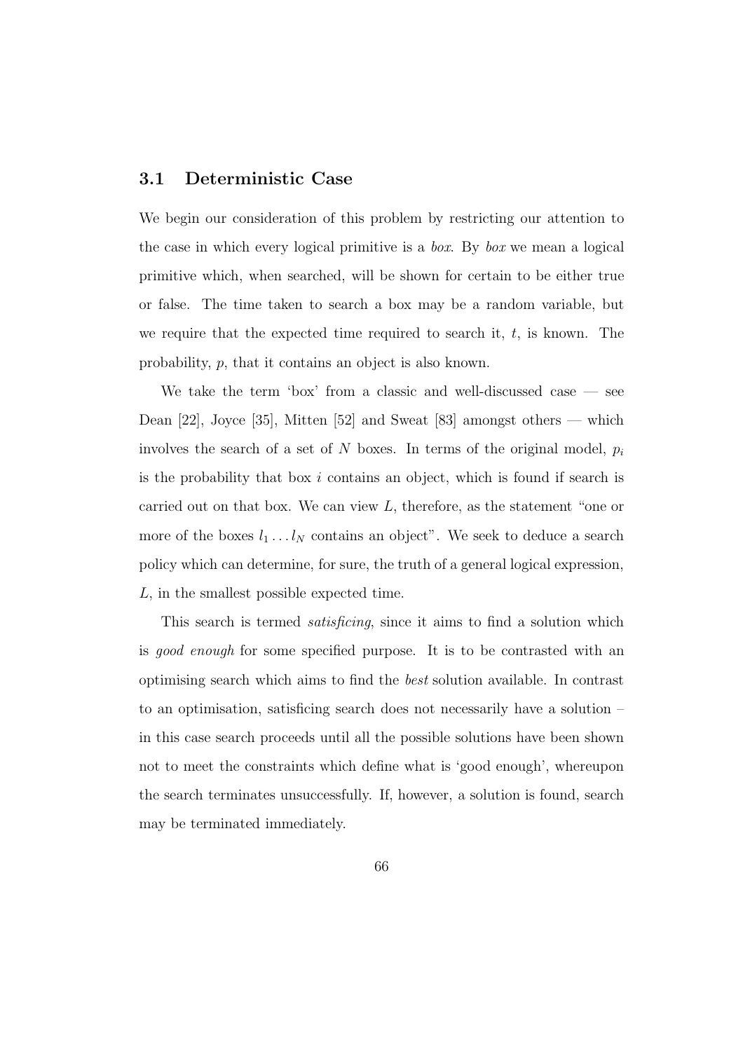## 3.1 Deterministic Case

We begin our consideration of this problem by restricting our attention to the case in which every logical primitive is a *box*. By *box* we mean a logical primitive which, when searched, will be shown for certain to be either true or false. The time taken to search a box may be a random variable, but we require that the expected time required to search it, $t$, is known. The probability, $p$, that it contains an object is also known.

We take the term 'box' from a classic and well-discussed case — see Dean [22], Joyce [35], Mitten [52] and Sweat [83] amongst others — which involves the search of a set of $N$ boxes. In terms of the original model, $p_i$ is the probability that box $i$ contains an object, which is found if search is carried out on that box. We can view $L$, therefore, as the statement "one or more of the boxes $l_1 \ldots l_N$ contains an object". We seek to deduce a search policy which can determine, for sure, the truth of a general logical expression, $L$, in the smallest possible expected time.

This search is termed *satisficing*, since it aims to find a solution which is *good enough* for some specified purpose. It is to be contrasted with an optimising search which aims to find the *best* solution available. In contrast to an optimisation, satisficing search does not necessarily have a solution – in this case search proceeds until all the possible solutions have been shown not to meet the constraints which define what is 'good enough', whereupon the search terminates unsuccessfully. If, however, a solution is found, search may be terminated immediately.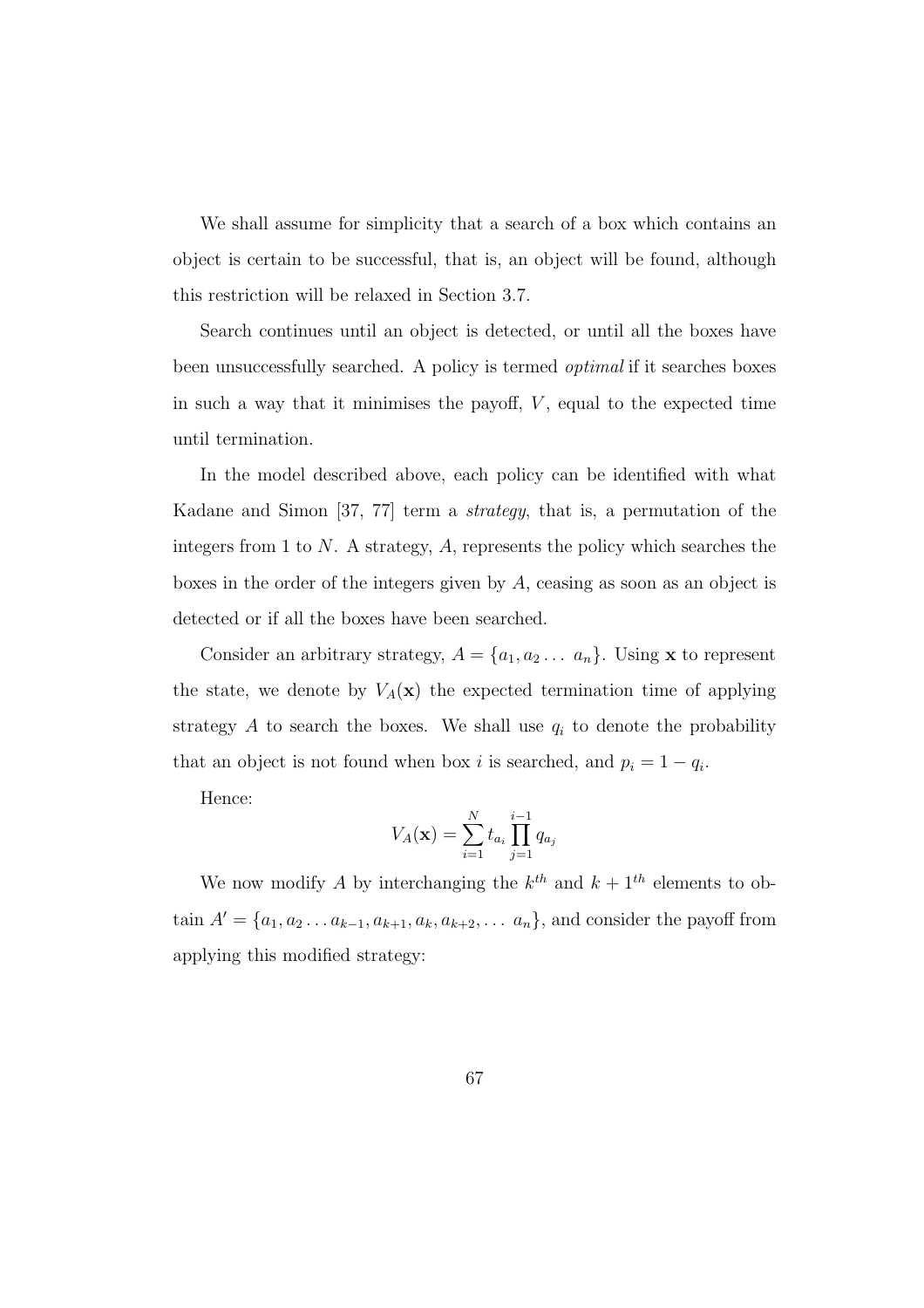We shall assume for simplicity that a search of a box which contains an object is certain to be successful, that is, an object will be found, although this restriction will be relaxed in Section 3.7.

Search continues until an object is detected, or until all the boxes have been unsuccessfully searched. A policy is termed *optimal* if it searches boxes in such a way that it minimises the payoff, $V$, equal to the expected time until termination.

In the model described above, each policy can be identified with what Kadane and Simon [37, 77] term a *strategy*, that is, a permutation of the integers from 1 to $N$. A strategy, $A$, represents the policy which searches the boxes in the order of the integers given by $A$, ceasing as soon as an object is detected or if all the boxes have been searched.

Consider an arbitrary strategy, $A = \{a_1, a_2 \ldots\ a_n\}$. Using $\mathbf{x}$ to represent the state, we denote by $V_A(\mathbf{x})$ the expected termination time of applying strategy $A$ to search the boxes. We shall use $q_i$ to denote the probability that an object is not found when box $i$ is searched, and $p_i = 1 - q_i$.

Hence:

$$V_A(\mathbf{x}) = \sum_{i=1}^{N} t_{a_i} \prod_{j=1}^{i-1} q_{a_j}$$

We now modify $A$ by interchanging the $k^{th}$ and $k+1^{th}$ elements to obtain $A' = \{a_1, a_2 \ldots a_{k-1}, a_{k+1}, a_k, a_{k+2}, \ldots\ a_n\}$, and consider the payoff from applying this modified strategy: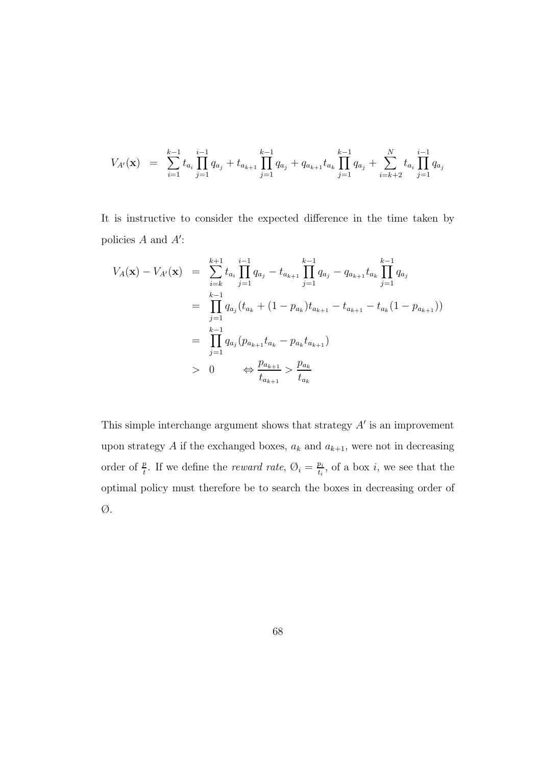$$V_{A'}(\mathbf{x}) = \sum_{i=1}^{k-1} t_{a_i} \prod_{j=1}^{i-1} q_{a_j} + t_{a_{k+1}} \prod_{j=1}^{k-1} q_{a_j} + q_{a_{k+1}} t_{a_k} \prod_{j=1}^{k-1} q_{a_j} + \sum_{i=k+2}^{N} t_{a_i} \prod_{j=1}^{i-1} q_{a_j}$$

It is instructive to consider the expected difference in the time taken by policies $A$ and $A'$:

$$\begin{aligned}
V_A(\mathbf{x}) - V_{A'}(\mathbf{x}) &= \sum_{i=k}^{k+1} t_{a_i} \prod_{j=1}^{i-1} q_{a_j} - t_{a_{k+1}} \prod_{j=1}^{k-1} q_{a_j} - q_{a_{k+1}} t_{a_k} \prod_{j=1}^{k-1} q_{a_j} \\
&= \prod_{j=1}^{k-1} q_{a_j} (t_{a_k} + (1 - p_{a_k}) t_{a_{k+1}} - t_{a_{k+1}} - t_{a_k}(1 - p_{a_{k+1}})) \\
&= \prod_{j=1}^{k-1} q_{a_j} (p_{a_{k+1}} t_{a_k} - p_{a_k} t_{a_{k+1}}) \\
&> 0 \qquad \Leftrightarrow \frac{p_{a_{k+1}}}{t_{a_{k+1}}} > \frac{p_{a_k}}{t_{a_k}}
\end{aligned}$$

This simple interchange argument shows that strategy $A'$ is an improvement upon strategy $A$ if the exchanged boxes, $a_k$ and $a_{k+1}$, were not in decreasing order of $\frac{p}{t}$. If we define the *reward rate*, $\varnothing_i = \frac{p_i}{t_i}$, of a box $i$, we see that the optimal policy must therefore be to search the boxes in decreasing order of $\varnothing$.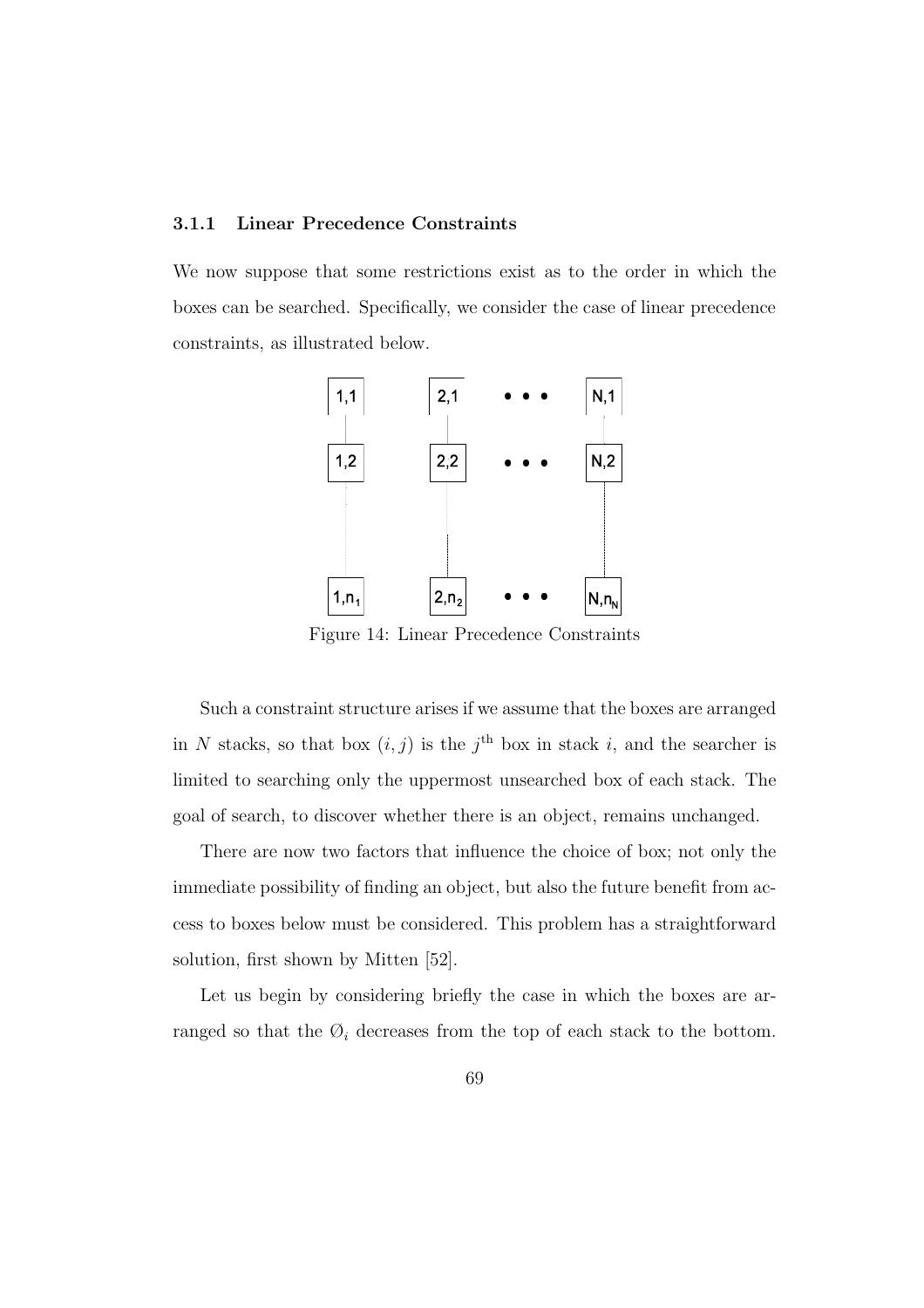### 3.1.1 Linear Precedence Constraints

We now suppose that some restrictions exist as to the order in which the boxes can be searched. Specifically, we consider the case of linear precedence constraints, as illustrated below.

Figure 14: Linear Precedence Constraints

Such a constraint structure arises if we assume that the boxes are arranged in $N$ stacks, so that box $(i, j)$ is the $j^{\text{th}}$ box in stack $i$, and the searcher is limited to searching only the uppermost unsearched box of each stack. The goal of search, to discover whether there is an object, remains unchanged.

There are now two factors that influence the choice of box; not only the immediate possibility of finding an object, but also the future benefit from access to boxes below must be considered. This problem has a straightforward solution, first shown by Mitten [52].

Let us begin by considering briefly the case in which the boxes are arranged so that the $\emptyset_i$ decreases from the top of each stack to the bottom.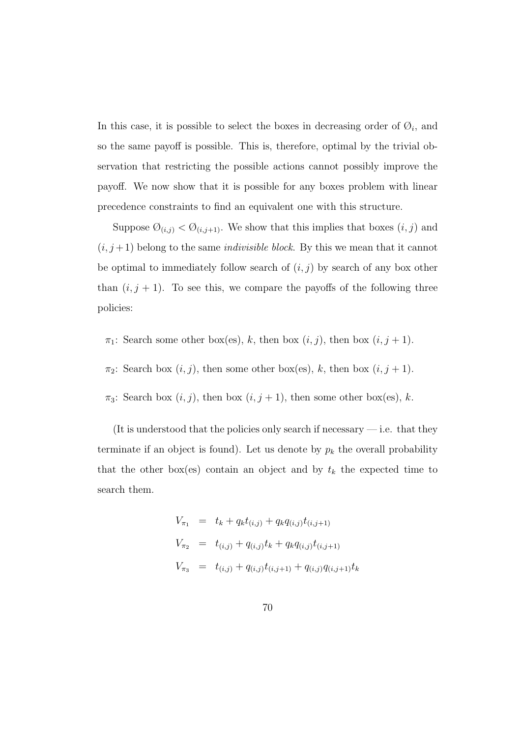In this case, it is possible to select the boxes in decreasing order of $\emptyset_i$, and so the same payoff is possible. This is, therefore, optimal by the trivial observation that restricting the possible actions cannot possibly improve the payoff. We now show that it is possible for any boxes problem with linear precedence constraints to find an equivalent one with this structure.

Suppose $\emptyset_{(i,j)} < \emptyset_{(i,j+1)}$. We show that this implies that boxes $(i, j)$ and $(i, j+1)$ belong to the same *indivisible block*. By this we mean that it cannot be optimal to immediately follow search of $(i, j)$ by search of any box other than $(i, j + 1)$. To see this, we compare the payoffs of the following three policies:

$\pi_1$: Search some other box(es), $k$, then box $(i, j)$, then box $(i, j + 1)$.

$\pi_2$: Search box $(i, j)$, then some other box(es), $k$, then box $(i, j + 1)$.

$\pi_3$: Search box $(i, j)$, then box $(i, j + 1)$, then some other box(es), $k$.

(It is understood that the policies only search if necessary — i.e. that they terminate if an object is found). Let us denote by $p_k$ the overall probability that the other box(es) contain an object and by $t_k$ the expected time to search them.

$$
\begin{aligned}
V_{\pi_1} &= t_k + q_k t_{(i,j)} + q_k q_{(i,j)} t_{(i,j+1)} \\
V_{\pi_2} &= t_{(i,j)} + q_{(i,j)} t_k + q_k q_{(i,j)} t_{(i,j+1)} \\
V_{\pi_3} &= t_{(i,j)} + q_{(i,j)} t_{(i,j+1)} + q_{(i,j)} q_{(i,j+1)} t_k
\end{aligned}
$$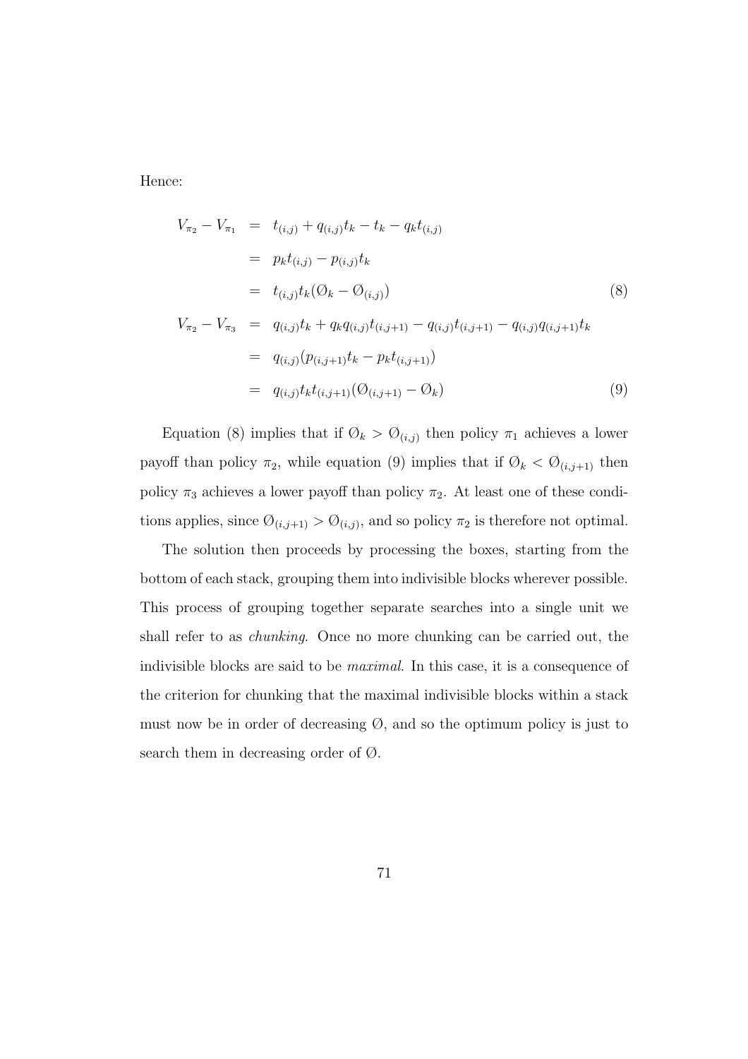Hence:

$$
\begin{aligned}
V_{\pi_2} - V_{\pi_1} &= t_{(i,j)} + q_{(i,j)}t_k - t_k - q_k t_{(i,j)} \\
&= p_k t_{(i,j)} - p_{(i,j)} t_k \\
&= t_{(i,j)} t_k (\O_k - \O_{(i,j)}) \qquad (8) \\
V_{\pi_2} - V_{\pi_3} &= q_{(i,j)} t_k + q_k q_{(i,j)} t_{(i,j+1)} - q_{(i,j)} t_{(i,j+1)} - q_{(i,j)} q_{(i,j+1)} t_k \\
&= q_{(i,j)} (p_{(i,j+1)} t_k - p_k t_{(i,j+1)}) \\
&= q_{(i,j)} t_k t_{(i,j+1)} (\O_{(i,j+1)} - \O_k) \qquad (9)
\end{aligned}
$$

Equation (8) implies that if $\O_k > \O_{(i,j)}$ then policy $\pi_1$ achieves a lower payoff than policy $\pi_2$, while equation (9) implies that if $\O_k < \O_{(i,j+1)}$ then policy $\pi_3$ achieves a lower payoff than policy $\pi_2$. At least one of these conditions applies, since $\O_{(i,j+1)} > \O_{(i,j)}$, and so policy $\pi_2$ is therefore not optimal.

The solution then proceeds by processing the boxes, starting from the bottom of each stack, grouping them into indivisible blocks wherever possible. This process of grouping together separate searches into a single unit we shall refer to as *chunking*. Once no more chunking can be carried out, the indivisible blocks are said to be *maximal*. In this case, it is a consequence of the criterion for chunking that the maximal indivisible blocks within a stack must now be in order of decreasing $\O$, and so the optimum policy is just to search them in decreasing order of $\O$.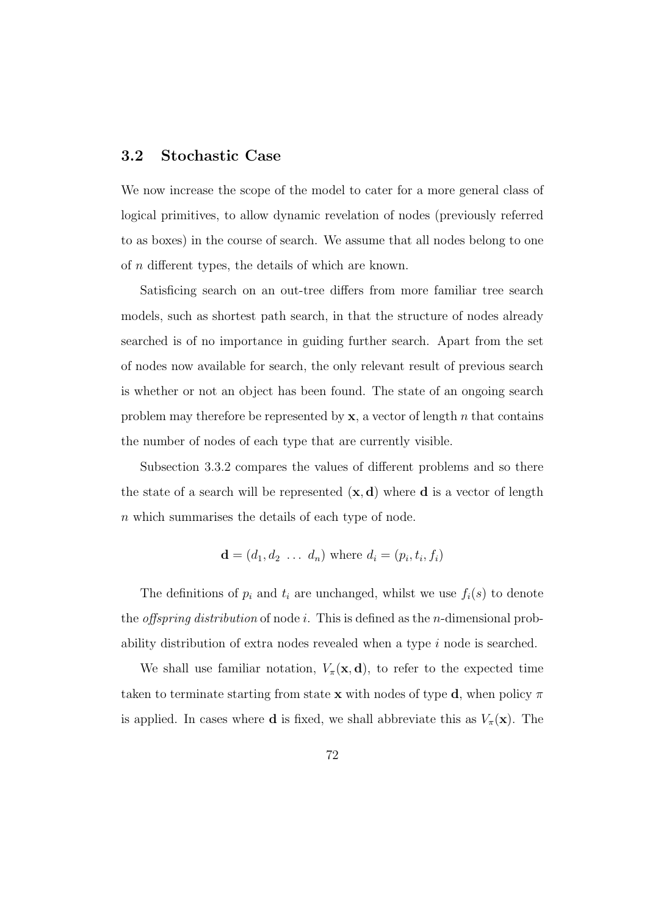## 3.2 Stochastic Case

We now increase the scope of the model to cater for a more general class of logical primitives, to allow dynamic revelation of nodes (previously referred to as boxes) in the course of search. We assume that all nodes belong to one of $n$ different types, the details of which are known.

Satisficing search on an out-tree differs from more familiar tree search models, such as shortest path search, in that the structure of nodes already searched is of no importance in guiding further search. Apart from the set of nodes now available for search, the only relevant result of previous search is whether or not an object has been found. The state of an ongoing search problem may therefore be represented by $\mathbf{x}$, a vector of length $n$ that contains the number of nodes of each type that are currently visible.

Subsection 3.3.2 compares the values of different problems and so there the state of a search will be represented $(\mathbf{x}, \mathbf{d})$ where $\mathbf{d}$ is a vector of length $n$ which summarises the details of each type of node.

$$\mathbf{d} = (d_1, d_2 \ \ldots \ d_n) \text{ where } d_i = (p_i, t_i, f_i)$$

The definitions of $p_i$ and $t_i$ are unchanged, whilst we use $f_i(s)$ to denote the *offspring distribution* of node $i$. This is defined as the $n$-dimensional probability distribution of extra nodes revealed when a type $i$ node is searched.

We shall use familiar notation, $V_\pi(\mathbf{x}, \mathbf{d})$, to refer to the expected time taken to terminate starting from state $\mathbf{x}$ with nodes of type $\mathbf{d}$, when policy $\pi$ is applied. In cases where $\mathbf{d}$ is fixed, we shall abbreviate this as $V_\pi(\mathbf{x})$. The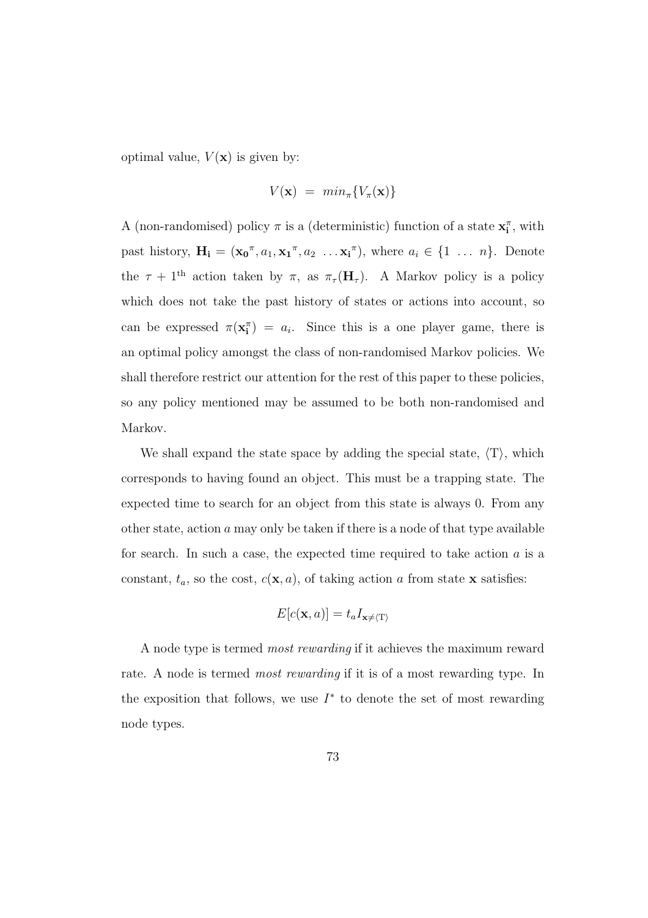optimal value, $V(\mathbf{x})$ is given by:

$$V(\mathbf{x}) \ = \ min_{\pi}\{V_{\pi}(\mathbf{x})\}$$

A (non-randomised) policy $\pi$ is a (deterministic) function of a state $\mathbf{x_i^{\pi}}$, with past history, $\mathbf{H_i} = (\mathbf{x_0}^{\pi}, a_1, \mathbf{x_1}^{\pi}, a_2 \ \ldots \mathbf{x_i}^{\pi})$, where $a_i \in \{1 \ \ldots \ n\}$. Denote the $\tau + 1^{\text{th}}$ action taken by $\pi$, as $\pi_{\tau}(\mathbf{H}_{\tau})$. A Markov policy is a policy which does not take the past history of states or actions into account, so can be expressed $\pi(\mathbf{x_i^{\pi}}) = a_i$. Since this is a one player game, there is an optimal policy amongst the class of non-randomised Markov policies. We shall therefore restrict our attention for the rest of this paper to these policies, so any policy mentioned may be assumed to be both non-randomised and Markov.

We shall expand the state space by adding the special state, $\langle \mathrm{T} \rangle$, which corresponds to having found an object. This must be a trapping state. The expected time to search for an object from this state is always 0. From any other state, action $a$ may only be taken if there is a node of that type available for search. In such a case, the expected time required to take action $a$ is a constant, $t_a$, so the cost, $c(\mathbf{x}, a)$, of taking action $a$ from state $\mathbf{x}$ satisfies:

$$E[c(\mathbf{x}, a)] = t_a I_{\mathbf{x} \neq \langle \mathrm{T} \rangle}$$

A node type is termed *most rewarding* if it achieves the maximum reward rate. A node is termed *most rewarding* if it is of a most rewarding type. In the exposition that follows, we use $I^*$ to denote the set of most rewarding node types.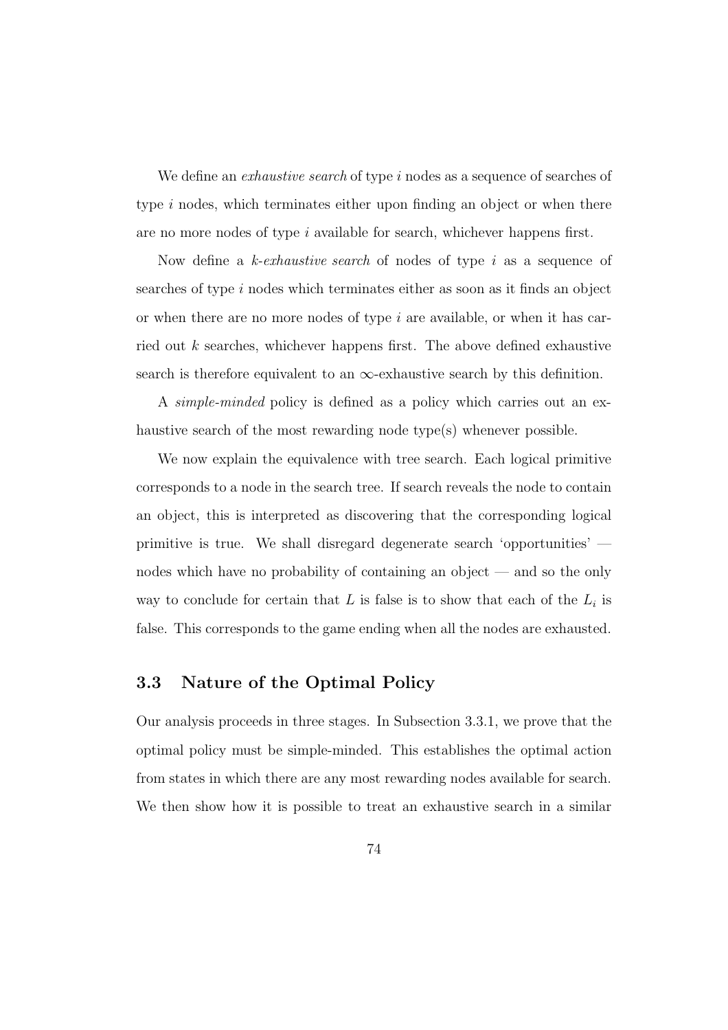We define an *exhaustive search* of type $i$ nodes as a sequence of searches of type $i$ nodes, which terminates either upon finding an object or when there are no more nodes of type $i$ available for search, whichever happens first.

Now define a *$k$-exhaustive search* of nodes of type $i$ as a sequence of searches of type $i$ nodes which terminates either as soon as it finds an object or when there are no more nodes of type $i$ are available, or when it has carried out $k$ searches, whichever happens first. The above defined exhaustive search is therefore equivalent to an $\infty$-exhaustive search by this definition.

A *simple-minded* policy is defined as a policy which carries out an exhaustive search of the most rewarding node type(s) whenever possible.

We now explain the equivalence with tree search. Each logical primitive corresponds to a node in the search tree. If search reveals the node to contain an object, this is interpreted as discovering that the corresponding logical primitive is true. We shall disregard degenerate search 'opportunities' — nodes which have no probability of containing an object — and so the only way to conclude for certain that $L$ is false is to show that each of the $L_i$ is false. This corresponds to the game ending when all the nodes are exhausted.

### 3.3 Nature of the Optimal Policy

Our analysis proceeds in three stages. In Subsection 3.3.1, we prove that the optimal policy must be simple-minded. This establishes the optimal action from states in which there are any most rewarding nodes available for search. We then show how it is possible to treat an exhaustive search in a similar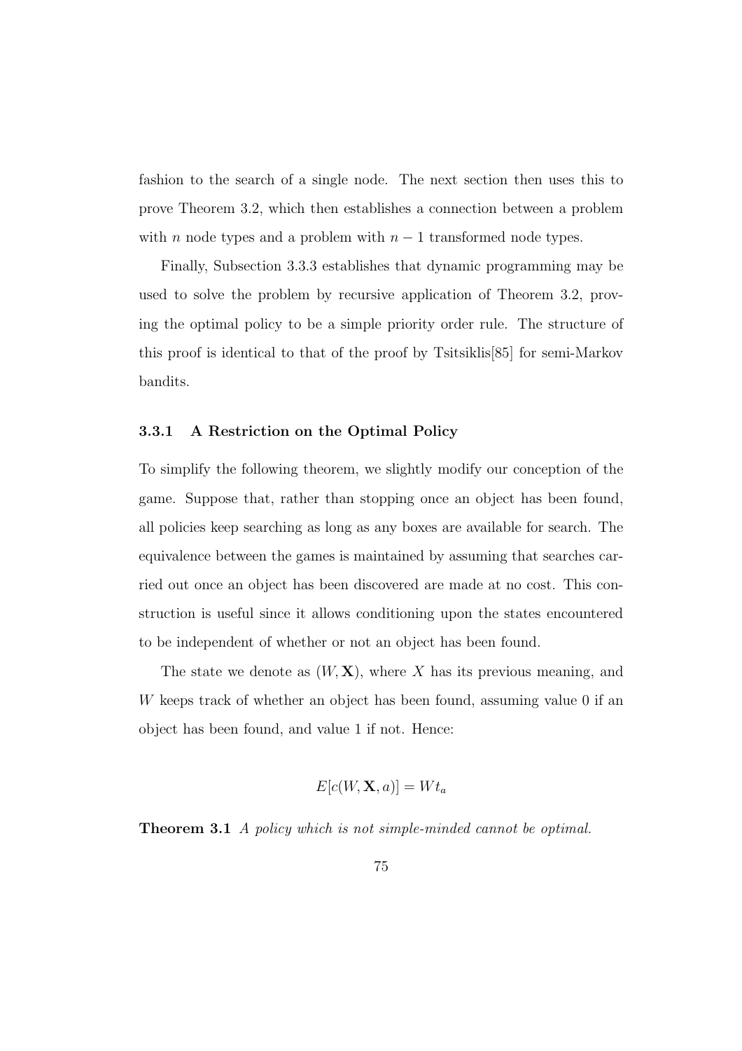fashion to the search of a single node. The next section then uses this to prove Theorem 3.2, which then establishes a connection between a problem with $n$ node types and a problem with $n-1$ transformed node types.

Finally, Subsection 3.3.3 establishes that dynamic programming may be used to solve the problem by recursive application of Theorem 3.2, proving the optimal policy to be a simple priority order rule. The structure of this proof is identical to that of the proof by Tsitsiklis[85] for semi-Markov bandits.

### 3.3.1 A Restriction on the Optimal Policy

To simplify the following theorem, we slightly modify our conception of the game. Suppose that, rather than stopping once an object has been found, all policies keep searching as long as any boxes are available for search. The equivalence between the games is maintained by assuming that searches carried out once an object has been discovered are made at no cost. This construction is useful since it allows conditioning upon the states encountered to be independent of whether or not an object has been found.

The state we denote as $(W, \mathbf{X})$, where $X$ has its previous meaning, and $W$ keeps track of whether an object has been found, assuming value 0 if an object has been found, and value 1 if not. Hence:

$$E[c(W, \mathbf{X}, a)] = W t_a$$

**Theorem 3.1** *A policy which is not simple-minded cannot be optimal.*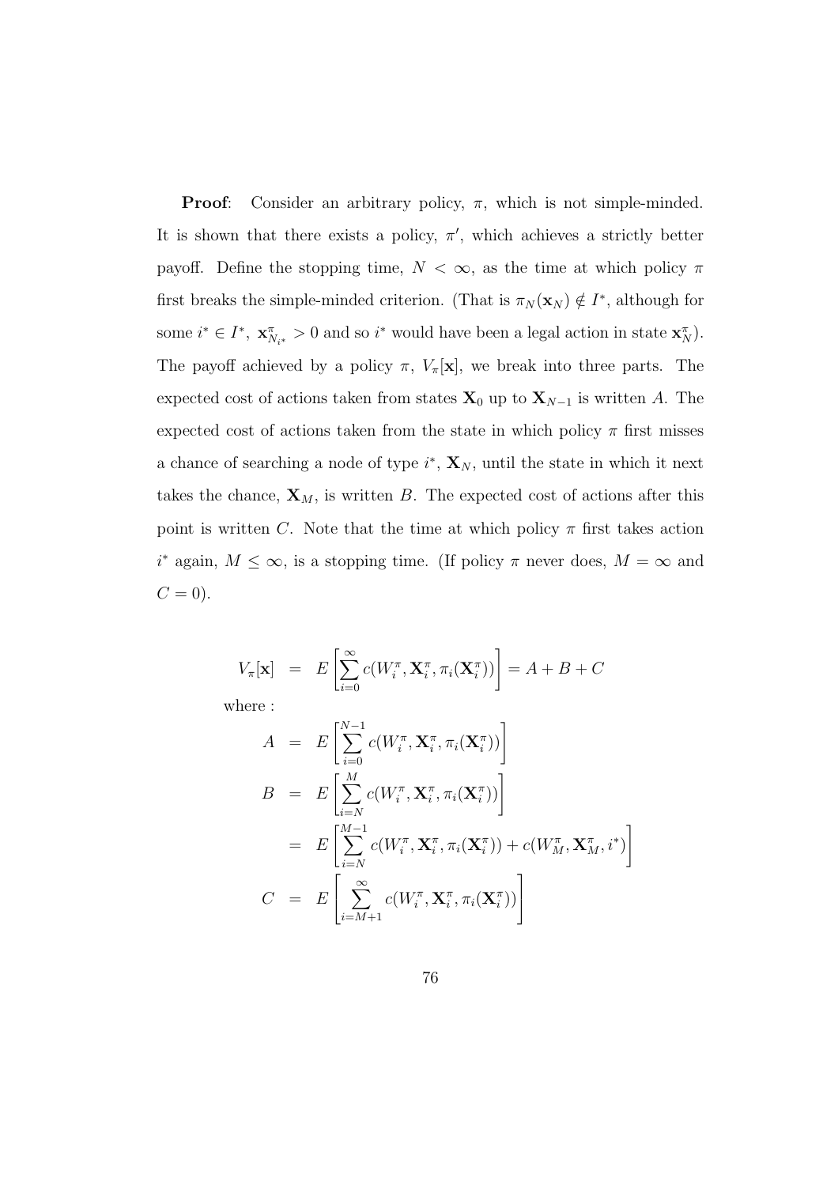**Proof**: Consider an arbitrary policy, $\pi$, which is not simple-minded. It is shown that there exists a policy, $\pi'$, which achieves a strictly better payoff. Define the stopping time, $N < \infty$, as the time at which policy $\pi$ first breaks the simple-minded criterion. (That is $\pi_N(\mathbf{x}_N) \notin I^*$, although for some $i^* \in I^*$, $\mathbf{x}^\pi_{N_{i^*}} > 0$ and so $i^*$ would have been a legal action in state $\mathbf{x}^\pi_N$). The payoff achieved by a policy $\pi$, $V_\pi[\mathbf{x}]$, we break into three parts. The expected cost of actions taken from states $\mathbf{X}_0$ up to $\mathbf{X}_{N-1}$ is written $A$. The expected cost of actions taken from the state in which policy $\pi$ first misses a chance of searching a node of type $i^*$, $\mathbf{X}_N$, until the state in which it next takes the chance, $\mathbf{X}_M$, is written $B$. The expected cost of actions after this point is written $C$. Note that the time at which policy $\pi$ first takes action $i^*$ again, $M \leq \infty$, is a stopping time. (If policy $\pi$ never does, $M = \infty$ and $C = 0$).

$$
\begin{aligned}
V_\pi[\mathbf{x}] &= E\left[\sum_{i=0}^{\infty} c(W_i^\pi, \mathbf{X}_i^\pi, \pi_i(\mathbf{X}_i^\pi))\right] = A + B + C \\
\text{where :} & \\
A &= E\left[\sum_{i=0}^{N-1} c(W_i^\pi, \mathbf{X}_i^\pi, \pi_i(\mathbf{X}_i^\pi))\right] \\
B &= E\left[\sum_{i=N}^{M} c(W_i^\pi, \mathbf{X}_i^\pi, \pi_i(\mathbf{X}_i^\pi))\right] \\
&= E\left[\sum_{i=N}^{M-1} c(W_i^\pi, \mathbf{X}_i^\pi, \pi_i(\mathbf{X}_i^\pi)) + c(W_M^\pi, \mathbf{X}_M^\pi, i^*)\right] \\
C &= E\left[\sum_{i=M+1}^{\infty} c(W_i^\pi, \mathbf{X}_i^\pi, \pi_i(\mathbf{X}_i^\pi))\right]
\end{aligned}
$$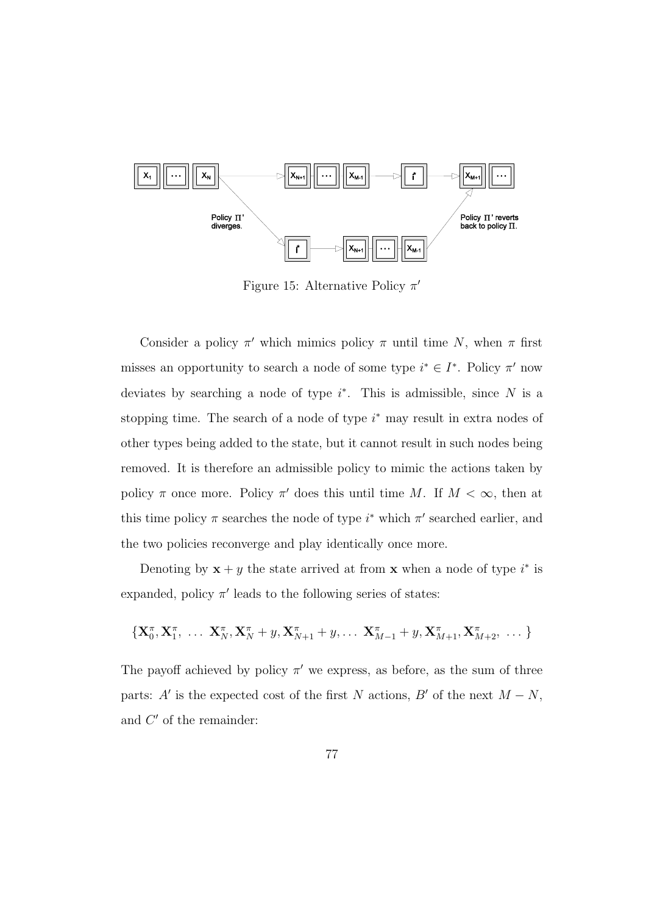Figure 15: Alternative Policy $\pi'$

Consider a policy $\pi'$ which mimics policy $\pi$ until time $N$, when $\pi$ first misses an opportunity to search a node of some type $i^* \in I^*$. Policy $\pi'$ now deviates by searching a node of type $i^*$. This is admissible, since $N$ is a stopping time. The search of a node of type $i^*$ may result in extra nodes of other types being added to the state, but it cannot result in such nodes being removed. It is therefore an admissible policy to mimic the actions taken by policy $\pi$ once more. Policy $\pi'$ does this until time $M$. If $M < \infty$, then at this time policy $\pi$ searches the node of type $i^*$ which $\pi'$ searched earlier, and the two policies reconverge and play identically once more.

Denoting by $\mathbf{x} + y$ the state arrived at from $\mathbf{x}$ when a node of type $i^*$ is expanded, policy $\pi'$ leads to the following series of states:

$$\{\mathbf{X}_0^\pi, \mathbf{X}_1^\pi, \ \ldots \ \mathbf{X}_N^\pi, \mathbf{X}_N^\pi + y, \mathbf{X}_{N+1}^\pi + y, \ldots \ \mathbf{X}_{M-1}^\pi + y, \mathbf{X}_{M+1}^\pi, \mathbf{X}_{M+2}^\pi, \ \ldots \}$$

The payoff achieved by policy $\pi'$ we express, as before, as the sum of three parts: $A'$ is the expected cost of the first $N$ actions, $B'$ of the next $M - N$, and $C'$ of the remainder: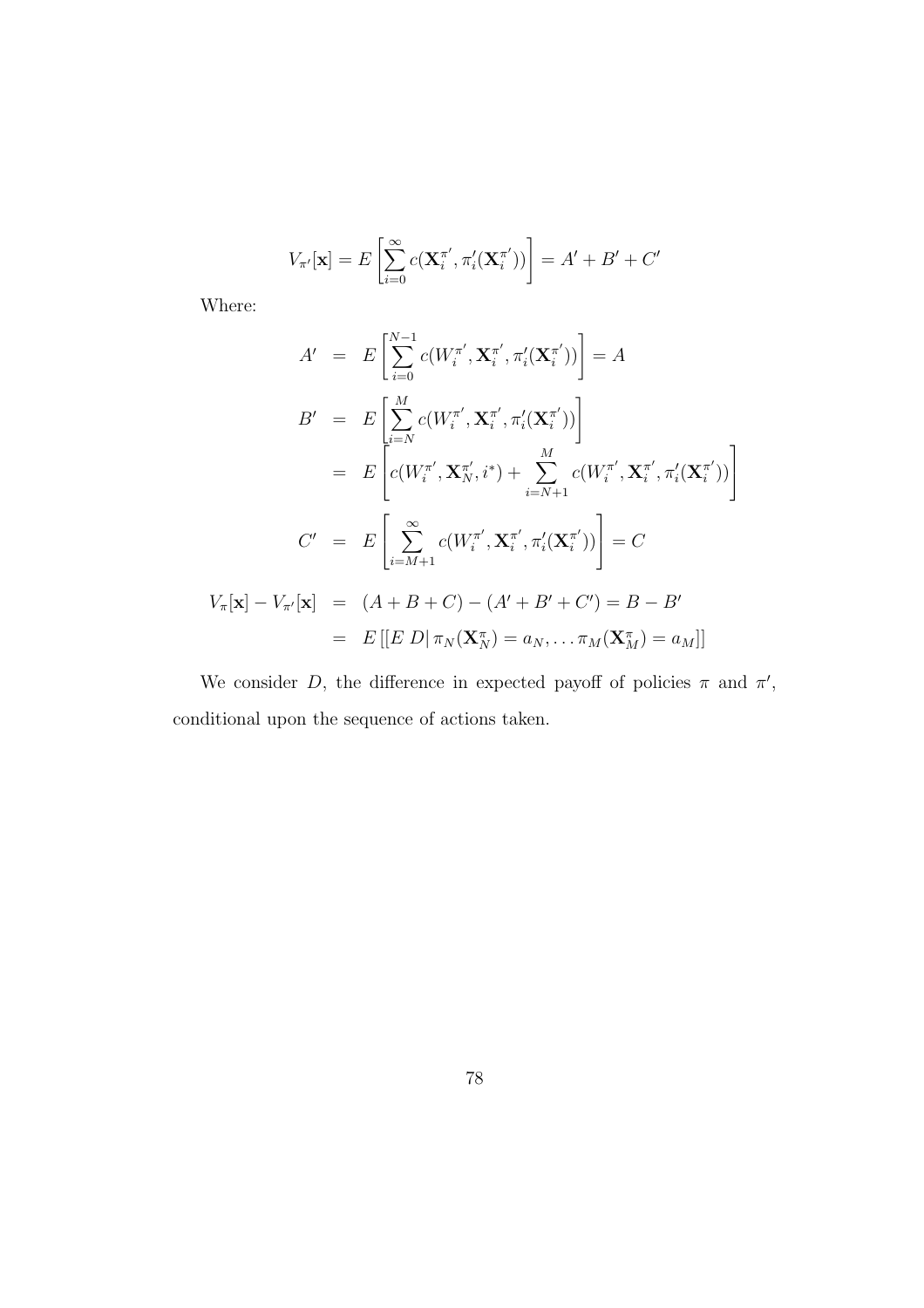$$V_{\pi'}[\mathbf{x}] = E\left[\sum_{i=0}^{\infty} c(\mathbf{X}_i^{\pi'}, \pi'_i(\mathbf{X}_i^{\pi'}))\right] = A' + B' + C'$$

Where:

$$\begin{aligned}
A' &= E\left[\sum_{i=0}^{N-1} c(W_i^{\pi'}, \mathbf{X}_i^{\pi'}, \pi'_i(\mathbf{X}_i^{\pi'}))\right] = A \\
B' &= E\left[\sum_{i=N}^{M} c(W_i^{\pi'}, \mathbf{X}_i^{\pi'}, \pi'_i(\mathbf{X}_i^{\pi'}))\right] \\
&= E\left[c(W_i^{\pi'}, \mathbf{X}_N^{\pi'}, i^*) + \sum_{i=N+1}^{M} c(W_i^{\pi'}, \mathbf{X}_i^{\pi'}, \pi'_i(\mathbf{X}_i^{\pi'}))\right] \\
C' &= E\left[\sum_{i=M+1}^{\infty} c(W_i^{\pi'}, \mathbf{X}_i^{\pi'}, \pi'_i(\mathbf{X}_i^{\pi'}))\right] = C \\
V_{\pi}[\mathbf{x}] - V_{\pi'}[\mathbf{x}] &= (A + B + C) - (A' + B' + C') = B - B' \\
&= E\left[\left[E\, D \right| \pi_N(\mathbf{X}_N^{\pi}) = a_N, \ldots \pi_M(\mathbf{X}_M^{\pi}) = a_M\right]\right]
\end{aligned}$$

We consider $D$, the difference in expected payoff of policies $\pi$ and $\pi'$, conditional upon the sequence of actions taken.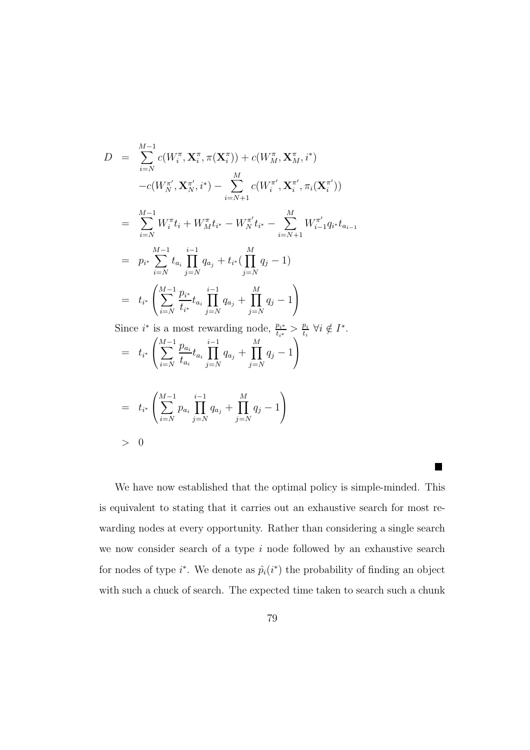$$
\begin{aligned}
D &= \sum_{i=N}^{M-1} c(W_i^{\pi}, \mathbf{X}_i^{\pi}, \pi(\mathbf{X}_i^{\pi})) + c(W_M^{\pi}, \mathbf{X}_M^{\pi}, i^*) \\
&\quad - c(W_N^{\pi'}, \mathbf{X}_N^{\pi'}, i^*) - \sum_{i=N+1}^{M} c(W_i^{\pi'}, \mathbf{X}_i^{\pi'}, \pi_i(\mathbf{X}_i^{\pi'})) \\
&= \sum_{i=N}^{M-1} W_i^{\pi} t_i + W_M^{\pi} t_{i^*} - W_N^{\pi'} t_{i^*} - \sum_{i=N+1}^{M} W_{i-1}^{\pi'} q_{i^*} t_{a_{i-1}} \\
&= p_{i^*} \sum_{i=N}^{M-1} t_{a_i} \prod_{j=N}^{i-1} q_{a_j} + t_{i^*} \left( \prod_{j=N}^{M} q_j - 1 \right) \\
&= t_{i^*} \left( \sum_{i=N}^{M-1} \frac{p_{i^*}}{t_{i^*}} t_{a_i} \prod_{j=N}^{i-1} q_{a_j} + \prod_{j=N}^{M} q_j - 1 \right)
\end{aligned}
$$

Since $i^*$ is a most rewarding node, $\frac{p_{i^*}}{t_{i^*}} > \frac{p_i}{t_i} \ \forall i \notin I^*$.

$$
\begin{aligned}
&= t_{i^*} \left( \sum_{i=N}^{M-1} \frac{p_{a_i}}{t_{a_i}} t_{a_i} \prod_{j=N}^{i-1} q_{a_j} + \prod_{j=N}^{M} q_j - 1 \right) \\
&= t_{i^*} \left( \sum_{i=N}^{M-1} p_{a_i} \prod_{j=N}^{i-1} q_{a_j} + \prod_{j=N}^{M} q_j - 1 \right) \\
&> 0
\end{aligned}
$$

■

We have now established that the optimal policy is simple-minded. This is equivalent to stating that it carries out an exhaustive search for most rewarding nodes at every opportunity. Rather than considering a single search we now consider search of a type $i$ node followed by an exhaustive search for nodes of type $i^*$. We denote as $\hat{p}_i(i^*)$ the probability of finding an object with such a chuck of search. The expected time taken to search such a chunk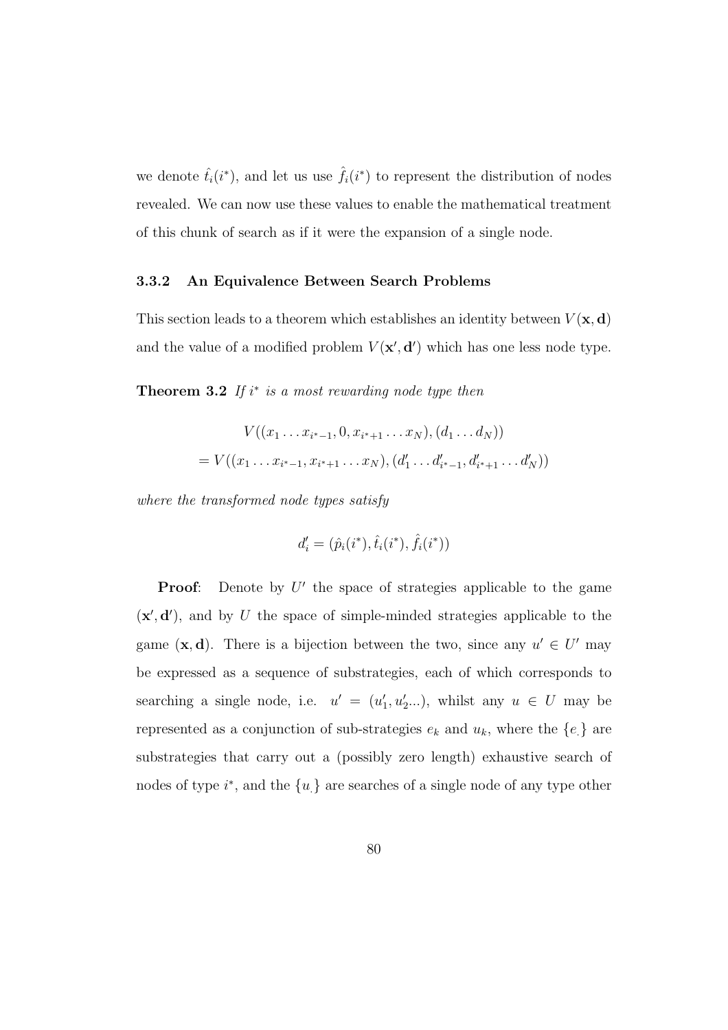we denote $\hat{t}_i(i^*)$, and let us use $\hat{f}_i(i^*)$ to represent the distribution of nodes revealed. We can now use these values to enable the mathematical treatment of this chunk of search as if it were the expansion of a single node.

### 3.3.2 An Equivalence Between Search Problems

This section leads to a theorem which establishes an identity between $V(\mathbf{x}, \mathbf{d})$ and the value of a modified problem $V(\mathbf{x}', \mathbf{d}')$ which has one less node type.

**Theorem 3.2** *If $i^*$ is a most rewarding node type then*

$$
\begin{aligned}
& V((x_1 \dots x_{i^*-1}, 0, x_{i^*+1} \dots x_N), (d_1 \dots d_N)) \\
= & V((x_1 \dots x_{i^*-1}, x_{i^*+1} \dots x_N), (d'_1 \dots d'_{i^*-1}, d'_{i^*+1} \dots d'_N))
\end{aligned}
$$

*where the transformed node types satisfy*

$$
d'_i = (\hat{p}_i(i^*), \hat{t}_i(i^*), \hat{f}_i(i^*))
$$

**Proof**: Denote by $U'$ the space of strategies applicable to the game $(\mathbf{x}', \mathbf{d}')$, and by $U$ the space of simple-minded strategies applicable to the game $(\mathbf{x}, \mathbf{d})$. There is a bijection between the two, since any $u' \in U'$ may be expressed as a sequence of substrategies, each of which corresponds to searching a single node, i.e. $u' = (u'_1, u'_2 ...)$, whilst any $u \in U$ may be represented as a conjunction of sub-strategies $e_k$ and $u_k$, where the $\{e_.\}$ are substrategies that carry out a (possibly zero length) exhaustive search of nodes of type $i^*$, and the $\{u_.\}$ are searches of a single node of any type other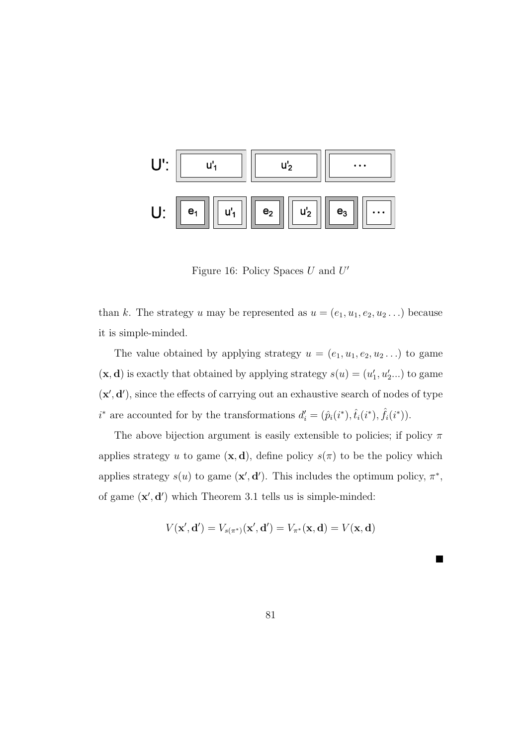Figure 16: Policy Spaces $U$ and $U'$

than $k$. The strategy $u$ may be represented as $u = (e_1, u_1, e_2, u_2 \ldots)$ because it is simple-minded.

The value obtained by applying strategy $u = (e_1, u_1, e_2, u_2 \ldots)$ to game $(\mathbf{x}, \mathbf{d})$ is exactly that obtained by applying strategy $s(u) = (u'_1, u'_2 ...)$ to game $(\mathbf{x}', \mathbf{d}')$, since the effects of carrying out an exhaustive search of nodes of type $i^*$ are accounted for by the transformations $d'_i = (\hat{p}_i(i^*), \hat{t}_i(i^*), \hat{f}_i(i^*))$.

The above bijection argument is easily extensible to policies; if policy $\pi$ applies strategy $u$ to game $(\mathbf{x}, \mathbf{d})$, define policy $s(\pi)$ to be the policy which applies strategy $s(u)$ to game $(\mathbf{x}', \mathbf{d}')$. This includes the optimum policy, $\pi^*$, of game $(\mathbf{x}', \mathbf{d}')$ which Theorem 3.1 tells us is simple-minded:

$$V(\mathbf{x}', \mathbf{d}') = V_{s(\pi^*)}(\mathbf{x}', \mathbf{d}') = V_{\pi^*}(\mathbf{x}, \mathbf{d}) = V(\mathbf{x}, \mathbf{d})$$

■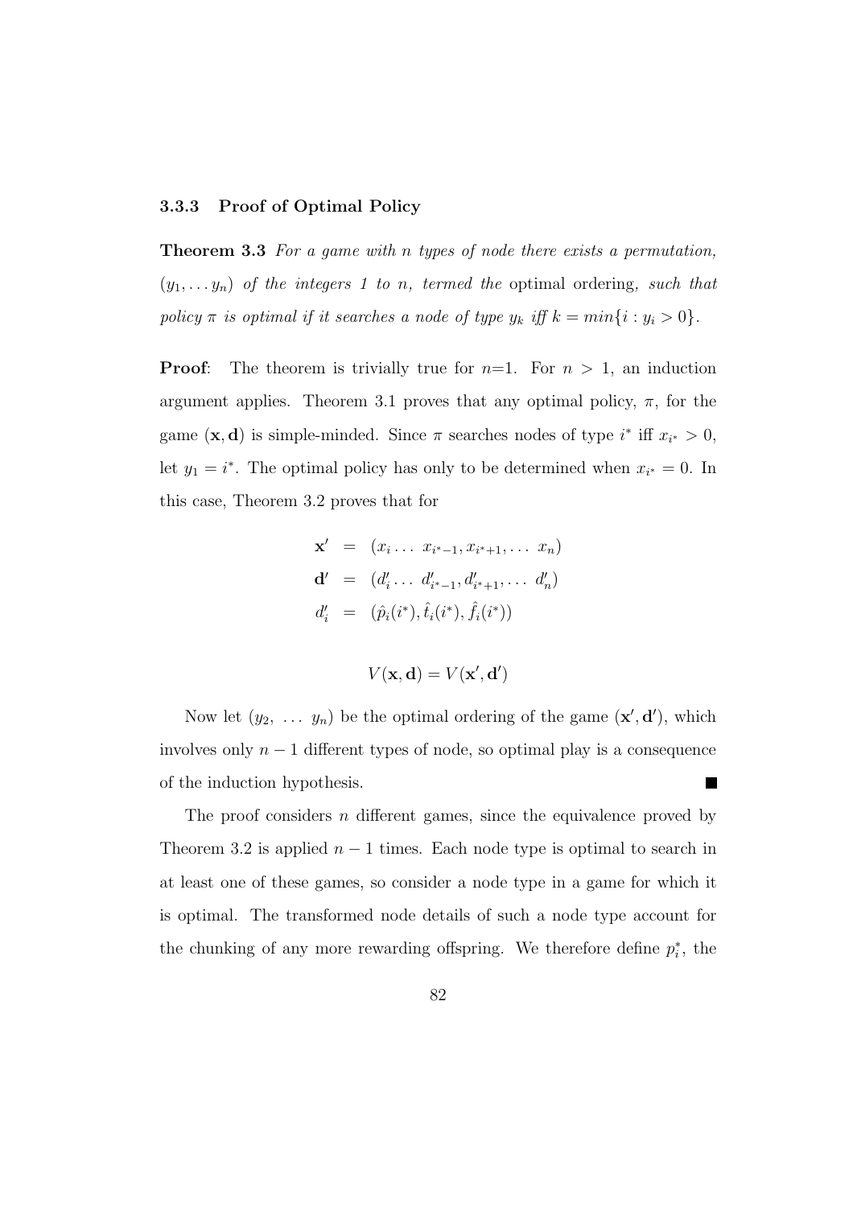### 3.3.3 Proof of Optimal Policy

**Theorem 3.3** *For a game with n types of node there exists a permutation, $(y_1, \ldots y_n)$ of the integers 1 to n, termed the* optimal ordering*, such that policy $\pi$ is optimal if it searches a node of type $y_k$ iff $k = min\{i : y_i > 0\}$.*

**Proof**: The theorem is trivially true for $n$=1. For $n > 1$, an induction argument applies. Theorem 3.1 proves that any optimal policy, $\pi$, for the game $(\mathbf{x}, \mathbf{d})$ is simple-minded. Since $\pi$ searches nodes of type $i^*$ iff $x_{i^*} > 0$, let $y_1 = i^*$. The optimal policy has only to be determined when $x_{i^*} = 0$. In this case, Theorem 3.2 proves that for

$$
\begin{aligned}
\mathbf{x}' &= (x_i \ldots \ x_{i^*-1}, x_{i^*+1}, \ldots \ x_n) \\
\mathbf{d}' &= (d'_i \ldots \ d'_{i^*-1}, d'_{i^*+1}, \ldots \ d'_n) \\
d'_i &= (\hat{p}_i(i^*), \hat{t}_i(i^*), \hat{f}_i(i^*))
\end{aligned}
$$

$$V(\mathbf{x}, \mathbf{d}) = V(\mathbf{x}', \mathbf{d}')$$

Now let $(y_2, \ \ldots \ y_n)$ be the optimal ordering of the game $(\mathbf{x}', \mathbf{d}')$, which involves only $n - 1$ different types of node, so optimal play is a consequence of the induction hypothesis. ■

The proof considers $n$ different games, since the equivalence proved by Theorem 3.2 is applied $n - 1$ times. Each node type is optimal to search in at least one of these games, so consider a node type in a game for which it is optimal. The transformed node details of such a node type account for the chunking of any more rewarding offspring. We therefore define $p_i^*$, the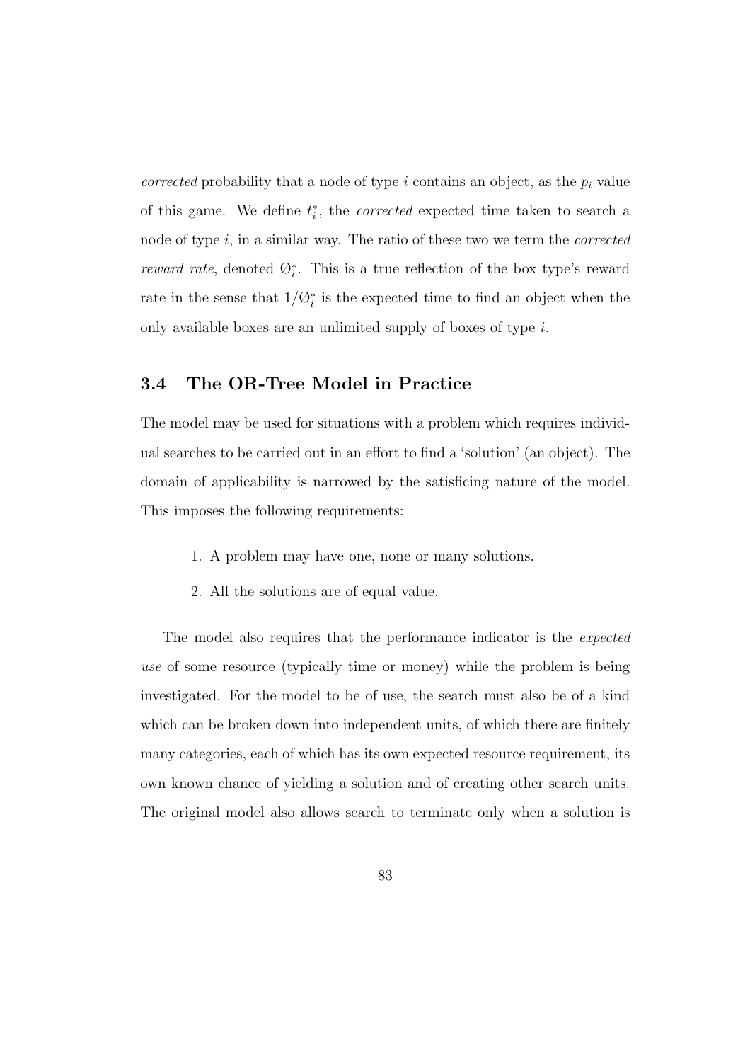*corrected* probability that a node of type $i$ contains an object, as the $p_i$ value of this game. We define $t_i^*$, the *corrected* expected time taken to search a node of type $i$, in a similar way. The ratio of these two we term the *corrected reward rate*, denoted $\emptyset_i^*$. This is a true reflection of the box type's reward rate in the sense that $1/\emptyset_i^*$ is the expected time to find an object when the only available boxes are an unlimited supply of boxes of type $i$.

## 3.4 The OR-Tree Model in Practice

The model may be used for situations with a problem which requires individual searches to be carried out in an effort to find a 'solution' (an object). The domain of applicability is narrowed by the satisficing nature of the model. This imposes the following requirements:

1. A problem may have one, none or many solutions.
2. All the solutions are of equal value.

The model also requires that the performance indicator is the *expected use* of some resource (typically time or money) while the problem is being investigated. For the model to be of use, the search must also be of a kind which can be broken down into independent units, of which there are finitely many categories, each of which has its own expected resource requirement, its own known chance of yielding a solution and of creating other search units. The original model also allows search to terminate only when a solution is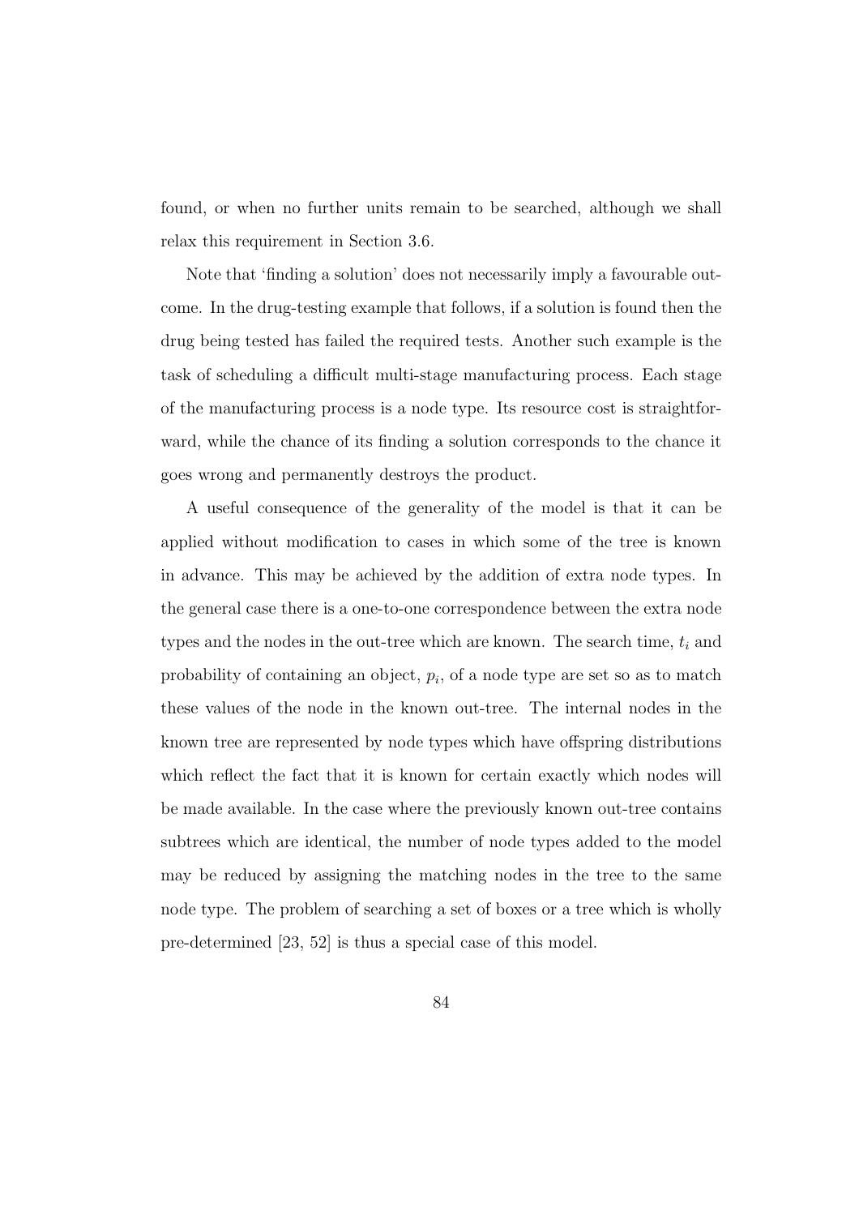found, or when no further units remain to be searched, although we shall relax this requirement in Section 3.6.

Note that 'finding a solution' does not necessarily imply a favourable outcome. In the drug-testing example that follows, if a solution is found then the drug being tested has failed the required tests. Another such example is the task of scheduling a difficult multi-stage manufacturing process. Each stage of the manufacturing process is a node type. Its resource cost is straightforward, while the chance of its finding a solution corresponds to the chance it goes wrong and permanently destroys the product.

A useful consequence of the generality of the model is that it can be applied without modification to cases in which some of the tree is known in advance. This may be achieved by the addition of extra node types. In the general case there is a one-to-one correspondence between the extra node types and the nodes in the out-tree which are known. The search time, $t_i$ and probability of containing an object, $p_i$, of a node type are set so as to match these values of the node in the known out-tree. The internal nodes in the known tree are represented by node types which have offspring distributions which reflect the fact that it is known for certain exactly which nodes will be made available. In the case where the previously known out-tree contains subtrees which are identical, the number of node types added to the model may be reduced by assigning the matching nodes in the tree to the same node type. The problem of searching a set of boxes or a tree which is wholly pre-determined [23, 52] is thus a special case of this model.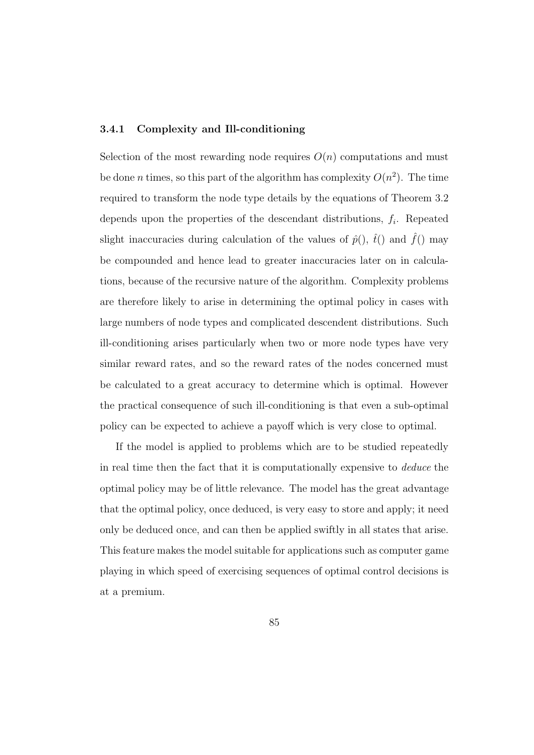### 3.4.1 Complexity and Ill-conditioning

Selection of the most rewarding node requires $O(n)$ computations and must be done $n$ times, so this part of the algorithm has complexity $O(n^2)$. The time required to transform the node type details by the equations of Theorem 3.2 depends upon the properties of the descendant distributions, $f_i$. Repeated slight inaccuracies during calculation of the values of $\hat{p}()$, $\hat{t}()$ and $\hat{f}()$ may be compounded and hence lead to greater inaccuracies later on in calculations, because of the recursive nature of the algorithm. Complexity problems are therefore likely to arise in determining the optimal policy in cases with large numbers of node types and complicated descendent distributions. Such ill-conditioning arises particularly when two or more node types have very similar reward rates, and so the reward rates of the nodes concerned must be calculated to a great accuracy to determine which is optimal. However the practical consequence of such ill-conditioning is that even a sub-optimal policy can be expected to achieve a payoff which is very close to optimal.

If the model is applied to problems which are to be studied repeatedly in real time then the fact that it is computationally expensive to *deduce* the optimal policy may be of little relevance. The model has the great advantage that the optimal policy, once deduced, is very easy to store and apply; it need only be deduced once, and can then be applied swiftly in all states that arise. This feature makes the model suitable for applications such as computer game playing in which speed of exercising sequences of optimal control decisions is at a premium.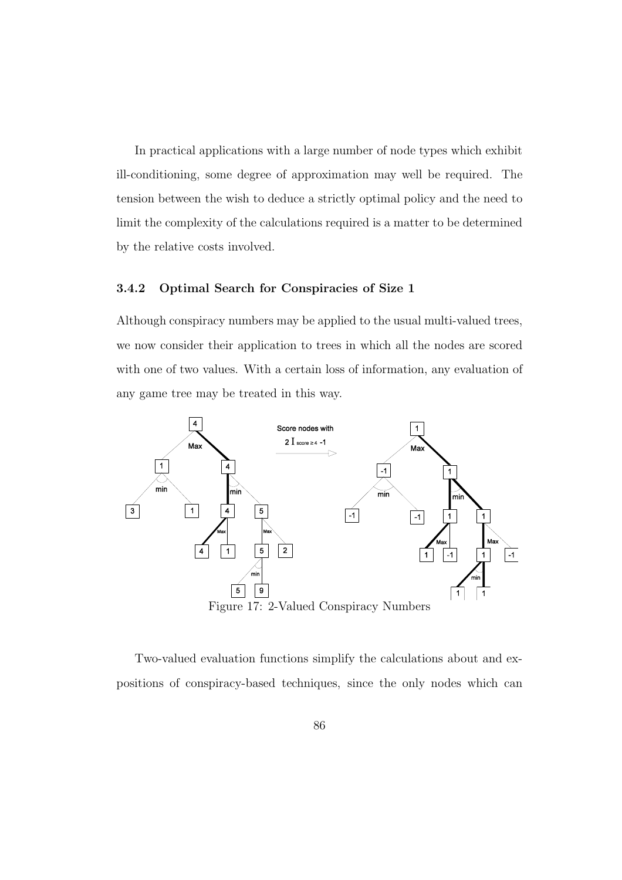In practical applications with a large number of node types which exhibit ill-conditioning, some degree of approximation may well be required. The tension between the wish to deduce a strictly optimal policy and the need to limit the complexity of the calculations required is a matter to be determined by the relative costs involved.

### 3.4.2 Optimal Search for Conspiracies of Size 1

Although conspiracy numbers may be applied to the usual multi-valued trees, we now consider their application to trees in which all the nodes are scored with one of two values. With a certain loss of information, any evaluation of any game tree may be treated in this way.

Figure 17: 2-Valued Conspiracy Numbers

Two-valued evaluation functions simplify the calculations about and expositions of conspiracy-based techniques, since the only nodes which can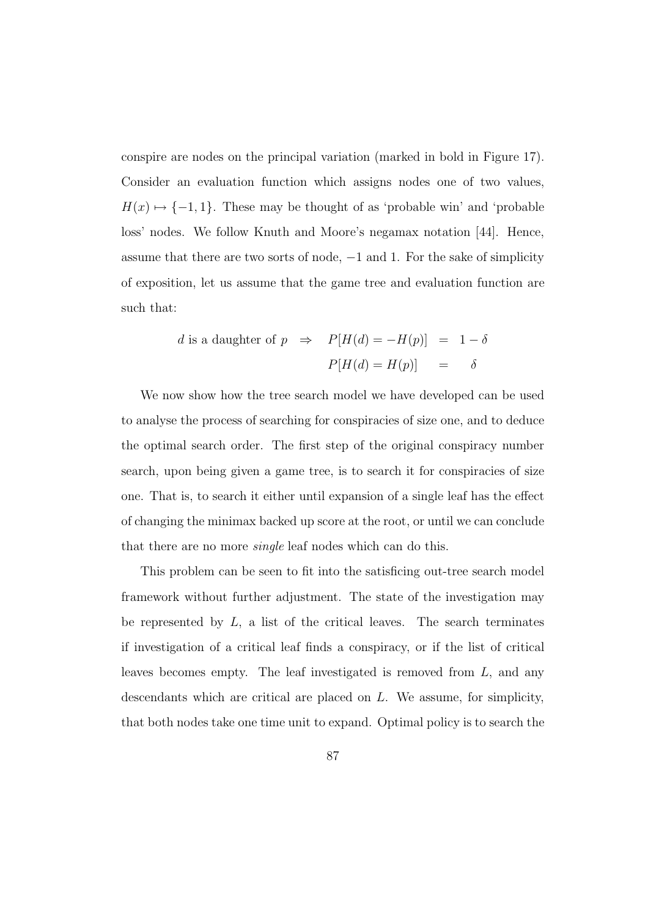conspire are nodes on the principal variation (marked in bold in Figure 17). Consider an evaluation function which assigns nodes one of two values, $H(x) \mapsto \{-1, 1\}$. These may be thought of as 'probable win' and 'probable loss' nodes. We follow Knuth and Moore's negamax notation [44]. Hence, assume that there are two sorts of node, $-1$ and 1. For the sake of simplicity of exposition, let us assume that the game tree and evaluation function are such that:

$$
\begin{aligned}
d \text{ is a daughter of } p \quad \Rightarrow \quad P[H(d) = -H(p)] &= 1 - \delta \\
P[H(d) = H(p)] &= \delta
\end{aligned}
$$

We now show how the tree search model we have developed can be used to analyse the process of searching for conspiracies of size one, and to deduce the optimal search order. The first step of the original conspiracy number search, upon being given a game tree, is to search it for conspiracies of size one. That is, to search it either until expansion of a single leaf has the effect of changing the minimax backed up score at the root, or until we can conclude that there are no more *single* leaf nodes which can do this.

This problem can be seen to fit into the satisficing out-tree search model framework without further adjustment. The state of the investigation may be represented by $L$, a list of the critical leaves. The search terminates if investigation of a critical leaf finds a conspiracy, or if the list of critical leaves becomes empty. The leaf investigated is removed from $L$, and any descendants which are critical are placed on $L$. We assume, for simplicity, that both nodes take one time unit to expand. Optimal policy is to search the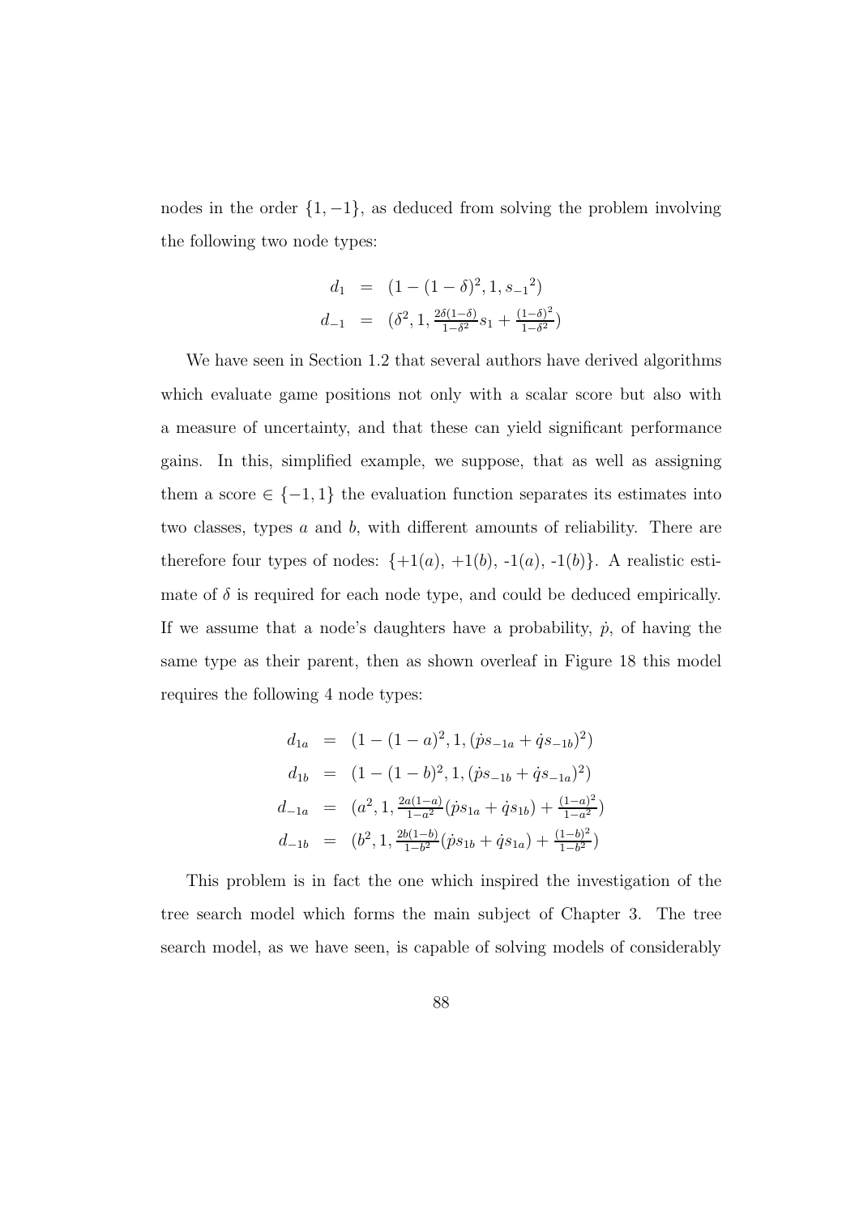nodes in the order $\{1, -1\}$, as deduced from solving the problem involving the following two node types:

$$
\begin{aligned}
d_1 &= (1-(1-\delta)^2, 1, {s_{-1}}^2) \\
d_{-1} &= (\delta^2, 1, \tfrac{2\delta(1-\delta)}{1-\delta^2} s_1 + \tfrac{(1-\delta)^2}{1-\delta^2})
\end{aligned}
$$

We have seen in Section 1.2 that several authors have derived algorithms which evaluate game positions not only with a scalar score but also with a measure of uncertainty, and that these can yield significant performance gains. In this, simplified example, we suppose, that as well as assigning them a score $\in \{-1, 1\}$ the evaluation function separates its estimates into two classes, types $a$ and $b$, with different amounts of reliability. There are therefore four types of nodes: $\{+1(a), +1(b), -1(a), -1(b)\}$. A realistic estimate of $\delta$ is required for each node type, and could be deduced empirically. If we assume that a node's daughters have a probability, $\dot{p}$, of having the same type as their parent, then as shown overleaf in Figure 18 this model requires the following 4 node types:

$$
\begin{aligned}
d_{1a} &= (1-(1-a)^2, 1, (\dot{p}s_{-1a} + \dot{q}s_{-1b})^2) \\
d_{1b} &= (1-(1-b)^2, 1, (\dot{p}s_{-1b} + \dot{q}s_{-1a})^2) \\
d_{-1a} &= (a^2, 1, \tfrac{2a(1-a)}{1-a^2}(\dot{p}s_{1a} + \dot{q}s_{1b}) + \tfrac{(1-a)^2}{1-a^2}) \\
d_{-1b} &= (b^2, 1, \tfrac{2b(1-b)}{1-b^2}(\dot{p}s_{1b} + \dot{q}s_{1a}) + \tfrac{(1-b)^2}{1-b^2})
\end{aligned}
$$

This problem is in fact the one which inspired the investigation of the tree search model which forms the main subject of Chapter 3. The tree search model, as we have seen, is capable of solving models of considerably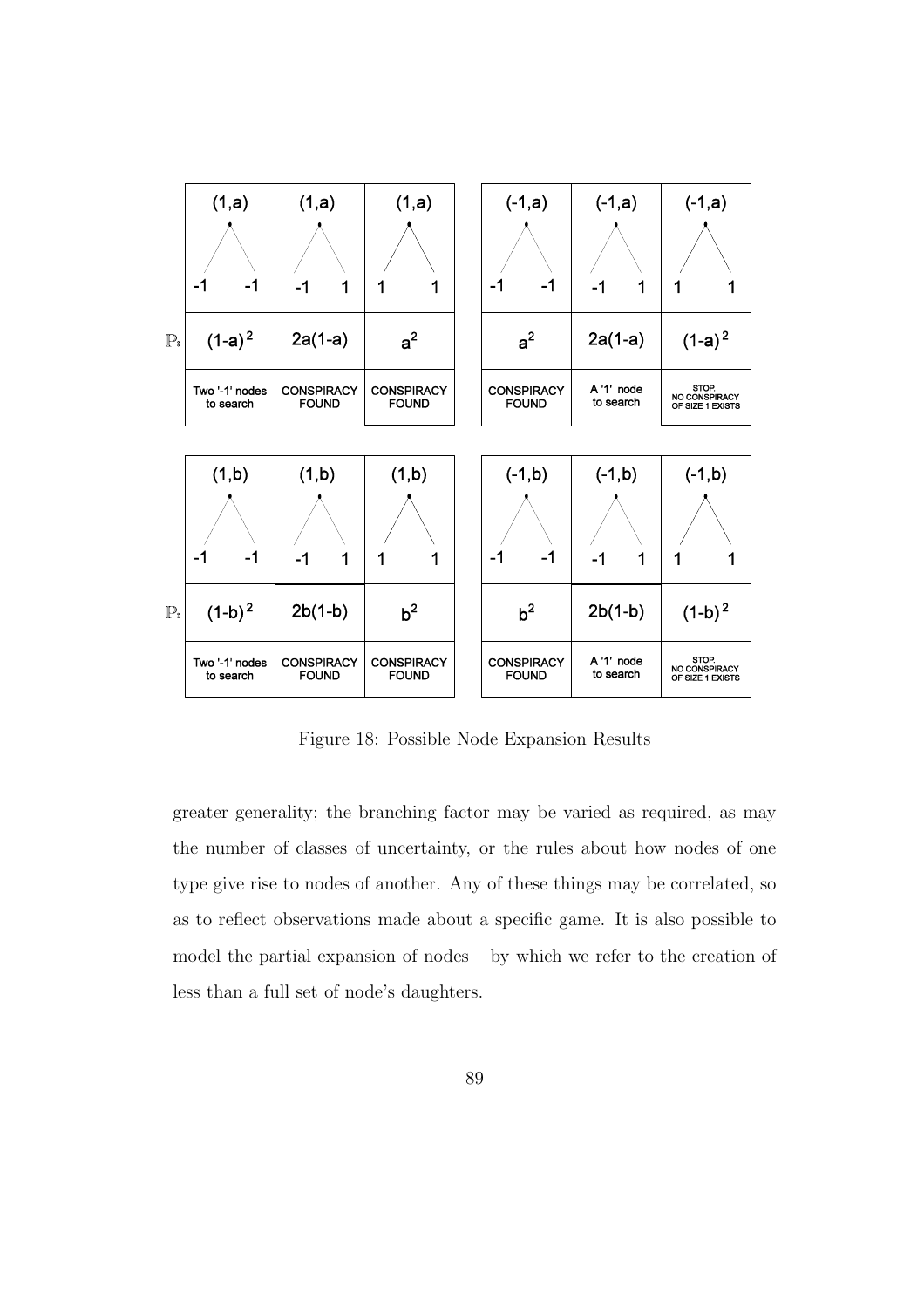| | (1,a) | (1,a) | (1,a) | | (-1,a) | (-1,a) | (-1,a) |
|---|---|---|---|---|---|---|---|
| | -1 -1 | -1 1 | 1 1 | | -1 -1 | -1 1 | 1 1 |
| $\mathbb{P}$: | $(1-a)^2$ | $2a(1-a)$ | $a^2$ | | $a^2$ | $2a(1-a)$ | $(1-a)^2$ |
| | Two '-1' nodes to search | CONSPIRACY FOUND | CONSPIRACY FOUND | | CONSPIRACY FOUND | A '1' node to search | STOP. NO CONSPIRACY OF SIZE 1 EXISTS |

| | (1,b) | (1,b) | (1,b) | | (-1,b) | (-1,b) | (-1,b) |
|---|---|---|---|---|---|---|---|
| | -1 -1 | -1 1 | 1 1 | | -1 -1 | -1 1 | 1 1 |
| $\mathbb{P}$: | $(1-b)^2$ | $2b(1-b)$ | $b^2$ | | $b^2$ | $2b(1-b)$ | $(1-b)^2$ |
| | Two '-1' nodes to search | CONSPIRACY FOUND | CONSPIRACY FOUND | | CONSPIRACY FOUND | A '1' node to search | STOP. NO CONSPIRACY OF SIZE 1 EXISTS |

Figure 18: Possible Node Expansion Results

greater generality; the branching factor may be varied as required, as may the number of classes of uncertainty, or the rules about how nodes of one type give rise to nodes of another. Any of these things may be correlated, so as to reflect observations made about a specific game. It is also possible to model the partial expansion of nodes – by which we refer to the creation of less than a full set of node's daughters.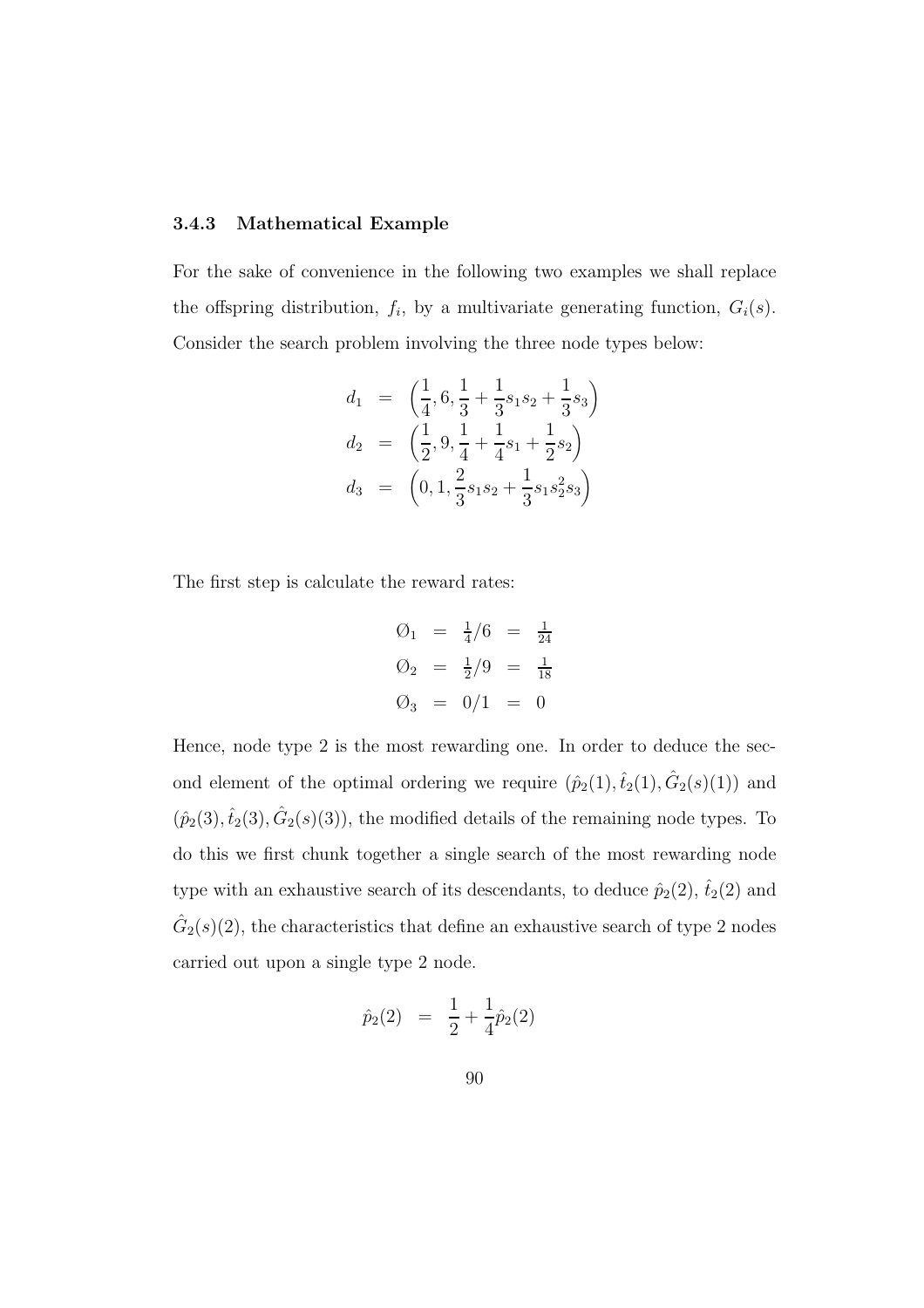### 3.4.3 Mathematical Example

For the sake of convenience in the following two examples we shall replace the offspring distribution, $f_i$, by a multivariate generating function, $G_i(s)$. Consider the search problem involving the three node types below:

$$
\begin{aligned}
d_1 &= \left(\frac{1}{4}, 6, \frac{1}{3} + \frac{1}{3}s_1 s_2 + \frac{1}{3}s_3\right) \\
d_2 &= \left(\frac{1}{2}, 9, \frac{1}{4} + \frac{1}{4}s_1 + \frac{1}{2}s_2\right) \\
d_3 &= \left(0, 1, \frac{2}{3}s_1 s_2 + \frac{1}{3}s_1 s_2^2 s_3\right)
\end{aligned}
$$

The first step is calculate the reward rates:

$$
\begin{aligned}
\emptyset_1 &= \tfrac{1}{4}/6 = \tfrac{1}{24} \\
\emptyset_2 &= \tfrac{1}{2}/9 = \tfrac{1}{18} \\
\emptyset_3 &= 0/1 = 0
\end{aligned}
$$

Hence, node type 2 is the most rewarding one. In order to deduce the second element of the optimal ordering we require $(\hat{p}_2(1), \hat{t}_2(1), \hat{G}_2(s)(1))$ and $(\hat{p}_2(3), \hat{t}_2(3), \hat{G}_2(s)(3))$, the modified details of the remaining node types. To do this we first chunk together a single search of the most rewarding node type with an exhaustive search of its descendants, to deduce $\hat{p}_2(2)$, $\hat{t}_2(2)$ and $\hat{G}_2(s)(2)$, the characteristics that define an exhaustive search of type 2 nodes carried out upon a single type 2 node.

$$
\hat{p}_2(2) = \frac{1}{2} + \frac{1}{4}\hat{p}_2(2)
$$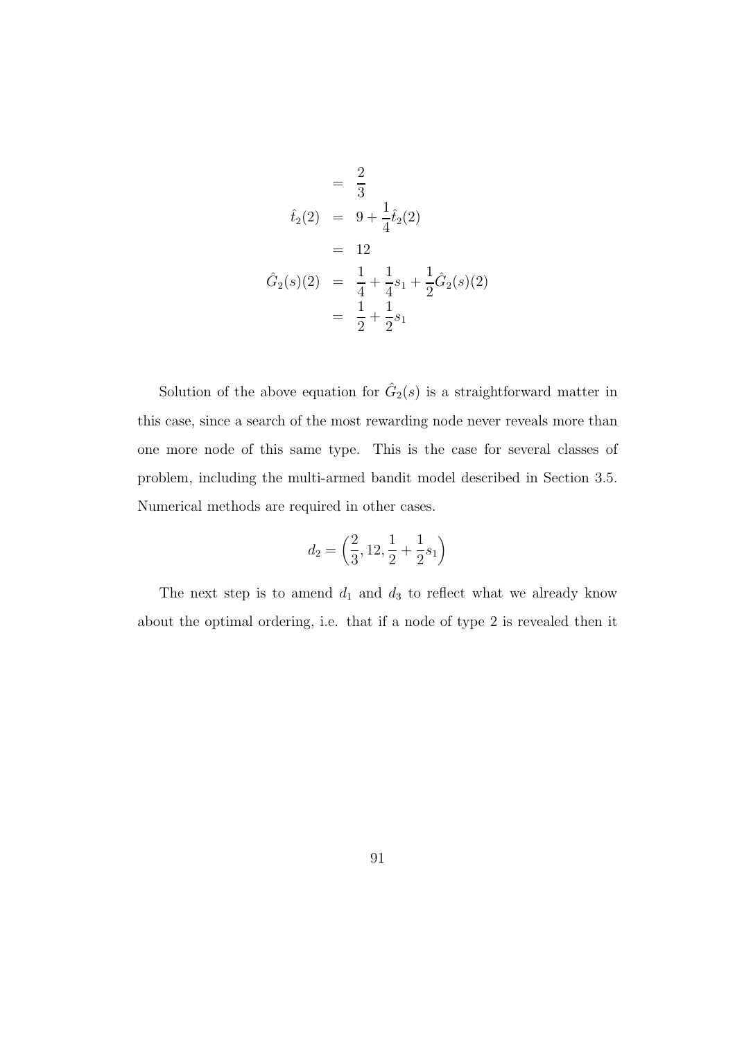$$
\begin{aligned}
&= \frac{2}{3} \\
\hat{t}_2(2) &= 9 + \frac{1}{4}\hat{t}_2(2) \\
&= 12 \\
\hat{G}_2(s)(2) &= \frac{1}{4} + \frac{1}{4}s_1 + \frac{1}{2}\hat{G}_2(s)(2) \\
&= \frac{1}{2} + \frac{1}{2}s_1
\end{aligned}
$$

Solution of the above equation for $\hat{G}_2(s)$ is a straightforward matter in this case, since a search of the most rewarding node never reveals more than one more node of this same type. This is the case for several classes of problem, including the multi-armed bandit model described in Section 3.5. Numerical methods are required in other cases.

$$
d_2 = \left(\frac{2}{3}, 12, \frac{1}{2} + \frac{1}{2}s_1\right)
$$

The next step is to amend $d_1$ and $d_3$ to reflect what we already know about the optimal ordering, i.e. that if a node of type 2 is revealed then it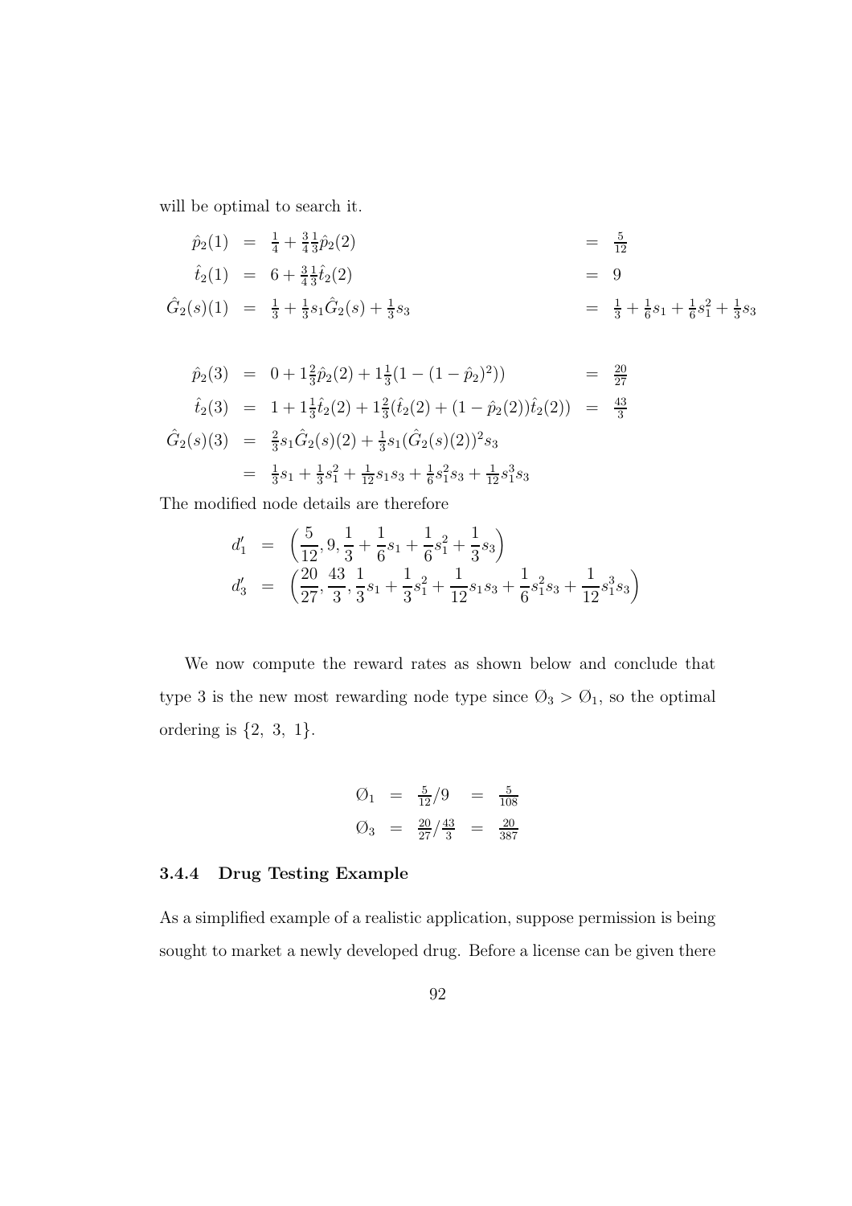will be optimal to search it.

$$
\begin{aligned}
\hat{p}_2(1) &= \tfrac{1}{4} + \tfrac{3}{4}\tfrac{1}{3}\hat{p}_2(2) &&= \tfrac{5}{12} \\
\hat{t}_2(1) &= 6 + \tfrac{3}{4}\tfrac{1}{3}\hat{t}_2(2) &&= 9 \\
\hat{G}_2(s)(1) &= \tfrac{1}{3} + \tfrac{1}{3}s_1\hat{G}_2(s) + \tfrac{1}{3}s_3 &&= \tfrac{1}{3} + \tfrac{1}{6}s_1 + \tfrac{1}{6}s_1^2 + \tfrac{1}{3}s_3
\end{aligned}
$$

$$
\begin{aligned}
\hat{p}_2(3) &= 0 + 1\tfrac{2}{3}\hat{p}_2(2) + 1\tfrac{1}{3}(1-(1-\hat{p}_2)^2)) &&= \tfrac{20}{27} \\
\hat{t}_2(3) &= 1 + 1\tfrac{1}{3}\hat{t}_2(2) + 1\tfrac{2}{3}(\hat{t}_2(2) + (1-\hat{p}_2(2))\hat{t}_2(2)) &&= \tfrac{43}{3} \\
\hat{G}_2(s)(3) &= \tfrac{2}{3}s_1\hat{G}_2(s)(2) + \tfrac{1}{3}s_1(\hat{G}_2(s)(2))^2 s_3 \\
&= \tfrac{1}{3}s_1 + \tfrac{1}{3}s_1^2 + \tfrac{1}{12}s_1s_3 + \tfrac{1}{6}s_1^2s_3 + \tfrac{1}{12}s_1^3s_3
\end{aligned}
$$

The modified node details are therefore

$$
\begin{aligned}
d_1' &= \left(\frac{5}{12}, 9, \frac{1}{3} + \frac{1}{6}s_1 + \frac{1}{6}s_1^2 + \frac{1}{3}s_3\right) \\
d_3' &= \left(\frac{20}{27}, \frac{43}{3}, \frac{1}{3}s_1 + \frac{1}{3}s_1^2 + \frac{1}{12}s_1s_3 + \frac{1}{6}s_1^2s_3 + \frac{1}{12}s_1^3s_3\right)
\end{aligned}
$$

We now compute the reward rates as shown below and conclude that type 3 is the new most rewarding node type since $\emptyset_3 > \emptyset_1$, so the optimal ordering is {2, 3, 1}.

$$
\begin{aligned}
\emptyset_1 &= \tfrac{5}{12}/9 &&= \tfrac{5}{108} \\
\emptyset_3 &= \tfrac{20}{27}/\tfrac{43}{3} &&= \tfrac{20}{387}
\end{aligned}
$$

### 3.4.4 Drug Testing Example

As a simplified example of a realistic application, suppose permission is being sought to market a newly developed drug. Before a license can be given there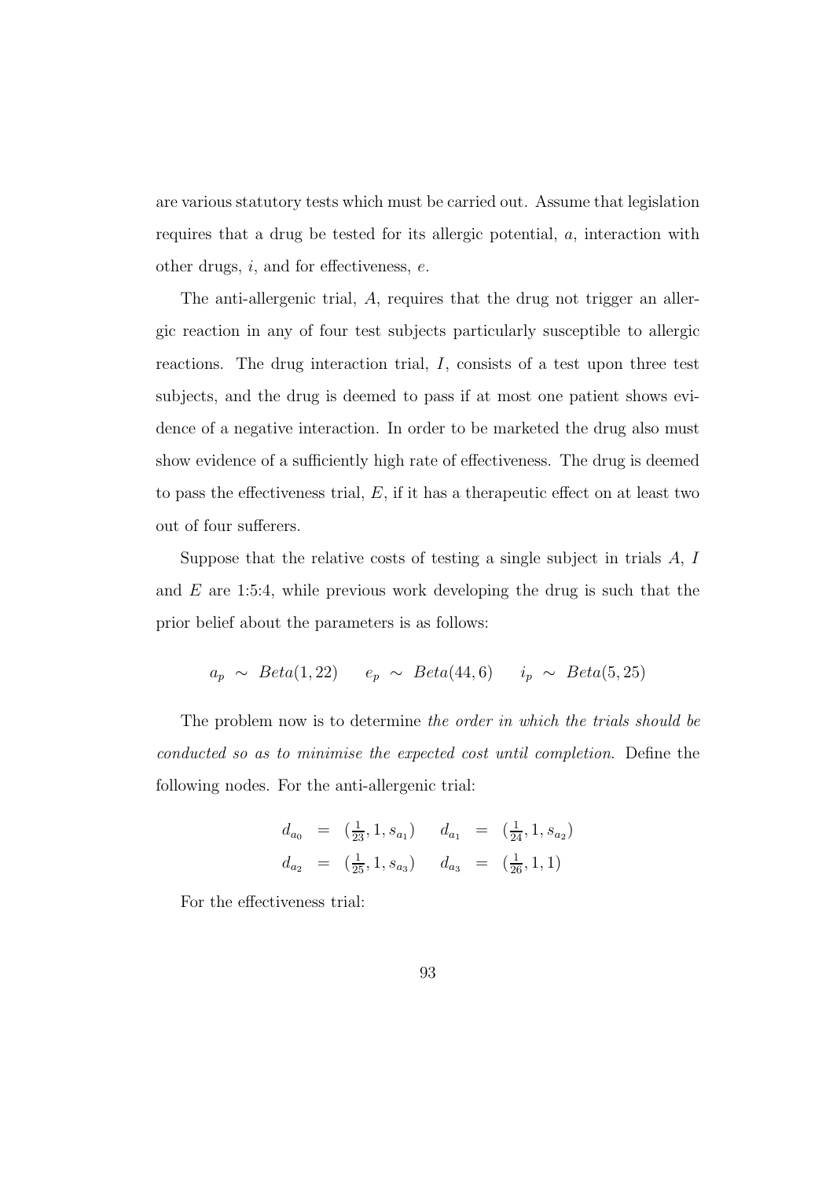are various statutory tests which must be carried out. Assume that legislation requires that a drug be tested for its allergic potential, $a$, interaction with other drugs, $i$, and for effectiveness, $e$.

The anti-allergenic trial, $A$, requires that the drug not trigger an allergic reaction in any of four test subjects particularly susceptible to allergic reactions. The drug interaction trial, $I$, consists of a test upon three test subjects, and the drug is deemed to pass if at most one patient shows evidence of a negative interaction. In order to be marketed the drug also must show evidence of a sufficiently high rate of effectiveness. The drug is deemed to pass the effectiveness trial, $E$, if it has a therapeutic effect on at least two out of four sufferers.

Suppose that the relative costs of testing a single subject in trials $A$, $I$ and $E$ are 1:5:4, while previous work developing the drug is such that the prior belief about the parameters is as follows:

$$a_p \sim Beta(1, 22) \qquad e_p \sim Beta(44, 6) \qquad i_p \sim Beta(5, 25)$$

The problem now is to determine *the order in which the trials should be conducted so as to minimise the expected cost until completion.* Define the following nodes. For the anti-allergenic trial:

$$\begin{aligned} d_{a_0} &= (\tfrac{1}{23}, 1, s_{a_1}) \quad & d_{a_1} &= (\tfrac{1}{24}, 1, s_{a_2}) \\ d_{a_2} &= (\tfrac{1}{25}, 1, s_{a_3}) \quad & d_{a_3} &= (\tfrac{1}{26}, 1, 1) \end{aligned}$$

For the effectiveness trial: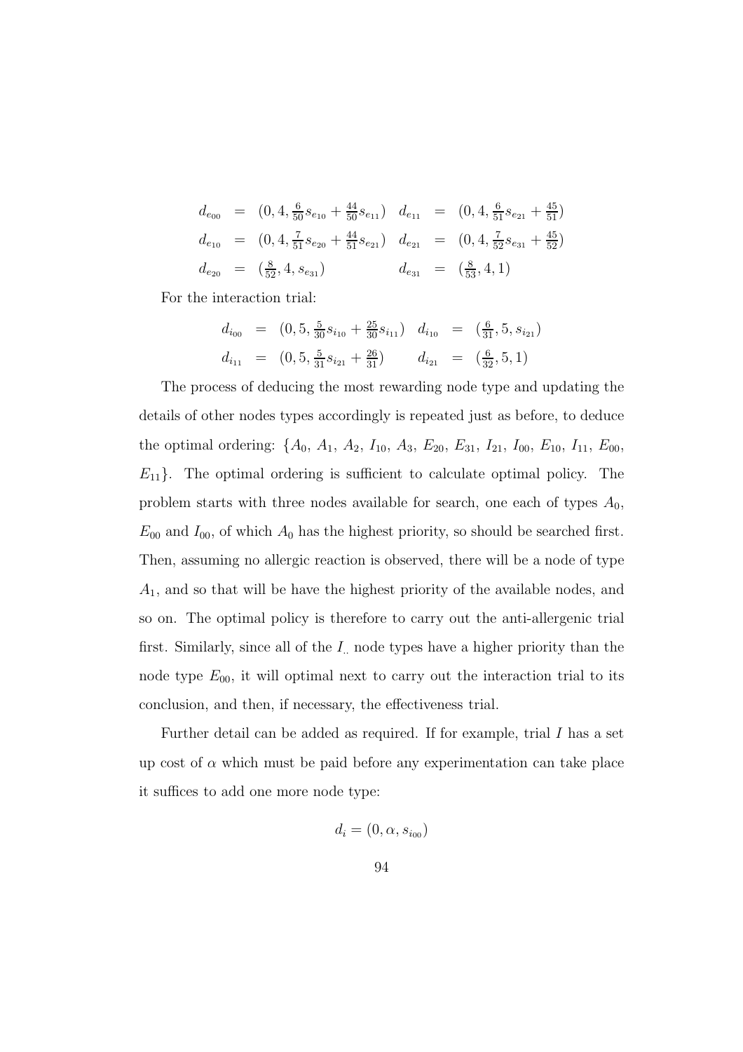$$
\begin{aligned}
d_{e_{00}} &= (0, 4, \tfrac{6}{50} s_{e_{10}} + \tfrac{44}{50} s_{e_{11}}) & d_{e_{11}} &= (0, 4, \tfrac{6}{51} s_{e_{21}} + \tfrac{45}{51}) \\
d_{e_{10}} &= (0, 4, \tfrac{7}{51} s_{e_{20}} + \tfrac{44}{51} s_{e_{21}}) & d_{e_{21}} &= (0, 4, \tfrac{7}{52} s_{e_{31}} + \tfrac{45}{52}) \\
d_{e_{20}} &= (\tfrac{8}{52}, 4, s_{e_{31}}) & d_{e_{31}} &= (\tfrac{8}{53}, 4, 1)
\end{aligned}
$$

For the interaction trial:

$$
\begin{aligned}
d_{i_{00}} &= (0, 5, \tfrac{5}{30} s_{i_{10}} + \tfrac{25}{30} s_{i_{11}}) & d_{i_{10}} &= (\tfrac{6}{31}, 5, s_{i_{21}}) \\
d_{i_{11}} &= (0, 5, \tfrac{5}{31} s_{i_{21}} + \tfrac{26}{31}) & d_{i_{21}} &= (\tfrac{6}{32}, 5, 1)
\end{aligned}
$$

The process of deducing the most rewarding node type and updating the details of other nodes types accordingly is repeated just as before, to deduce the optimal ordering: $\{A_0, A_1, A_2, I_{10}, A_3, E_{20}, E_{31}, I_{21}, I_{00}, E_{10}, I_{11}, E_{00}, E_{11}\}$. The optimal ordering is sufficient to calculate optimal policy. The problem starts with three nodes available for search, one each of types $A_0$, $E_{00}$ and $I_{00}$, of which $A_0$ has the highest priority, so should be searched first. Then, assuming no allergic reaction is observed, there will be a node of type $A_1$, and so that will be have the highest priority of the available nodes, and so on. The optimal policy is therefore to carry out the anti-allergenic trial first. Similarly, since all of the $I_{..}$ node types have a higher priority than the node type $E_{00}$, it will optimal next to carry out the interaction trial to its conclusion, and then, if necessary, the effectiveness trial.

Further detail can be added as required. If for example, trial $I$ has a set up cost of $\alpha$ which must be paid before any experimentation can take place it suffices to add one more node type:

$$d_i = (0, \alpha, s_{i_{00}})$$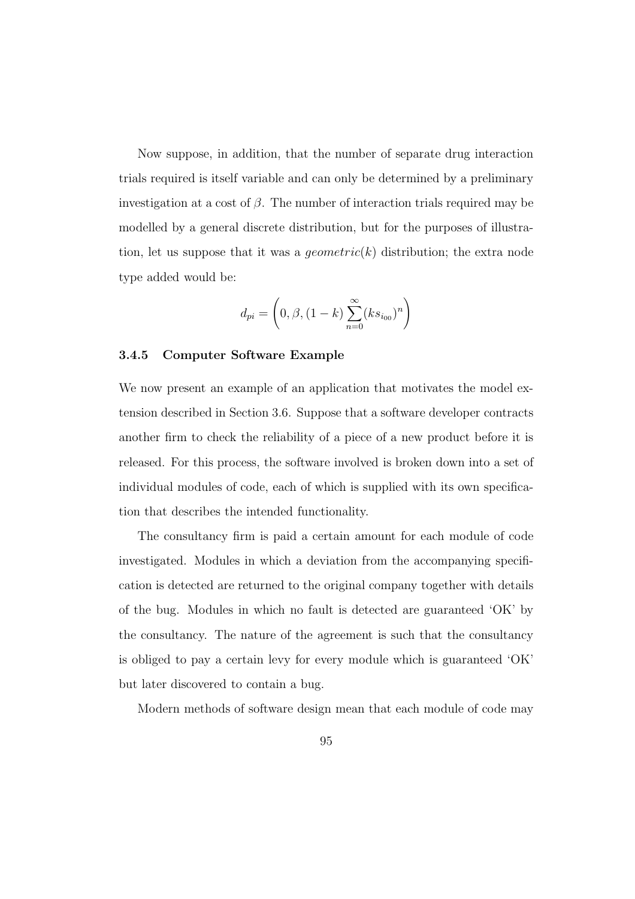Now suppose, in addition, that the number of separate drug interaction trials required is itself variable and can only be determined by a preliminary investigation at a cost of $\beta$. The number of interaction trials required may be modelled by a general discrete distribution, but for the purposes of illustration, let us suppose that it was a *geometric*($k$) distribution; the extra node type added would be:

$$d_{pi} = \left(0, \beta, (1-k)\sum_{n=0}^{\infty}(ks_{i_{00}})^n\right)$$

### 3.4.5 Computer Software Example

We now present an example of an application that motivates the model extension described in Section 3.6. Suppose that a software developer contracts another firm to check the reliability of a piece of a new product before it is released. For this process, the software involved is broken down into a set of individual modules of code, each of which is supplied with its own specification that describes the intended functionality.

The consultancy firm is paid a certain amount for each module of code investigated. Modules in which a deviation from the accompanying specification is detected are returned to the original company together with details of the bug. Modules in which no fault is detected are guaranteed 'OK' by the consultancy. The nature of the agreement is such that the consultancy is obliged to pay a certain levy for every module which is guaranteed 'OK' but later discovered to contain a bug.

Modern methods of software design mean that each module of code may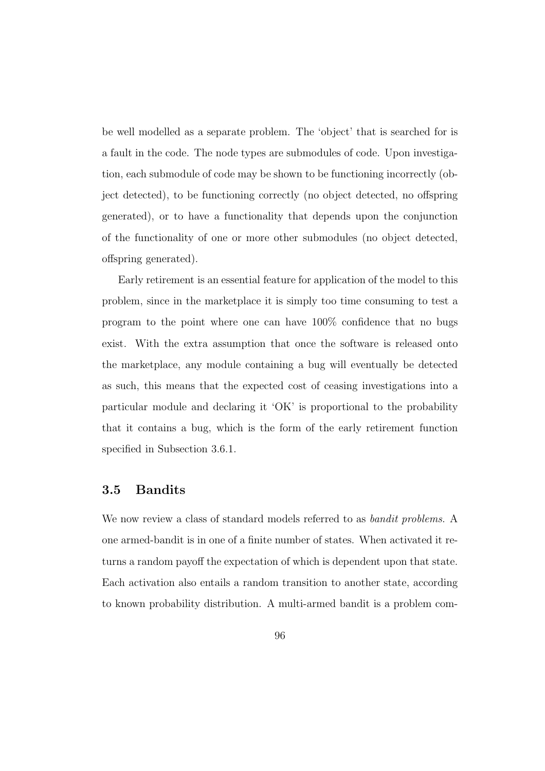be well modelled as a separate problem. The 'object' that is searched for is a fault in the code. The node types are submodules of code. Upon investigation, each submodule of code may be shown to be functioning incorrectly (object detected), to be functioning correctly (no object detected, no offspring generated), or to have a functionality that depends upon the conjunction of the functionality of one or more other submodules (no object detected, offspring generated).

Early retirement is an essential feature for application of the model to this problem, since in the marketplace it is simply too time consuming to test a program to the point where one can have 100% confidence that no bugs exist. With the extra assumption that once the software is released onto the marketplace, any module containing a bug will eventually be detected as such, this means that the expected cost of ceasing investigations into a particular module and declaring it 'OK' is proportional to the probability that it contains a bug, which is the form of the early retirement function specified in Subsection 3.6.1.

## 3.5 Bandits

We now review a class of standard models referred to as *bandit problems*. A one armed-bandit is in one of a finite number of states. When activated it returns a random payoff the expectation of which is dependent upon that state. Each activation also entails a random transition to another state, according to known probability distribution. A multi-armed bandit is a problem com-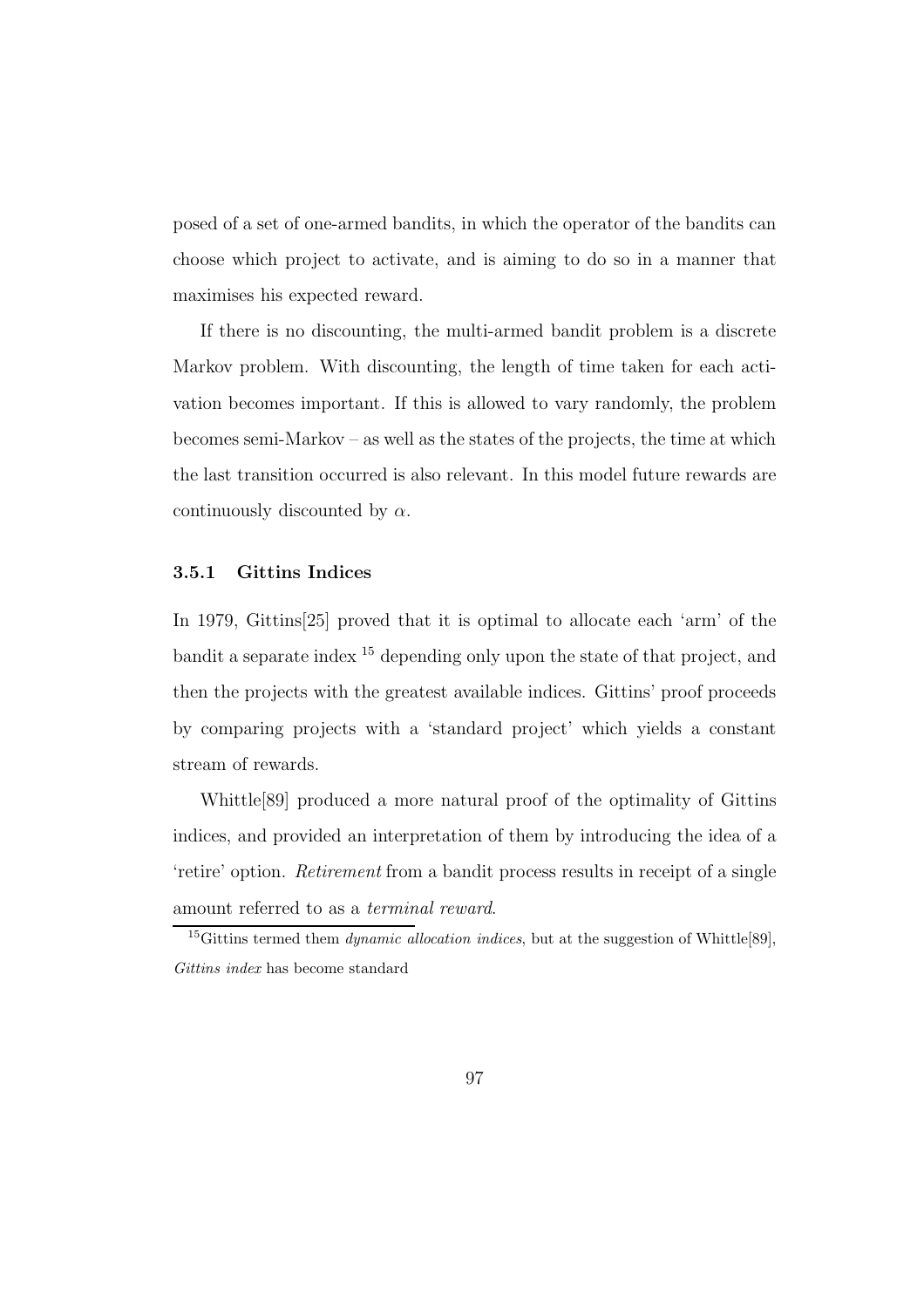posed of a set of one-armed bandits, in which the operator of the bandits can choose which project to activate, and is aiming to do so in a manner that maximises his expected reward.

If there is no discounting, the multi-armed bandit problem is a discrete Markov problem. With discounting, the length of time taken for each activation becomes important. If this is allowed to vary randomly, the problem becomes semi-Markov – as well as the states of the projects, the time at which the last transition occurred is also relevant. In this model future rewards are continuously discounted by $\alpha$.

### 3.5.1 Gittins Indices

In 1979, Gittins[25] proved that it is optimal to allocate each 'arm' of the bandit a separate index [15] depending only upon the state of that project, and then the projects with the greatest available indices. Gittins' proof proceeds by comparing projects with a 'standard project' which yields a constant stream of rewards.

Whittle[89] produced a more natural proof of the optimality of Gittins indices, and provided an interpretation of them by introducing the idea of a 'retire' option. *Retirement* from a bandit process results in receipt of a single amount referred to as a *terminal reward*.

[15] Gittins termed them *dynamic allocation indices*, but at the suggestion of Whittle[89], *Gittins index* has become standard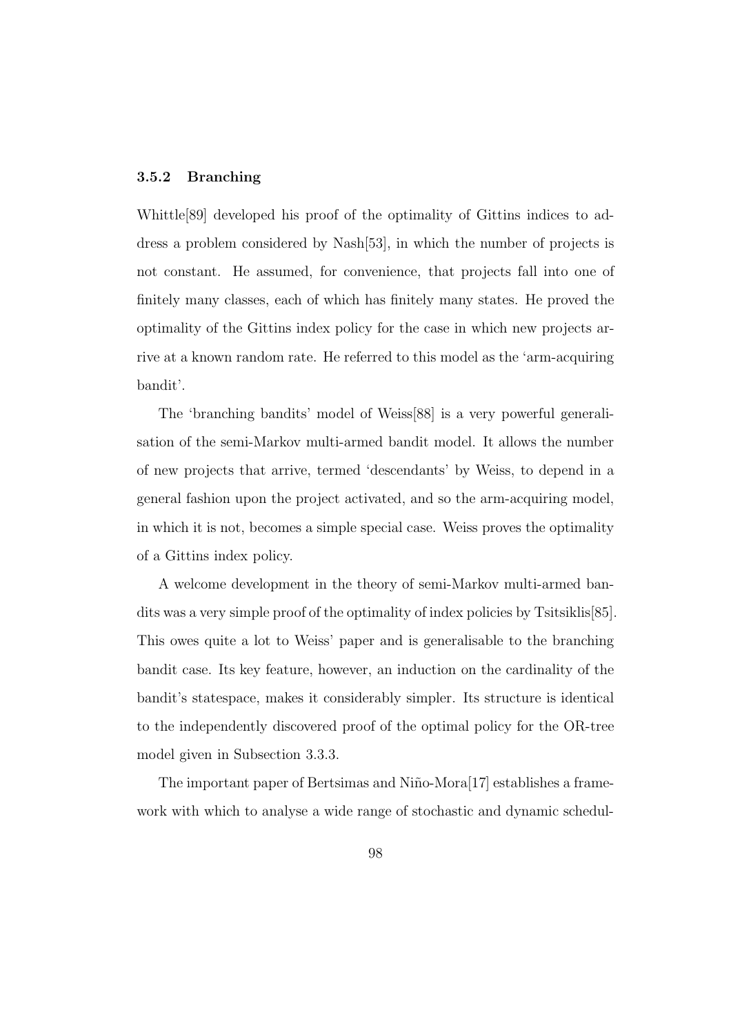### 3.5.2 Branching

Whittle[89] developed his proof of the optimality of Gittins indices to address a problem considered by Nash[53], in which the number of projects is not constant. He assumed, for convenience, that projects fall into one of finitely many classes, each of which has finitely many states. He proved the optimality of the Gittins index policy for the case in which new projects arrive at a known random rate. He referred to this model as the 'arm-acquiring bandit'.

The 'branching bandits' model of Weiss[88] is a very powerful generalisation of the semi-Markov multi-armed bandit model. It allows the number of new projects that arrive, termed 'descendants' by Weiss, to depend in a general fashion upon the project activated, and so the arm-acquiring model, in which it is not, becomes a simple special case. Weiss proves the optimality of a Gittins index policy.

A welcome development in the theory of semi-Markov multi-armed bandits was a very simple proof of the optimality of index policies by Tsitsiklis[85]. This owes quite a lot to Weiss' paper and is generalisable to the branching bandit case. Its key feature, however, an induction on the cardinality of the bandit's statespace, makes it considerably simpler. Its structure is identical to the independently discovered proof of the optimal policy for the OR-tree model given in Subsection 3.3.3.

The important paper of Bertsimas and Niño-Mora[17] establishes a framework with which to analyse a wide range of stochastic and dynamic schedul-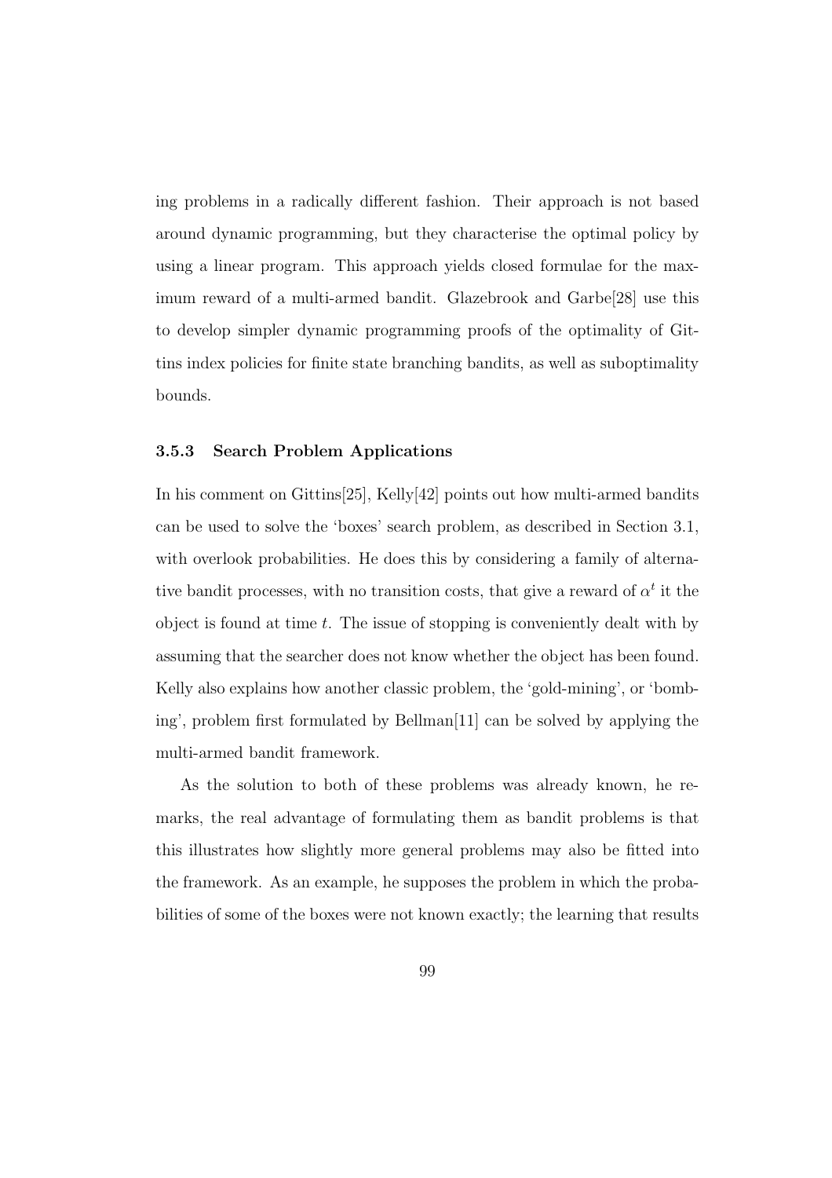ing problems in a radically different fashion. Their approach is not based around dynamic programming, but they characterise the optimal policy by using a linear program. This approach yields closed formulae for the maximum reward of a multi-armed bandit. Glazebrook and Garbe[28] use this to develop simpler dynamic programming proofs of the optimality of Gittins index policies for finite state branching bandits, as well as suboptimality bounds.

### 3.5.3 Search Problem Applications

In his comment on Gittins[25], Kelly[42] points out how multi-armed bandits can be used to solve the 'boxes' search problem, as described in Section 3.1, with overlook probabilities. He does this by considering a family of alternative bandit processes, with no transition costs, that give a reward of $\alpha^t$ it the object is found at time $t$. The issue of stopping is conveniently dealt with by assuming that the searcher does not know whether the object has been found. Kelly also explains how another classic problem, the 'gold-mining', or 'bombing', problem first formulated by Bellman[11] can be solved by applying the multi-armed bandit framework.

As the solution to both of these problems was already known, he remarks, the real advantage of formulating them as bandit problems is that this illustrates how slightly more general problems may also be fitted into the framework. As an example, he supposes the problem in which the probabilities of some of the boxes were not known exactly; the learning that results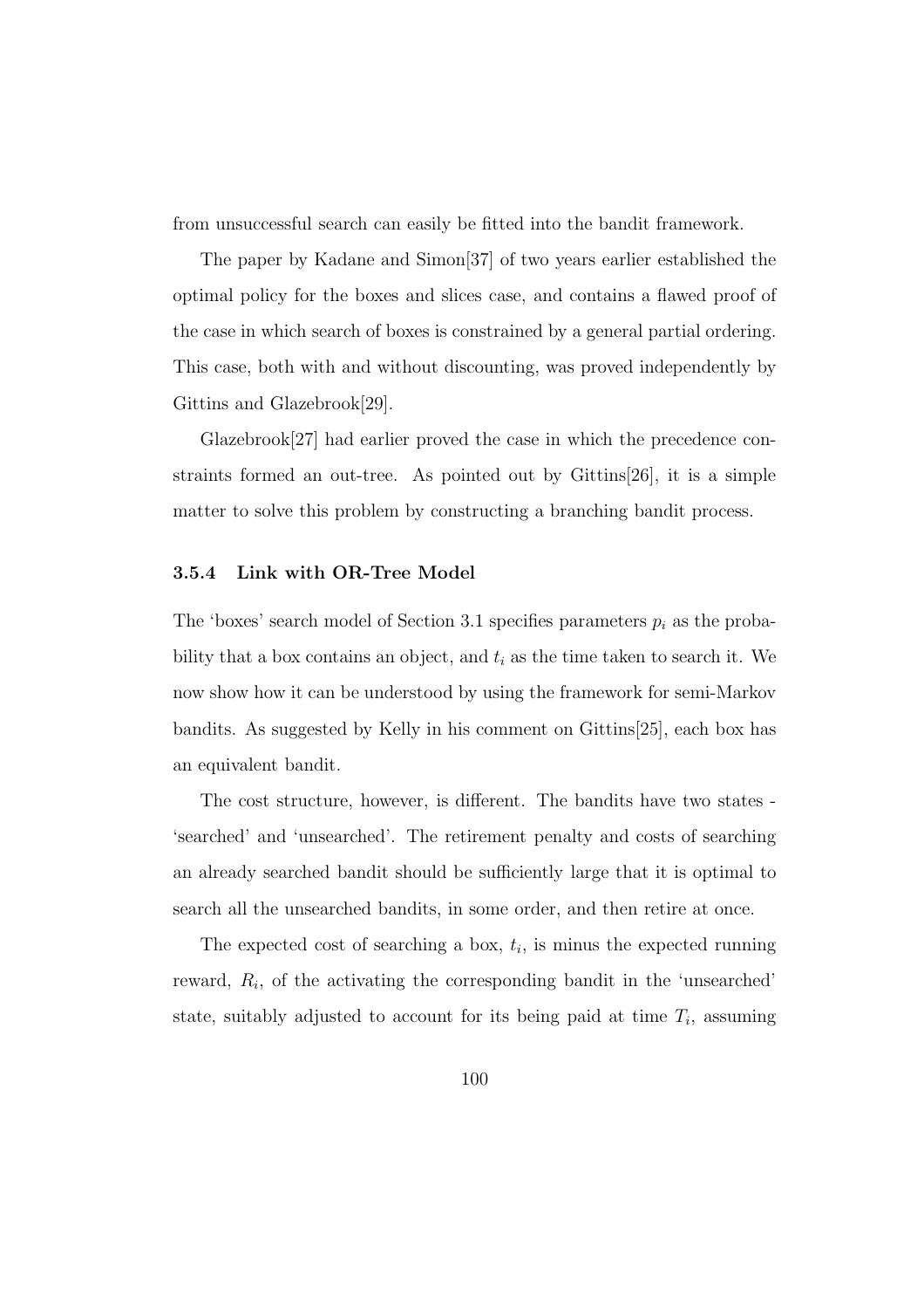from unsuccessful search can easily be fitted into the bandit framework.

The paper by Kadane and Simon[37] of two years earlier established the optimal policy for the boxes and slices case, and contains a flawed proof of the case in which search of boxes is constrained by a general partial ordering. This case, both with and without discounting, was proved independently by Gittins and Glazebrook[29].

Glazebrook[27] had earlier proved the case in which the precedence constraints formed an out-tree. As pointed out by Gittins[26], it is a simple matter to solve this problem by constructing a branching bandit process.

### 3.5.4 Link with OR-Tree Model

The 'boxes' search model of Section 3.1 specifies parameters $p_i$ as the probability that a box contains an object, and $t_i$ as the time taken to search it. We now show how it can be understood by using the framework for semi-Markov bandits. As suggested by Kelly in his comment on Gittins[25], each box has an equivalent bandit.

The cost structure, however, is different. The bandits have two states - 'searched' and 'unsearched'. The retirement penalty and costs of searching an already searched bandit should be sufficiently large that it is optimal to search all the unsearched bandits, in some order, and then retire at once.

The expected cost of searching a box, $t_i$, is minus the expected running reward, $R_i$, of the activating the corresponding bandit in the 'unsearched' state, suitably adjusted to account for its being paid at time $T_i$, assuming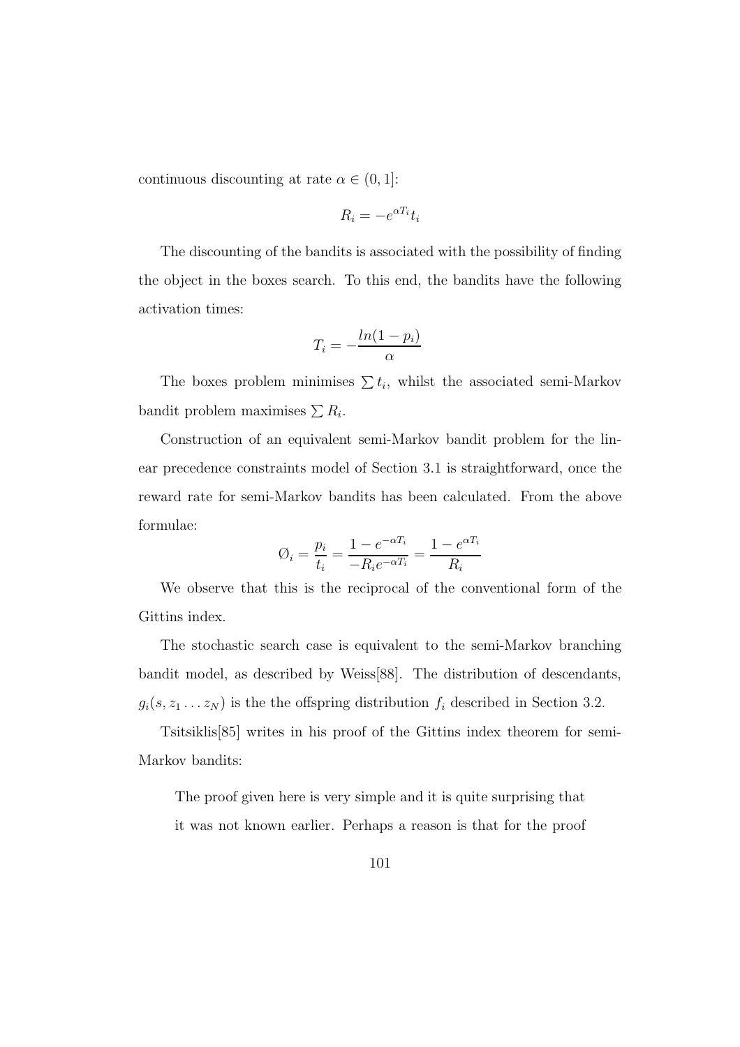continuous discounting at rate $\alpha \in (0, 1]$:

$$R_i = -e^{\alpha T_i} t_i$$

The discounting of the bandits is associated with the possibility of finding the object in the boxes search. To this end, the bandits have the following activation times:

$$T_i = -\frac{ln(1 - p_i)}{\alpha}$$

The boxes problem minimises $\sum t_i$, whilst the associated semi-Markov bandit problem maximises $\sum R_i$.

Construction of an equivalent semi-Markov bandit problem for the linear precedence constraints model of Section 3.1 is straightforward, once the reward rate for semi-Markov bandits has been calculated. From the above formulae:

$$\emptyset_i = \frac{p_i}{t_i} = \frac{1 - e^{-\alpha T_i}}{-R_i e^{-\alpha T_i}} = \frac{1 - e^{\alpha T_i}}{R_i}$$

We observe that this is the reciprocal of the conventional form of the Gittins index.

The stochastic search case is equivalent to the semi-Markov branching bandit model, as described by Weiss[88]. The distribution of descendants, $g_i(s, z_1 \ldots z_N)$ is the the offspring distribution $f_i$ described in Section 3.2.

Tsitsiklis[85] writes in his proof of the Gittins index theorem for semi-Markov bandits:

> The proof given here is very simple and it is quite surprising that it was not known earlier. Perhaps a reason is that for the proof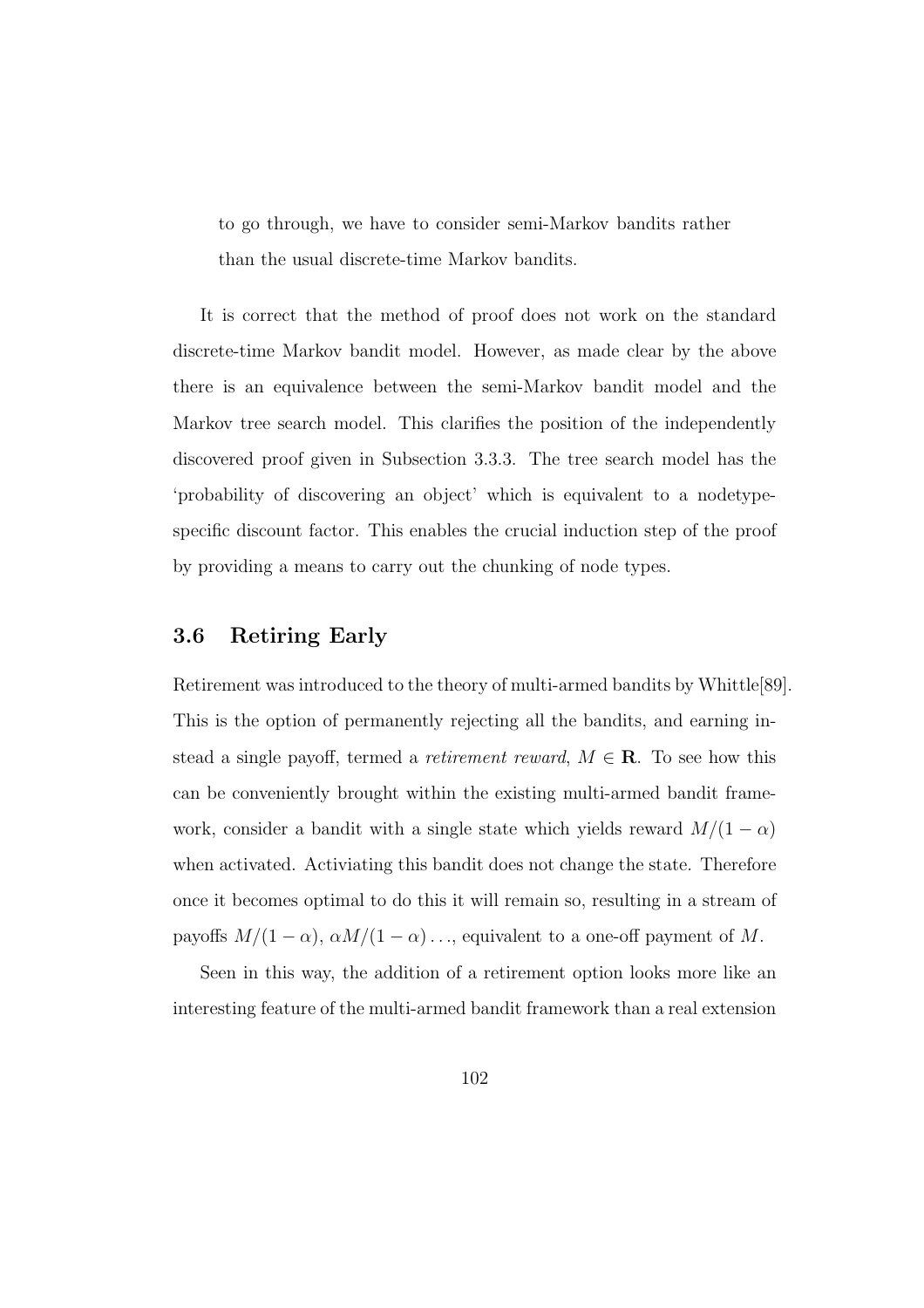> to go through, we have to consider semi-Markov bandits rather than the usual discrete-time Markov bandits.

It is correct that the method of proof does not work on the standard discrete-time Markov bandit model. However, as made clear by the above there is an equivalence between the semi-Markov bandit model and the Markov tree search model. This clarifies the position of the independently discovered proof given in Subsection 3.3.3. The tree search model has the 'probability of discovering an object' which is equivalent to a nodetype-specific discount factor. This enables the crucial induction step of the proof by providing a means to carry out the chunking of node types.

## 3.6 Retiring Early

Retirement was introduced to the theory of multi-armed bandits by Whittle[89]. This is the option of permanently rejecting all the bandits, and earning instead a single payoff, termed a *retirement reward*, $M \in \mathbf{R}$. To see how this can be conveniently brought within the existing multi-armed bandit framework, consider a bandit with a single state which yields reward $M/(1-\alpha)$ when activated. Activiating this bandit does not change the state. Therefore once it becomes optimal to do this it will remain so, resulting in a stream of payoffs $M/(1-\alpha)$, $\alpha M/(1-\alpha)\ldots$, equivalent to a one-off payment of $M$.

Seen in this way, the addition of a retirement option looks more like an interesting feature of the multi-armed bandit framework than a real extension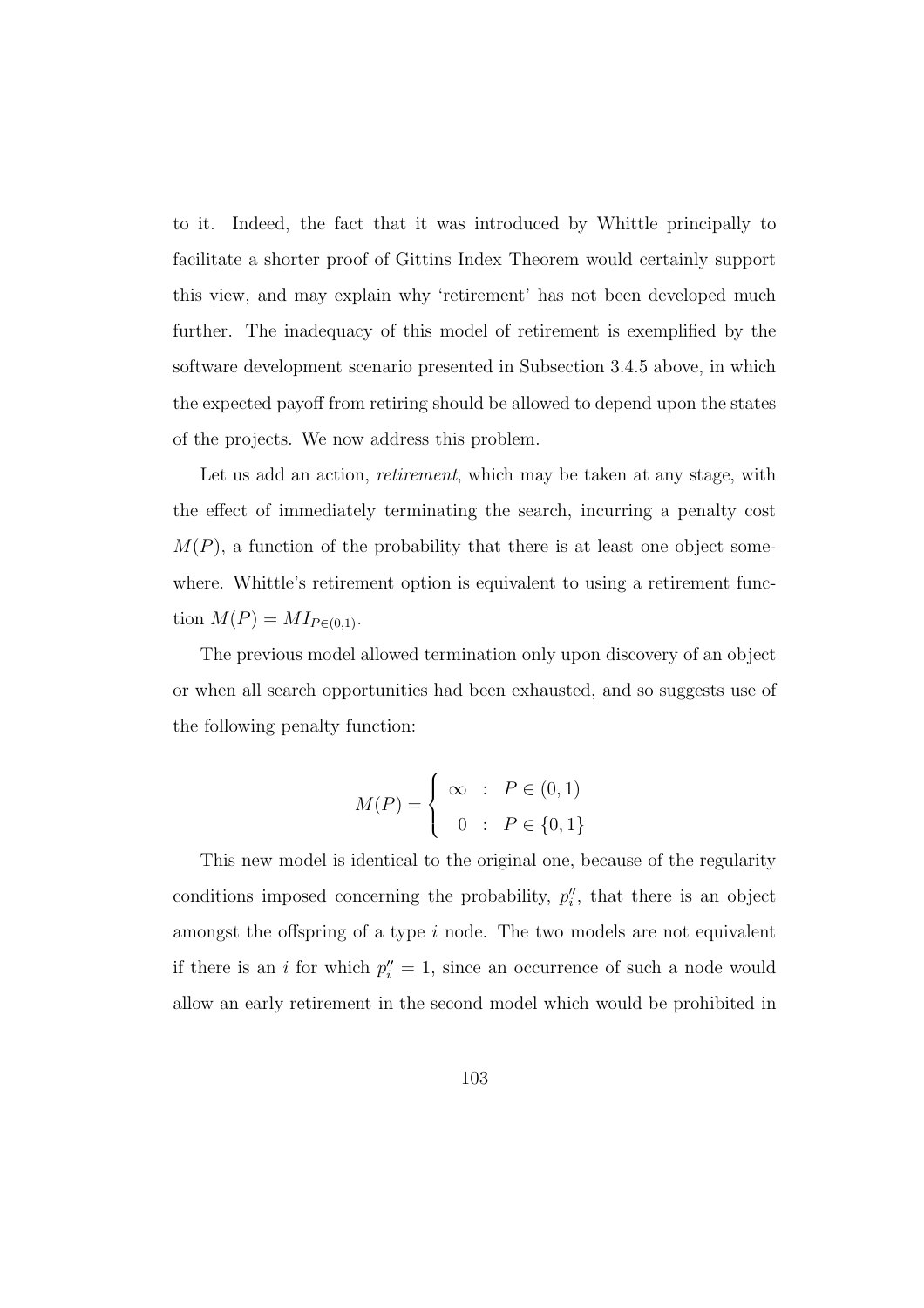to it. Indeed, the fact that it was introduced by Whittle principally to facilitate a shorter proof of Gittins Index Theorem would certainly support this view, and may explain why 'retirement' has not been developed much further. The inadequacy of this model of retirement is exemplified by the software development scenario presented in Subsection 3.4.5 above, in which the expected payoff from retiring should be allowed to depend upon the states of the projects. We now address this problem.

Let us add an action, *retirement*, which may be taken at any stage, with the effect of immediately terminating the search, incurring a penalty cost $M(P)$, a function of the probability that there is at least one object somewhere. Whittle's retirement option is equivalent to using a retirement function $M(P) = MI_{P\in(0,1)}$.

The previous model allowed termination only upon discovery of an object or when all search opportunities had been exhausted, and so suggests use of the following penalty function:

$$M(P) = \begin{cases} \infty & : \quad P \in (0,1) \\ 0 & : \quad P \in \{0,1\} \end{cases}$$

This new model is identical to the original one, because of the regularity conditions imposed concerning the probability, $p_i''$, that there is an object amongst the offspring of a type $i$ node. The two models are not equivalent if there is an $i$ for which $p_i'' = 1$, since an occurrence of such a node would allow an early retirement in the second model which would be prohibited in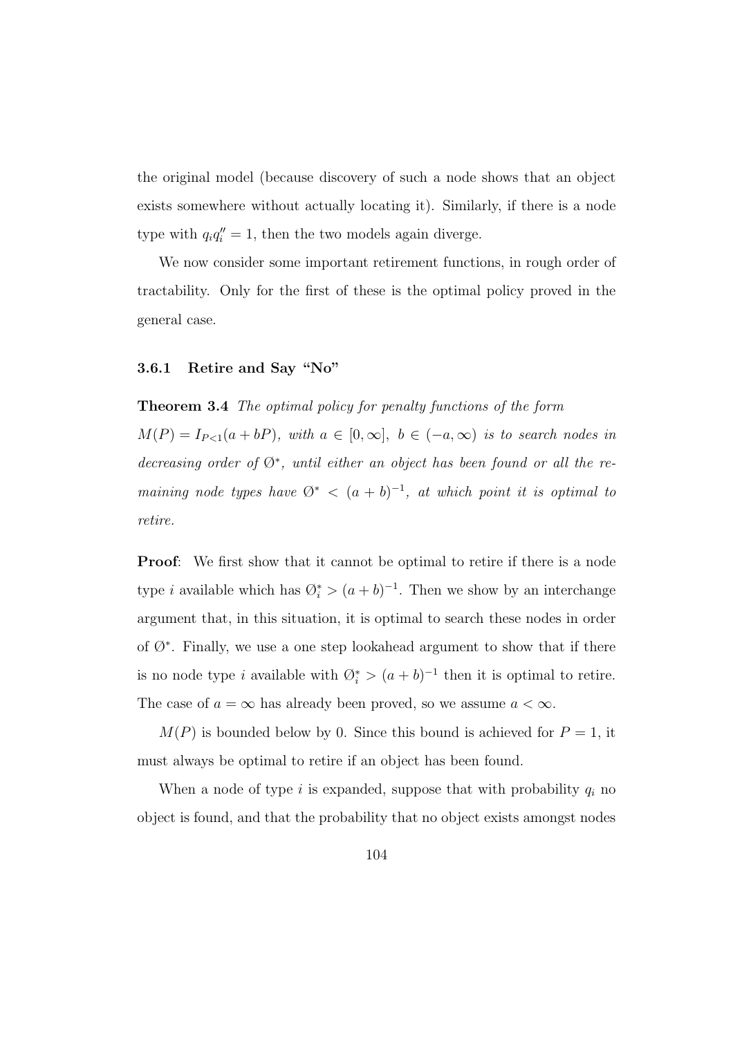the original model (because discovery of such a node shows that an object exists somewhere without actually locating it). Similarly, if there is a node type with $q_i q_i'' = 1$, then the two models again diverge.

We now consider some important retirement functions, in rough order of tractability. Only for the first of these is the optimal policy proved in the general case.

### 3.6.1 Retire and Say "No"

**Theorem 3.4** *The optimal policy for penalty functions of the form* $M(P) = I_{P<1}(a + bP)$*, with* $a \in [0, \infty]$*,* $b \in (-a, \infty)$ *is to search nodes in decreasing order of* $\O^*$*, until either an object has been found or all the remaining node types have* $\O^* < (a + b)^{-1}$*, at which point it is optimal to retire.*

**Proof**: We first show that it cannot be optimal to retire if there is a node type $i$ available which has $\O_i^* > (a + b)^{-1}$. Then we show by an interchange argument that, in this situation, it is optimal to search these nodes in order of $\O^*$. Finally, we use a one step lookahead argument to show that if there is no node type $i$ available with $\O_i^* > (a + b)^{-1}$ then it is optimal to retire. The case of $a = \infty$ has already been proved, so we assume $a < \infty$.

$M(P)$ is bounded below by 0. Since this bound is achieved for $P = 1$, it must always be optimal to retire if an object has been found.

When a node of type $i$ is expanded, suppose that with probability $q_i$ no object is found, and that the probability that no object exists amongst nodes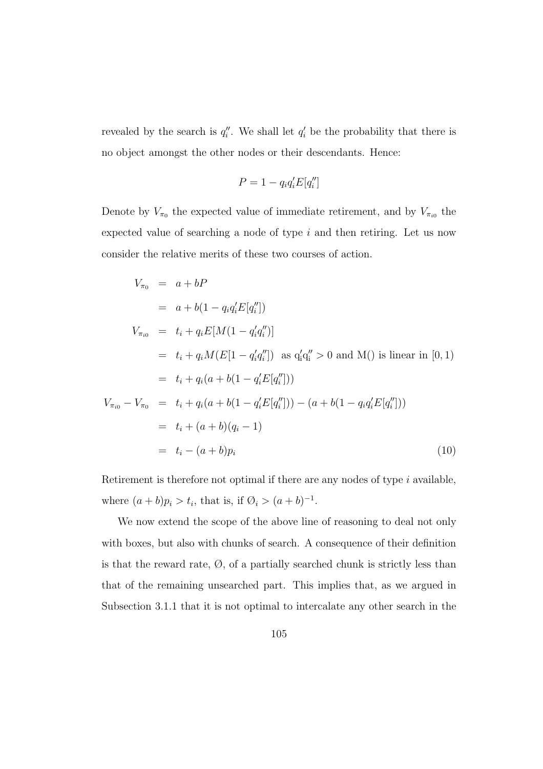revealed by the search is $q_i''$. We shall let $q_i'$ be the probability that there is no object amongst the other nodes or their descendants. Hence:

$$P = 1 - q_i q_i' E[q_i'']$$

Denote by $V_{\pi_0}$ the expected value of immediate retirement, and by $V_{\pi_{i0}}$ the expected value of searching a node of type $i$ and then retiring. Let us now consider the relative merits of these two courses of action.

$$
\begin{aligned}
V_{\pi_0} &= a + bP \\
&= a + b(1 - q_i q_i' E[q_i'']) \\
V_{\pi_{i0}} &= t_i + q_i E[M(1 - q_i' q_i'')] \\
&= t_i + q_i M(E[1 - q_i' q_i'']) \quad \text{as } q_i' q_i'' > 0 \text{ and M() is linear in } [0, 1) \\
&= t_i + q_i(a + b(1 - q_i' E[q_i''])) \\
V_{\pi_{i0}} - V_{\pi_0} &= t_i + q_i(a + b(1 - q_i' E[q_i''])) - (a + b(1 - q_i q_i' E[q_i''])) \\
&= t_i + (a + b)(q_i - 1) \\
&= t_i - (a + b)p_i \qquad (10)
\end{aligned}
$$

Retirement is therefore not optimal if there are any nodes of type $i$ available, where $(a + b)p_i > t_i$, that is, if $\emptyset_i > (a + b)^{-1}$.

We now extend the scope of the above line of reasoning to deal not only with boxes, but also with chunks of search. A consequence of their definition is that the reward rate, $\emptyset$, of a partially searched chunk is strictly less than that of the remaining unsearched part. This implies that, as we argued in Subsection 3.1.1 that it is not optimal to intercalate any other search in the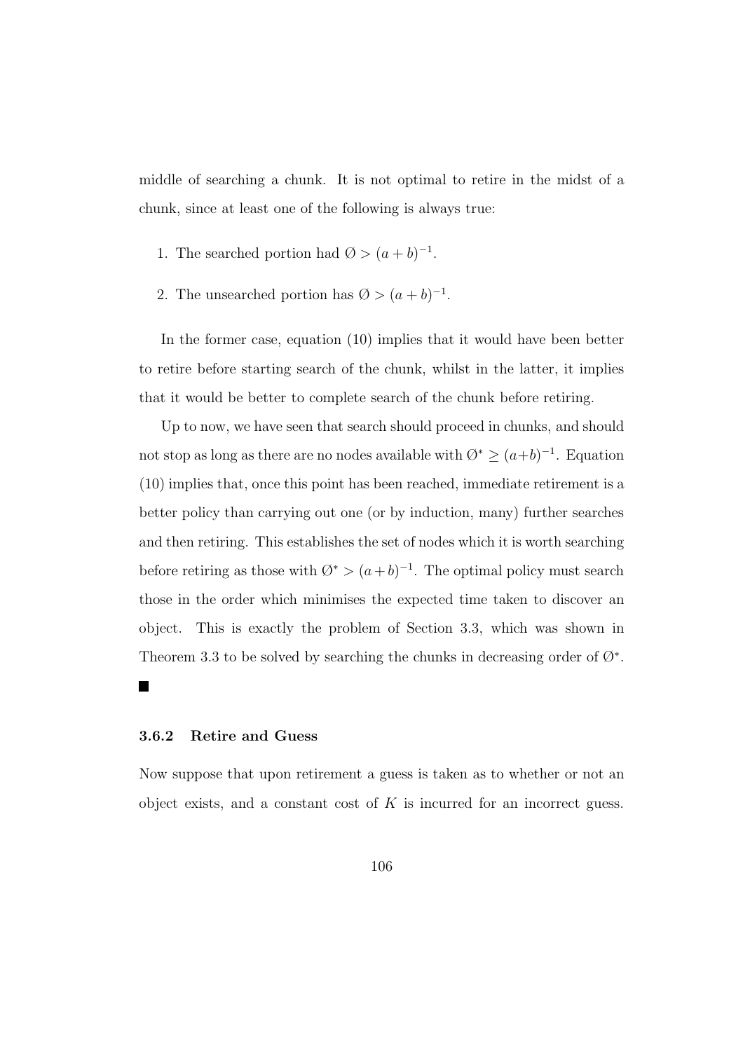middle of searching a chunk. It is not optimal to retire in the midst of a chunk, since at least one of the following is always true:

1. The searched portion had $\emptyset > (a+b)^{-1}$.
2. The unsearched portion has $\emptyset > (a+b)^{-1}$.

In the former case, equation (10) implies that it would have been better to retire before starting search of the chunk, whilst in the latter, it implies that it would be better to complete search of the chunk before retiring.

Up to now, we have seen that search should proceed in chunks, and should not stop as long as there are no nodes available with $\emptyset^* \geq (a+b)^{-1}$. Equation (10) implies that, once this point has been reached, immediate retirement is a better policy than carrying out one (or by induction, many) further searches and then retiring. This establishes the set of nodes which it is worth searching before retiring as those with $\emptyset^* > (a+b)^{-1}$. The optimal policy must search those in the order which minimises the expected time taken to discover an object. This is exactly the problem of Section 3.3, which was shown in Theorem 3.3 to be solved by searching the chunks in decreasing order of $\emptyset^*$. ∎

### 3.6.2 Retire and Guess

Now suppose that upon retirement a guess is taken as to whether or not an object exists, and a constant cost of $K$ is incurred for an incorrect guess.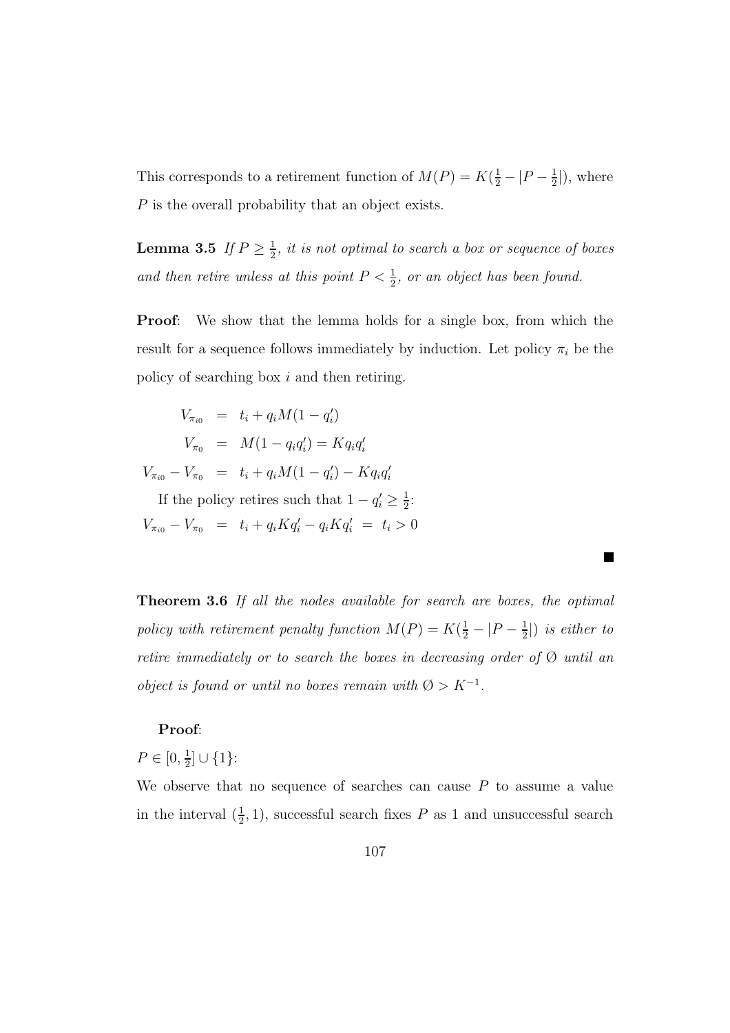This corresponds to a retirement function of $M(P) = K(\frac{1}{2} - |P - \frac{1}{2}|)$, where $P$ is the overall probability that an object exists.

**Lemma 3.5** *If $P \geq \frac{1}{2}$, it is not optimal to search a box or sequence of boxes and then retire unless at this point $P < \frac{1}{2}$, or an object has been found.*

**Proof**: We show that the lemma holds for a single box, from which the result for a sequence follows immediately by induction. Let policy $\pi_i$ be the policy of searching box $i$ and then retiring.

$$
\begin{aligned}
V_{\pi_{i0}} &= t_i + q_i M(1 - q'_i) \\
V_{\pi_0} &= M(1 - q_i q'_i) = K q_i q'_i \\
V_{\pi_{i0}} - V_{\pi_0} &= t_i + q_i M(1 - q'_i) - K q_i q'_i
\end{aligned}
$$

If the policy retires such that $1 - q'_i \geq \frac{1}{2}$:

$$
V_{\pi_{i0}} - V_{\pi_0} = t_i + q_i K q'_i - q_i K q'_i = t_i > 0
$$

■

**Theorem 3.6** *If all the nodes available for search are boxes, the optimal policy with retirement penalty function $M(P) = K(\frac{1}{2} - |P - \frac{1}{2}|)$ is either to retire immediately or to search the boxes in decreasing order of Ø until an object is found or until no boxes remain with $Ø > K^{-1}$.*

**Proof**:

$P \in [0, \frac{1}{2}] \cup \{1\}$:

We observe that no sequence of searches can cause $P$ to assume a value in the interval $(\frac{1}{2}, 1)$, successful search fixes $P$ as 1 and unsuccessful search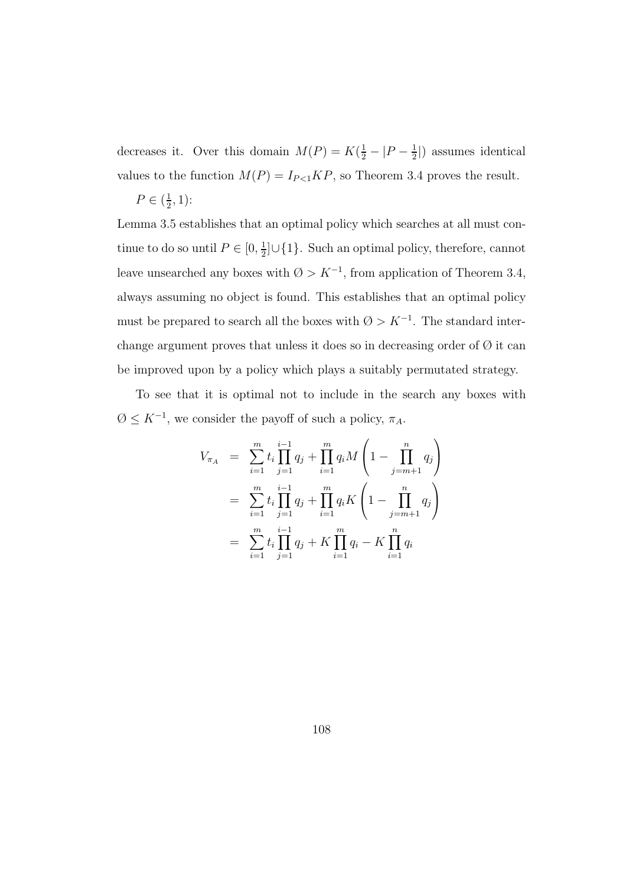decreases it. Over this domain $M(P) = K(\frac{1}{2} - |P - \frac{1}{2}|)$ assumes identical values to the function $M(P) = I_{P<1}KP$, so Theorem 3.4 proves the result.

$P \in (\frac{1}{2}, 1)$:

Lemma 3.5 establishes that an optimal policy which searches at all must continue to do so until $P \in [0, \frac{1}{2}] \cup \{1\}$. Such an optimal policy, therefore, cannot leave unsearched any boxes with $\emptyset > K^{-1}$, from application of Theorem 3.4, always assuming no object is found. This establishes that an optimal policy must be prepared to search all the boxes with $\emptyset > K^{-1}$. The standard interchange argument proves that unless it does so in decreasing order of $\emptyset$ it can be improved upon by a policy which plays a suitably permutated strategy.

To see that it is optimal not to include in the search any boxes with $\emptyset \leq K^{-1}$, we consider the payoff of such a policy, $\pi_A$.

$$
\begin{aligned}
V_{\pi_A} &= \sum_{i=1}^{m} t_i \prod_{j=1}^{i-1} q_j + \prod_{i=1}^{m} q_i M \left(1 - \prod_{j=m+1}^{n} q_j\right) \\
&= \sum_{i=1}^{m} t_i \prod_{j=1}^{i-1} q_j + \prod_{i=1}^{m} q_i K \left(1 - \prod_{j=m+1}^{n} q_j\right) \\
&= \sum_{i=1}^{m} t_i \prod_{j=1}^{i-1} q_j + K \prod_{i=1}^{m} q_i - K \prod_{i=1}^{n} q_i
\end{aligned}
$$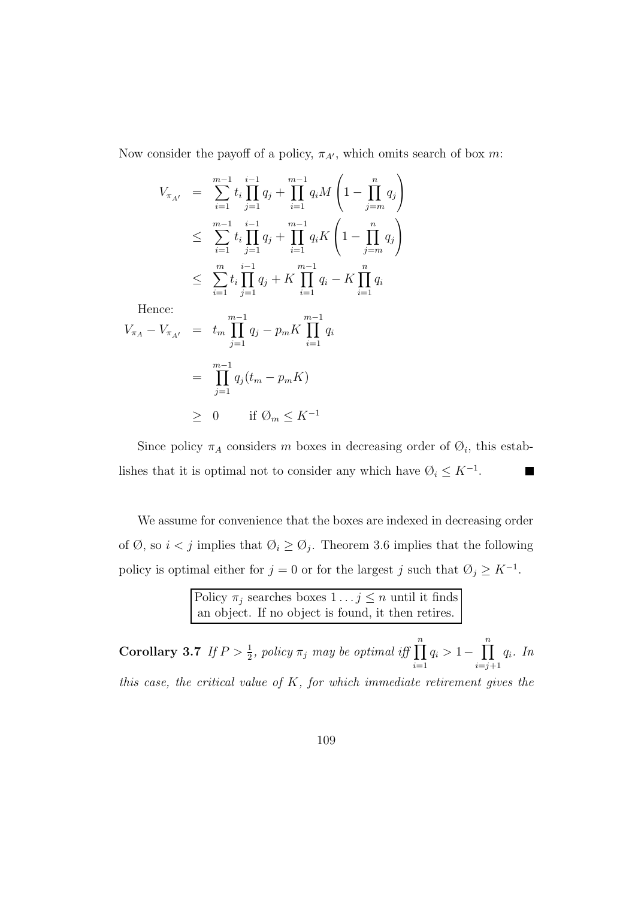Now consider the payoff of a policy, $\pi_{A'}$, which omits search of box $m$:

$$
\begin{aligned}
V_{\pi_{A'}} &= \sum_{i=1}^{m-1} t_i \prod_{j=1}^{i-1} q_j + \prod_{i=1}^{m-1} q_i M \left(1 - \prod_{j=m}^{n} q_j\right) \\
&\leq \sum_{i=1}^{m-1} t_i \prod_{j=1}^{i-1} q_j + \prod_{i=1}^{m-1} q_i K \left(1 - \prod_{j=m}^{n} q_j\right) \\
&\leq \sum_{i=1}^{m} t_i \prod_{j=1}^{i-1} q_j + K \prod_{i=1}^{m-1} q_i - K \prod_{i=1}^{n} q_i
\end{aligned}
$$

Hence:

$$
\begin{aligned}
V_{\pi_A} - V_{\pi_{A'}} &= t_m \prod_{j=1}^{m-1} q_j - p_m K \prod_{i=1}^{m-1} q_i \\
&= \prod_{j=1}^{m-1} q_j (t_m - p_m K) \\
&\geq 0 \qquad \text{if } \emptyset_m \leq K^{-1}
\end{aligned}
$$

Since policy $\pi_A$ considers $m$ boxes in decreasing order of $\emptyset_i$, this establishes that it is optimal not to consider any which have $\emptyset_i \leq K^{-1}$. ■

We assume for convenience that the boxes are indexed in decreasing order of $\emptyset$, so $i < j$ implies that $\emptyset_i \geq \emptyset_j$. Theorem 3.6 implies that the following policy is optimal either for $j = 0$ or for the largest $j$ such that $\emptyset_j \geq K^{-1}$.

> Policy $\pi_j$ searches boxes $1 \ldots j \leq n$ until it finds an object. If no object is found, it then retires.

**Corollary 3.7** *If $P > \frac{1}{2}$, policy $\pi_j$ may be optimal iff $\prod_{i=1}^{n} q_i > 1 - \prod_{i=j+1}^{n} q_i$. In this case, the critical value of $K$, for which immediate retirement gives the*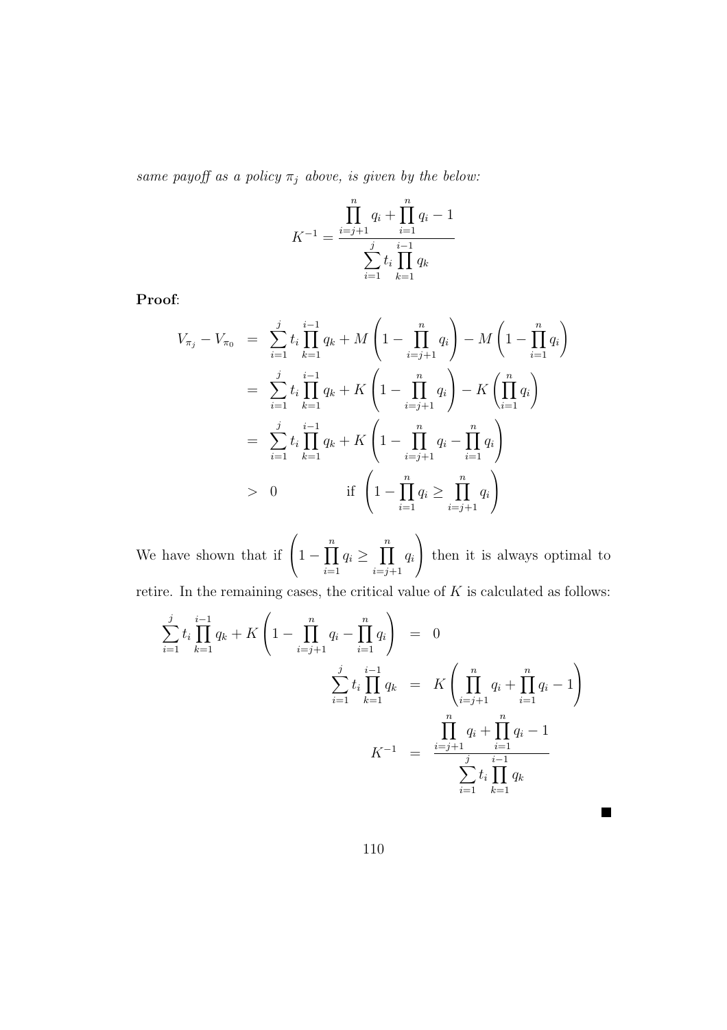*same payoff as a policy $\pi_j$ above, is given by the below:*

$$K^{-1} = \frac{\prod_{i=j+1}^{n} q_i + \prod_{i=1}^{n} q_i - 1}{\sum_{i=1}^{j} t_i \prod_{k=1}^{i-1} q_k}$$

**Proof**:

$$\begin{aligned}
V_{\pi_j} - V_{\pi_0} &= \sum_{i=1}^{j} t_i \prod_{k=1}^{i-1} q_k + M\left(1 - \prod_{i=j+1}^{n} q_i\right) - M\left(1 - \prod_{i=1}^{n} q_i\right) \\
&= \sum_{i=1}^{j} t_i \prod_{k=1}^{i-1} q_k + K\left(1 - \prod_{i=j+1}^{n} q_i\right) - K\left(\prod_{i=1}^{n} q_i\right) \\
&= \sum_{i=1}^{j} t_i \prod_{k=1}^{i-1} q_k + K\left(1 - \prod_{i=j+1}^{n} q_i - \prod_{i=1}^{n} q_i\right) \\
&> 0 \qquad\qquad \text{if } \left(1 - \prod_{i=1}^{n} q_i \geq \prod_{i=j+1}^{n} q_i\right)
\end{aligned}$$

We have shown that if $\left(1 - \prod_{i=1}^{n} q_i \geq \prod_{i=j+1}^{n} q_i\right)$ then it is always optimal to retire. In the remaining cases, the critical value of $K$ is calculated as follows:

$$\begin{aligned}
\sum_{i=1}^{j} t_i \prod_{k=1}^{i-1} q_k + K\left(1 - \prod_{i=j+1}^{n} q_i - \prod_{i=1}^{n} q_i\right) &= 0 \\
\sum_{i=1}^{j} t_i \prod_{k=1}^{i-1} q_k &= K\left(\prod_{i=j+1}^{n} q_i + \prod_{i=1}^{n} q_i - 1\right) \\
K^{-1} &= \frac{\prod_{i=j+1}^{n} q_i + \prod_{i=1}^{n} q_i - 1}{\sum_{i=1}^{j} t_i \prod_{k=1}^{i-1} q_k}
\end{aligned}$$

■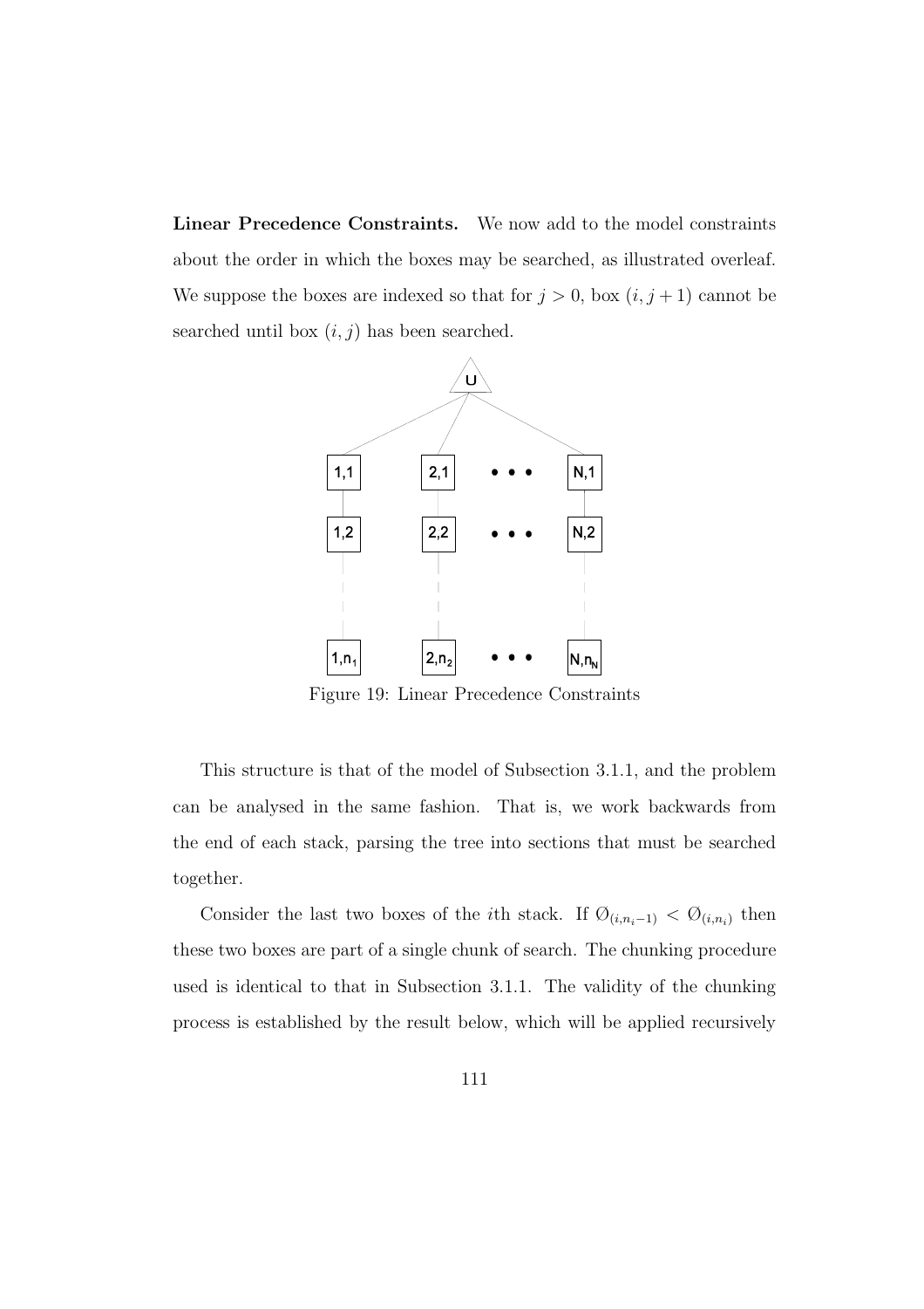**Linear Precedence Constraints.** We now add to the model constraints about the order in which the boxes may be searched, as illustrated overleaf. We suppose the boxes are indexed so that for $j > 0$, box $(i, j+1)$ cannot be searched until box $(i, j)$ has been searched.

Figure 19: Linear Precedence Constraints

This structure is that of the model of Subsection 3.1.1, and the problem can be analysed in the same fashion. That is, we work backwards from the end of each stack, parsing the tree into sections that must be searched together.

Consider the last two boxes of the $i$th stack. If $\emptyset_{(i,n_i-1)} < \emptyset_{(i,n_i)}$ then these two boxes are part of a single chunk of search. The chunking procedure used is identical to that in Subsection 3.1.1. The validity of the chunking process is established by the result below, which will be applied recursively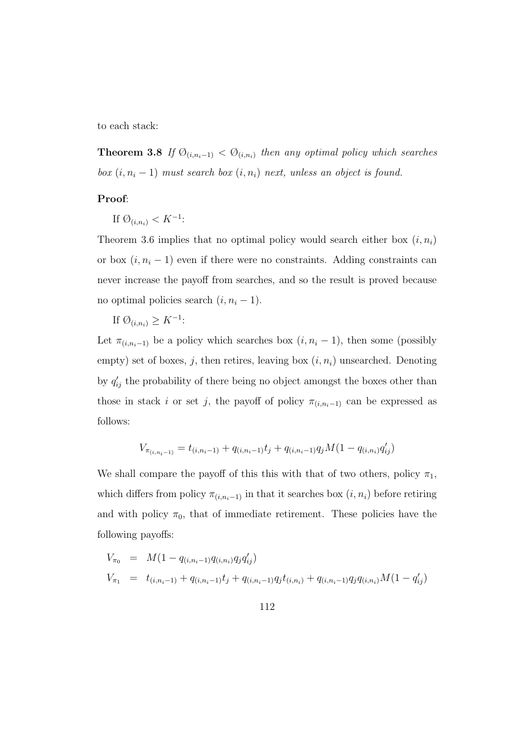to each stack:

**Theorem 3.8** *If $\emptyset_{(i,n_i-1)} < \emptyset_{(i,n_i)}$ then any optimal policy which searches box $(i, n_i - 1)$ must search box $(i, n_i)$ next, unless an object is found.*

**Proof**:

If $\emptyset_{(i,n_i)} < K^{-1}$:

Theorem 3.6 implies that no optimal policy would search either box $(i, n_i)$ or box $(i, n_i - 1)$ even if there were no constraints. Adding constraints can never increase the payoff from searches, and so the result is proved because no optimal policies search $(i, n_i - 1)$.

If $\emptyset_{(i,n_i)} \geq K^{-1}$:

Let $\pi_{(i,n_i-1)}$ be a policy which searches box $(i, n_i - 1)$, then some (possibly empty) set of boxes, $j$, then retires, leaving box $(i, n_i)$ unsearched. Denoting by $q'_{ij}$ the probability of there being no object amongst the boxes other than those in stack $i$ or set $j$, the payoff of policy $\pi_{(i,n_i-1)}$ can be expressed as follows:

$$V_{\pi_{(i,n_i-1)}} = t_{(i,n_i-1)} + q_{(i,n_i-1)}t_j + q_{(i,n_i-1)}q_j M(1 - q_{(i,n_i)}q'_{ij})$$

We shall compare the payoff of this this with that of two others, policy $\pi_1$, which differs from policy $\pi_{(i,n_i-1)}$ in that it searches box $(i, n_i)$ before retiring and with policy $\pi_0$, that of immediate retirement. These policies have the following payoffs:

$$\begin{aligned}
V_{\pi_0} &= M(1 - q_{(i,n_i-1)}q_{(i,n_i)}q_j q'_{ij}) \\
V_{\pi_1} &= t_{(i,n_i-1)} + q_{(i,n_i-1)}t_j + q_{(i,n_i-1)}q_j t_{(i,n_i)} + q_{(i,n_i-1)}q_j q_{(i,n_i)} M(1 - q'_{ij})
\end{aligned}$$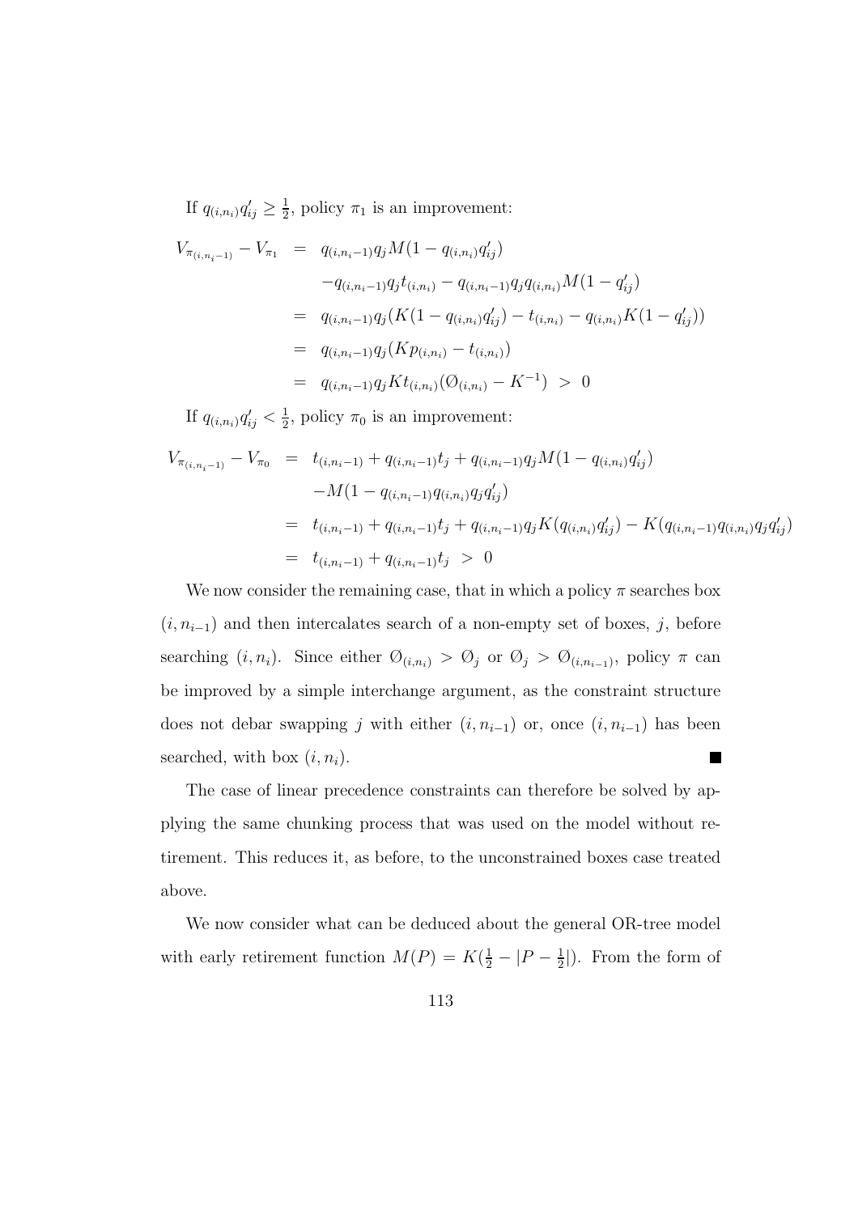If $q_{(i,n_i)}q'_{ij} \geq \frac{1}{2}$, policy $\pi_1$ is an improvement:

$$
\begin{aligned}
V_{\pi_{(i,n_i-1)}} - V_{\pi_1} &= q_{(i,n_i-1)}q_j M(1 - q_{(i,n_i)}q'_{ij}) \\
&\quad - q_{(i,n_i-1)}q_j t_{(i,n_i)} - q_{(i,n_i-1)}q_j q_{(i,n_i)} M(1 - q'_{ij}) \\
&= q_{(i,n_i-1)}q_j (K(1 - q_{(i,n_i)}q'_{ij}) - t_{(i,n_i)} - q_{(i,n_i)}K(1 - q'_{ij})) \\
&= q_{(i,n_i-1)}q_j (Kp_{(i,n_i)} - t_{(i,n_i)}) \\
&= q_{(i,n_i-1)}q_j K t_{(i,n_i)} (\emptyset_{(i,n_i)} - K^{-1}) \;>\; 0
\end{aligned}
$$

If $q_{(i,n_i)}q'_{ij} < \frac{1}{2}$, policy $\pi_0$ is an improvement:

$$
\begin{aligned}
V_{\pi_{(i,n_i-1)}} - V_{\pi_0} &= t_{(i,n_i-1)} + q_{(i,n_i-1)}t_j + q_{(i,n_i-1)}q_j M(1 - q_{(i,n_i)}q'_{ij}) \\
&\quad - M(1 - q_{(i,n_i-1)}q_{(i,n_i)}q_j q'_{ij}) \\
&= t_{(i,n_i-1)} + q_{(i,n_i-1)}t_j + q_{(i,n_i-1)}q_j K(q_{(i,n_i)}q'_{ij}) - K(q_{(i,n_i-1)}q_{(i,n_i)}q_j q'_{ij}) \\
&= t_{(i,n_i-1)} + q_{(i,n_i-1)}t_j \;>\; 0
\end{aligned}
$$

We now consider the remaining case, that in which a policy $\pi$ searches box $(i, n_{i-1})$ and then intercalates search of a non-empty set of boxes, $j$, before searching $(i, n_i)$. Since either $\emptyset_{(i,n_i)} > \emptyset_j$ or $\emptyset_j > \emptyset_{(i,n_{i-1})}$, policy $\pi$ can be improved by a simple interchange argument, as the constraint structure does not debar swapping $j$ with either $(i, n_{i-1})$ or, once $(i, n_{i-1})$ has been searched, with box $(i, n_i)$. ∎

The case of linear precedence constraints can therefore be solved by applying the same chunking process that was used on the model without retirement. This reduces it, as before, to the unconstrained boxes case treated above.

We now consider what can be deduced about the general OR-tree model with early retirement function $M(P) = K(\frac{1}{2} - |P - \frac{1}{2}|)$. From the form of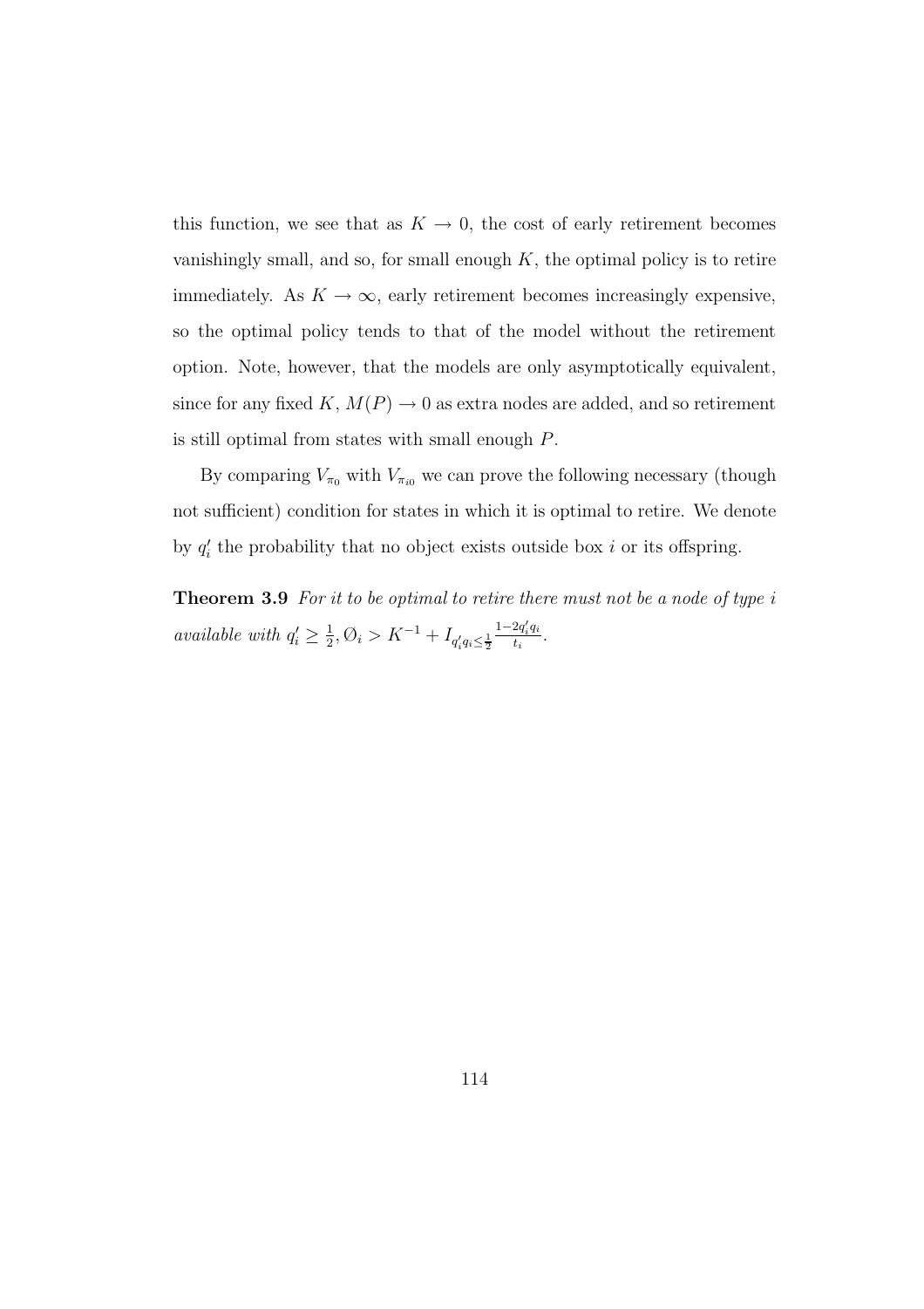this function, we see that as $K \to 0$, the cost of early retirement becomes vanishingly small, and so, for small enough $K$, the optimal policy is to retire immediately. As $K \to \infty$, early retirement becomes increasingly expensive, so the optimal policy tends to that of the model without the retirement option. Note, however, that the models are only asymptotically equivalent, since for any fixed $K$, $M(P) \to 0$ as extra nodes are added, and so retirement is still optimal from states with small enough $P$.

By comparing $V_{\pi_0}$ with $V_{\pi_{i0}}$ we can prove the following necessary (though not sufficient) condition for states in which it is optimal to retire. We denote by $q'_i$ the probability that no object exists outside box $i$ or its offspring.

**Theorem 3.9** *For it to be optimal to retire there must not be a node of type $i$ available with $q'_i \geq \frac{1}{2}, \emptyset_i > K^{-1} + I_{q'_i q_i \leq \frac{1}{2}} \frac{1-2q'_i q_i}{t_i}$.*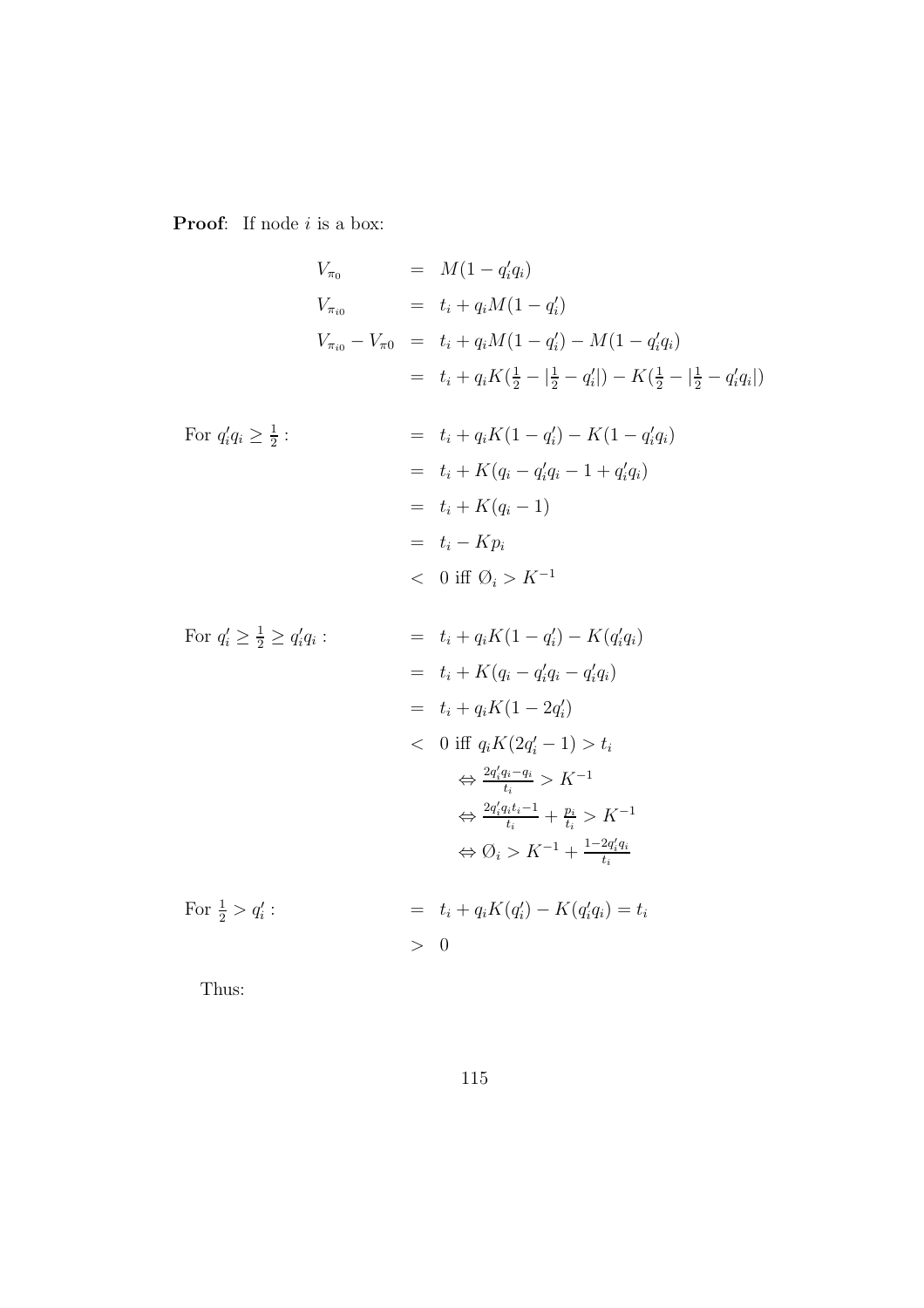**Proof**: If node $i$ is a box:

$$
\begin{aligned}
V_{\pi_0} &= M(1 - q_i' q_i) \\
V_{\pi_{i0}} &= t_i + q_i M(1 - q_i') \\
V_{\pi_{i0}} - V_{\pi 0} &= t_i + q_i M(1 - q_i') - M(1 - q_i' q_i) \\
&= t_i + q_i K(\tfrac{1}{2} - |\tfrac{1}{2} - q_i'|) - K(\tfrac{1}{2} - |\tfrac{1}{2} - q_i' q_i|)
\end{aligned}
$$

For $q_i' q_i \geq \frac{1}{2}$:

$$
\begin{aligned}
&= t_i + q_i K(1 - q_i') - K(1 - q_i' q_i) \\
&= t_i + K(q_i - q_i' q_i - 1 + q_i' q_i) \\
&= t_i + K(q_i - 1) \\
&= t_i - K p_i \\
&< 0 \text{ iff } \O_i > K^{-1}
\end{aligned}
$$

For $q_i' \geq \frac{1}{2} \geq q_i' q_i$:

$$
\begin{aligned}
&= t_i + q_i K(1 - q_i') - K(q_i' q_i) \\
&= t_i + K(q_i - q_i' q_i - q_i' q_i) \\
&= t_i + q_i K(1 - 2q_i') \\
&< 0 \text{ iff } q_i K(2q_i' - 1) > t_i \\
&\quad \Leftrightarrow \tfrac{2q_i' q_i - q_i}{t_i} > K^{-1} \\
&\quad \Leftrightarrow \tfrac{2q_i' q_i t_i - 1}{t_i} + \tfrac{p_i}{t_i} > K^{-1} \\
&\quad \Leftrightarrow \O_i > K^{-1} + \tfrac{1 - 2q_i' q_i}{t_i}
\end{aligned}
$$

For $\frac{1}{2} > q_i'$:

$$
\begin{aligned}
&= t_i + q_i K(q_i') - K(q_i' q_i) = t_i \\
&> 0
\end{aligned}
$$

Thus: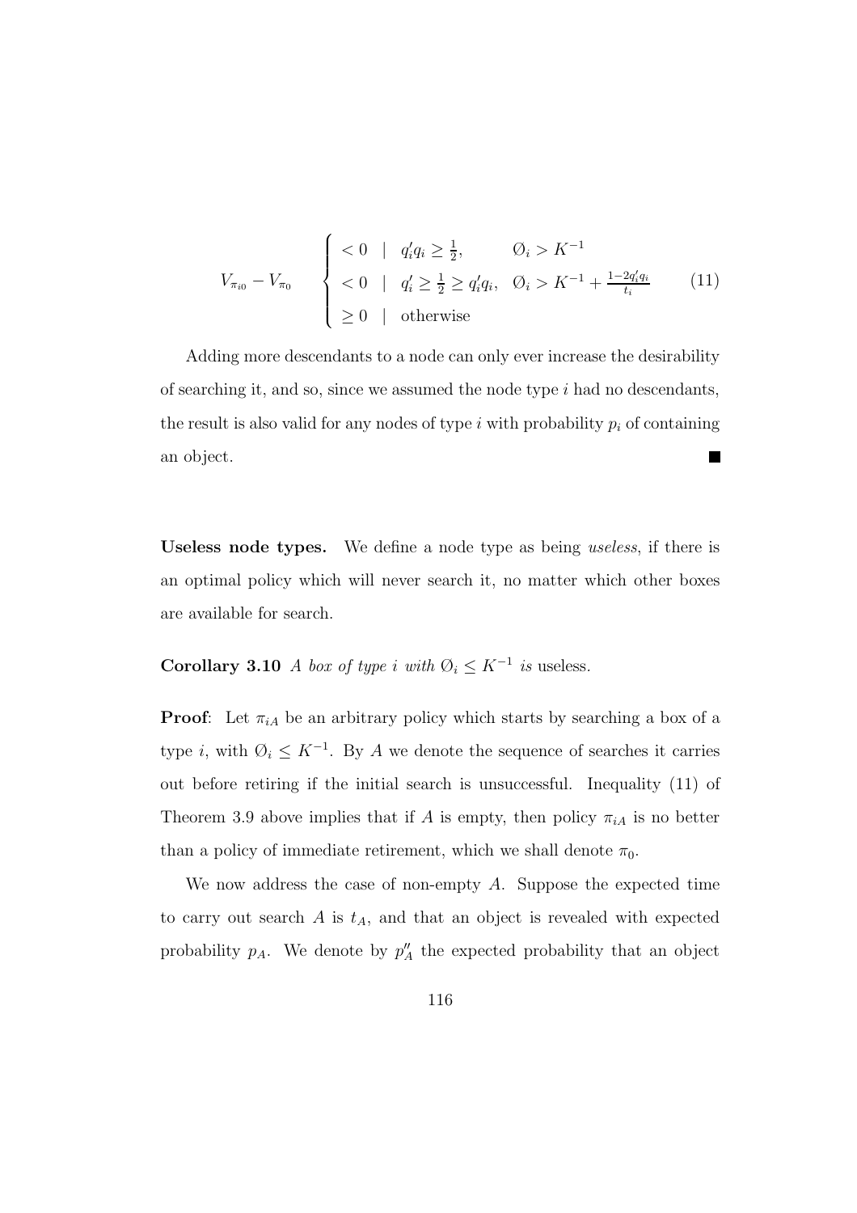$$V_{\pi_{i0}} - V_{\pi_0} \quad \begin{cases} < 0 & | \quad q_i' q_i \geq \frac{1}{2}, \qquad \varnothing_i > K^{-1} \\ < 0 & | \quad q_i' \geq \frac{1}{2} \geq q_i' q_i, \quad \varnothing_i > K^{-1} + \frac{1-2q_i'q_i}{t_i} \\ \geq 0 & | \quad \text{otherwise} \end{cases} \tag{11}$$

Adding more descendants to a node can only ever increase the desirability of searching it, and so, since we assumed the node type $i$ had no descendants, the result is also valid for any nodes of type $i$ with probability $p_i$ of containing an object. ■

**Useless node types.** We define a node type as being *useless*, if there is an optimal policy which will never search it, no matter which other boxes are available for search.

**Corollary 3.10** *A box of type $i$ with $\varnothing_i \leq K^{-1}$ is* useless.

**Proof**: Let $\pi_{iA}$ be an arbitrary policy which starts by searching a box of a type $i$, with $\varnothing_i \leq K^{-1}$. By $A$ we denote the sequence of searches it carries out before retiring if the initial search is unsuccessful. Inequality (11) of Theorem 3.9 above implies that if $A$ is empty, then policy $\pi_{iA}$ is no better than a policy of immediate retirement, which we shall denote $\pi_0$.

We now address the case of non-empty $A$. Suppose the expected time to carry out search $A$ is $t_A$, and that an object is revealed with expected probability $p_A$. We denote by $p_A''$ the expected probability that an object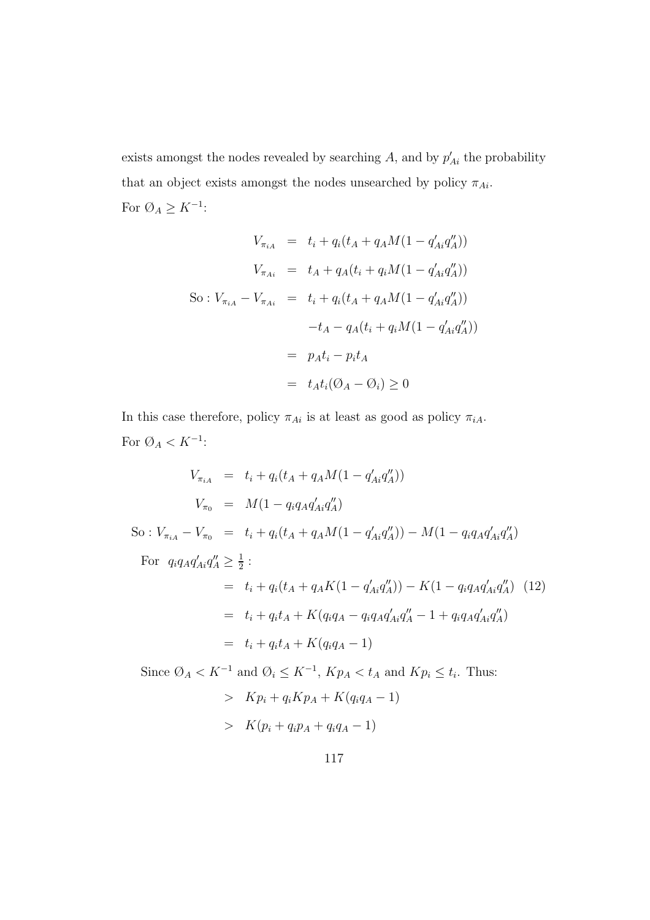exists amongst the nodes revealed by searching $A$, and by $p'_{Ai}$ the probability that an object exists amongst the nodes unsearched by policy $\pi_{Ai}$.

For $\emptyset_A \geq K^{-1}$:

$$
\begin{aligned}
V_{\pi_{iA}} &= t_i + q_i(t_A + q_A M(1 - q'_{Ai}q''_A)) \\
V_{\pi_{Ai}} &= t_A + q_A(t_i + q_i M(1 - q'_{Ai}q''_A)) \\
\text{So} : V_{\pi_{iA}} - V_{\pi_{Ai}} &= t_i + q_i(t_A + q_A M(1 - q'_{Ai}q''_A)) \\
&\quad - t_A - q_A(t_i + q_i M(1 - q'_{Ai}q''_A)) \\
&= p_A t_i - p_i t_A \\
&= t_A t_i(\emptyset_A - \emptyset_i) \geq 0
\end{aligned}
$$

In this case therefore, policy $\pi_{Ai}$ is at least as good as policy $\pi_{iA}$.

For $\emptyset_A < K^{-1}$:

$$
\begin{aligned}
V_{\pi_{iA}} &= t_i + q_i(t_A + q_A M(1 - q'_{Ai}q''_A)) \\
V_{\pi_0} &= M(1 - q_i q_A q'_{Ai}q''_A) \\
\text{So} : V_{\pi_{iA}} - V_{\pi_0} &= t_i + q_i(t_A + q_A M(1 - q'_{Ai}q''_A)) - M(1 - q_i q_A q'_{Ai}q''_A)
\end{aligned}
$$

For $q_i q_A q'_{Ai}q''_A \geq \frac{1}{2}$:

$$
\begin{aligned}
&= t_i + q_i(t_A + q_A K(1 - q'_{Ai}q''_A)) - K(1 - q_i q_A q'_{Ai}q''_A) \quad (12) \\
&= t_i + q_i t_A + K(q_i q_A - q_i q_A q'_{Ai}q''_A - 1 + q_i q_A q'_{Ai}q''_A) \\
&= t_i + q_i t_A + K(q_i q_A - 1)
\end{aligned}
$$

Since $\emptyset_A < K^{-1}$ and $\emptyset_i \leq K^{-1}$, $Kp_A < t_A$ and $Kp_i \leq t_i$. Thus:

$$
\begin{aligned}
&> Kp_i + q_i K p_A + K(q_i q_A - 1) \\
&> K(p_i + q_i p_A + q_i q_A - 1)
\end{aligned}
$$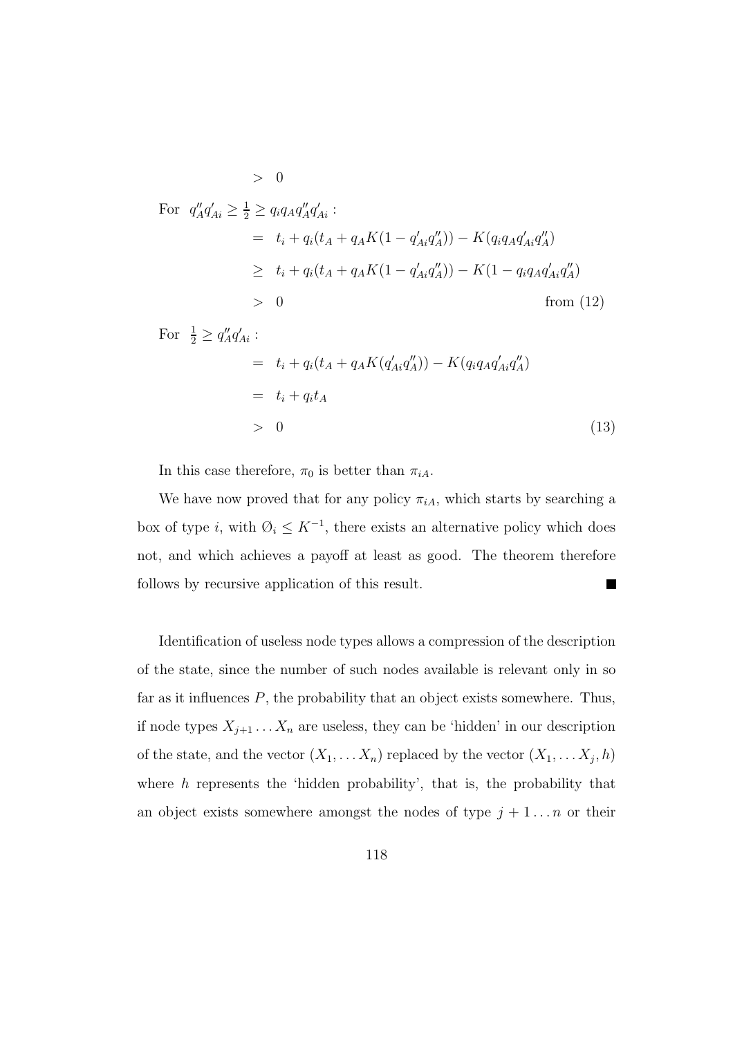$$> \quad 0$$

For $q''_A q'_{Ai} \geq \frac{1}{2} \geq q_i q_A q''_A q'_{Ai}$ :

$$\begin{aligned}
&= \quad t_i + q_i(t_A + q_A K(1 - q'_{Ai} q''_A)) - K(q_i q_A q'_{Ai} q''_A) \\
&\geq \quad t_i + q_i(t_A + q_A K(1 - q'_{Ai} q''_A)) - K(1 - q_i q_A q'_{Ai} q''_A) \\
&> \quad 0 \qquad \text{from (12)}
\end{aligned}$$

For $\frac{1}{2} \geq q''_A q'_{Ai}$ :

$$\begin{aligned}
&= \quad t_i + q_i(t_A + q_A K(q'_{Ai} q''_A)) - K(q_i q_A q'_{Ai} q''_A) \\
&= \quad t_i + q_i t_A \\
&> \quad 0 \qquad (13)
\end{aligned}$$

In this case therefore, $\pi_0$ is better than $\pi_{iA}$.

We have now proved that for any policy $\pi_{iA}$, which starts by searching a box of type $i$, with $\emptyset_i \leq K^{-1}$, there exists an alternative policy which does not, and which achieves a payoff at least as good. The theorem therefore follows by recursive application of this result. ∎

Identification of useless node types allows a compression of the description of the state, since the number of such nodes available is relevant only in so far as it influences $P$, the probability that an object exists somewhere. Thus, if node types $X_{j+1} \dots X_n$ are useless, they can be 'hidden' in our description of the state, and the vector $(X_1, \dots X_n)$ replaced by the vector $(X_1, \dots X_j, h)$ where $h$ represents the 'hidden probability', that is, the probability that an object exists somewhere amongst the nodes of type $j + 1 \dots n$ or their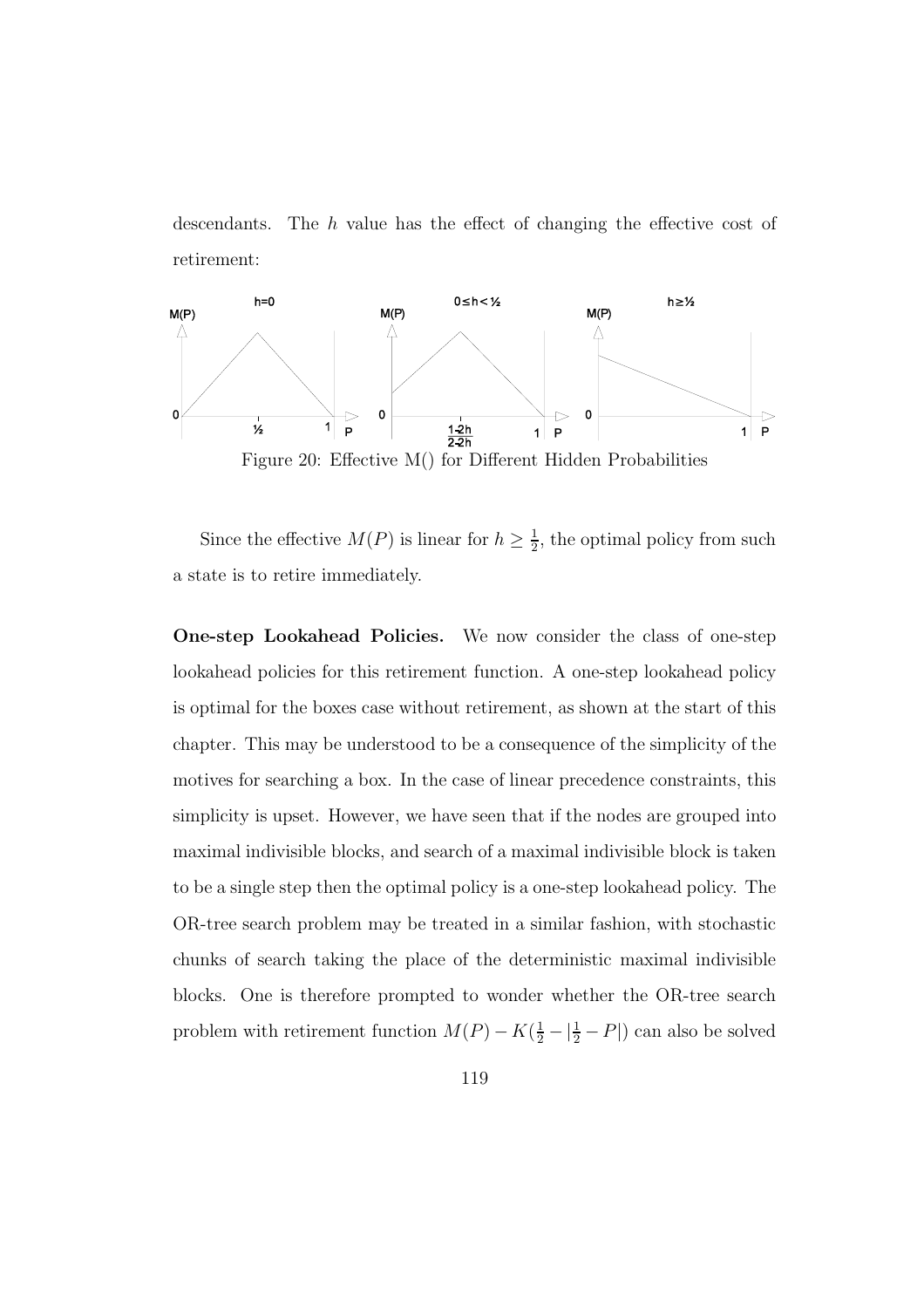descendants. The $h$ value has the effect of changing the effective cost of retirement:

Figure 20: Effective M() for Different Hidden Probabilities

Since the effective $M(P)$ is linear for $h \geq \frac{1}{2}$, the optimal policy from such a state is to retire immediately.

**One-step Lookahead Policies.** We now consider the class of one-step lookahead policies for this retirement function. A one-step lookahead policy is optimal for the boxes case without retirement, as shown at the start of this chapter. This may be understood to be a consequence of the simplicity of the motives for searching a box. In the case of linear precedence constraints, this simplicity is upset. However, we have seen that if the nodes are grouped into maximal indivisible blocks, and search of a maximal indivisible block is taken to be a single step then the optimal policy is a one-step lookahead policy. The OR-tree search problem may be treated in a similar fashion, with stochastic chunks of search taking the place of the deterministic maximal indivisible blocks. One is therefore prompted to wonder whether the OR-tree search problem with retirement function $M(P) - K(\frac{1}{2} - |\frac{1}{2} - P|)$ can also be solved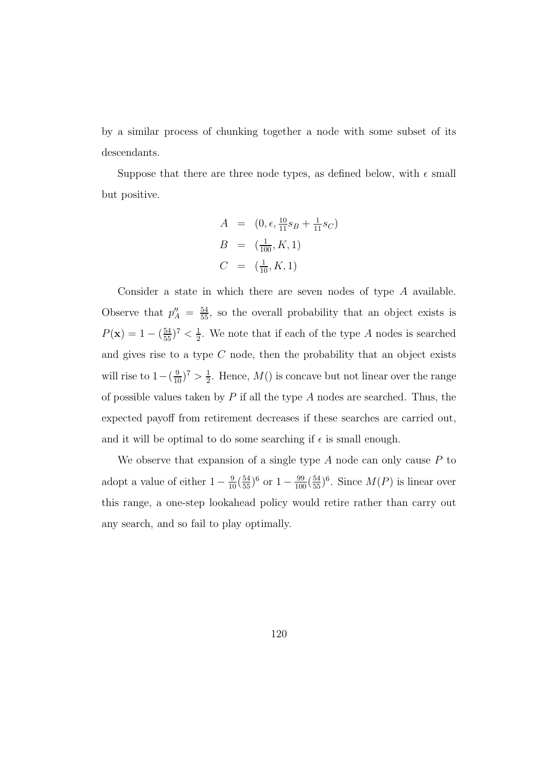by a similar process of chunking together a node with some subset of its descendants.

Suppose that there are three node types, as defined below, with $\epsilon$ small but positive.

$$
\begin{aligned}
A &= (0, \epsilon, \tfrac{10}{11}s_B + \tfrac{1}{11}s_C) \\
B &= (\tfrac{1}{100}, K, 1) \\
C &= (\tfrac{1}{10}, K, 1)
\end{aligned}
$$

Consider a state in which there are seven nodes of type $A$ available. Observe that $p''_A = \frac{54}{55}$, so the overall probability that an object exists is $P(\mathbf{x}) = 1 - (\frac{54}{55})^7 < \frac{1}{2}$. We note that if each of the type $A$ nodes is searched and gives rise to a type $C$ node, then the probability that an object exists will rise to $1 - (\frac{9}{10})^7 > \frac{1}{2}$. Hence, $M()$ is concave but not linear over the range of possible values taken by $P$ if all the type $A$ nodes are searched. Thus, the expected payoff from retirement decreases if these searches are carried out, and it will be optimal to do some searching if $\epsilon$ is small enough.

We observe that expansion of a single type $A$ node can only cause $P$ to adopt a value of either $1 - \frac{9}{10}(\frac{54}{55})^6$ or $1 - \frac{99}{100}(\frac{54}{55})^6$. Since $M(P)$ is linear over this range, a one-step lookahead policy would retire rather than carry out any search, and so fail to play optimally.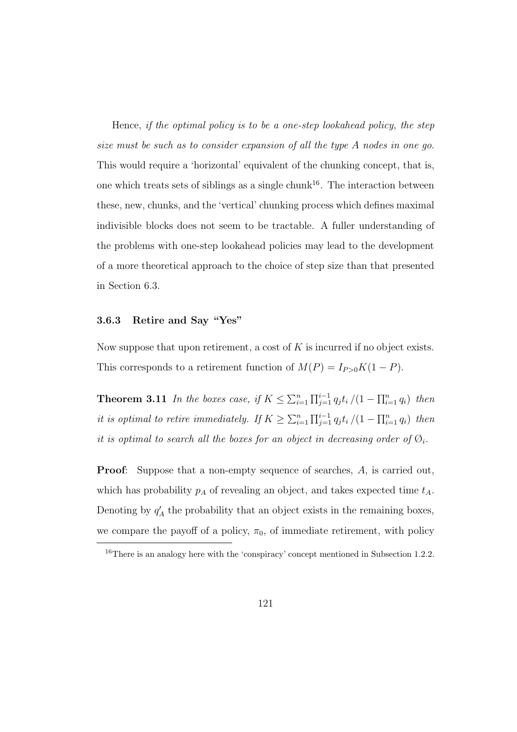Hence, *if the optimal policy is to be a one-step lookahead policy, the step size must be such as to consider expansion of all the type A nodes in one go.* This would require a 'horizontal' equivalent of the chunking concept, that is, one which treats sets of siblings as a single chunk[16]. The interaction between these, new, chunks, and the 'vertical' chunking process which defines maximal indivisible blocks does not seem to be tractable. A fuller understanding of the problems with one-step lookahead policies may lead to the development of a more theoretical approach to the choice of step size than that presented in Section 6.3.

### 3.6.3 Retire and Say "Yes"

Now suppose that upon retirement, a cost of $K$ is incurred if no object exists. This corresponds to a retirement function of $M(P) = I_{P>0}K(1-P)$.

**Theorem 3.11** *In the boxes case, if* $K \leq \sum_{i=1}^{n} \prod_{j=1}^{i-1} q_j t_i \,/ (1 - \prod_{i=1}^{n} q_i)$ *then it is optimal to retire immediately. If* $K \geq \sum_{i=1}^{n} \prod_{j=1}^{i-1} q_j t_i \,/ (1 - \prod_{i=1}^{n} q_i)$ *then it is optimal to search all the boxes for an object in decreasing order of* $\emptyset_i$.

**Proof**: Suppose that a non-empty sequence of searches, $A$, is carried out, which has probability $p_A$ of revealing an object, and takes expected time $t_A$. Denoting by $q'_A$ the probability that an object exists in the remaining boxes, we compare the payoff of a policy, $\pi_0$, of immediate retirement, with policy

[16] There is an analogy here with the 'conspiracy' concept mentioned in Subsection 1.2.2.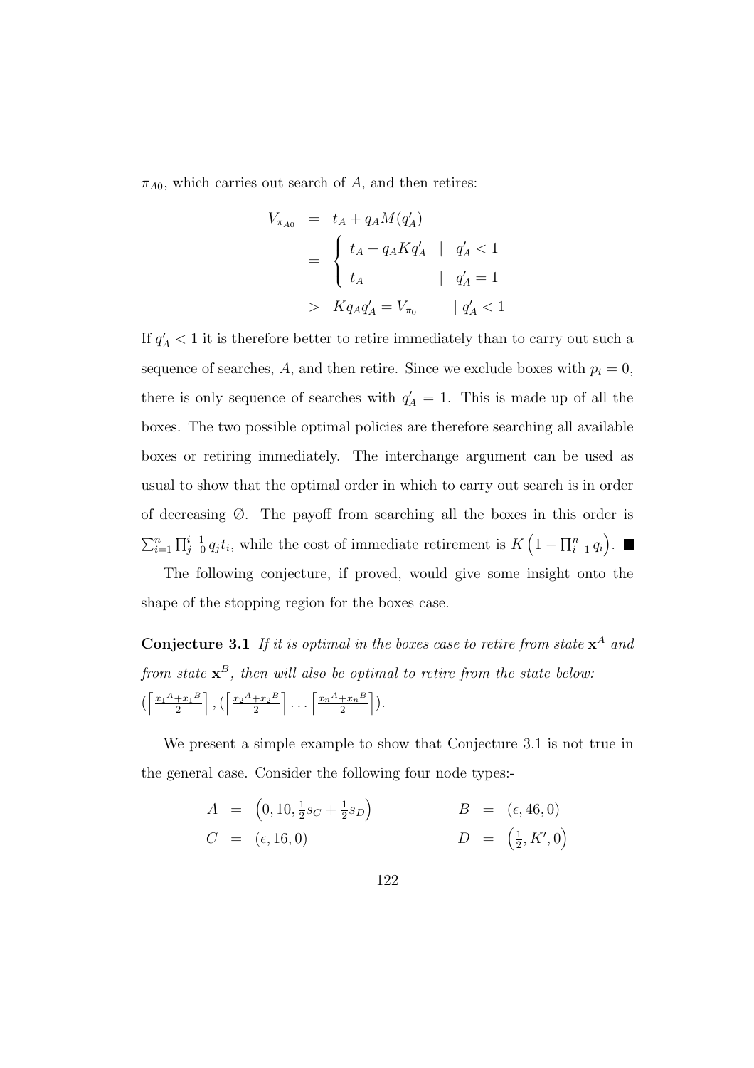$\pi_{A0}$, which carries out search of $A$, and then retires:

$$
\begin{aligned}
V_{\pi_{A0}} &= t_A + q_A M(q'_A) \\
&= \begin{cases} t_A + q_A K q'_A & | \quad q'_A < 1 \\ t_A & | \quad q'_A = 1 \end{cases} \\
&> \; K q_A q'_A = V_{\pi_0} \qquad | \; q'_A < 1
\end{aligned}
$$

If $q'_A < 1$ it is therefore better to retire immediately than to carry out such a sequence of searches, $A$, and then retire. Since we exclude boxes with $p_i = 0$, there is only sequence of searches with $q'_A = 1$. This is made up of all the boxes. The two possible optimal policies are therefore searching all available boxes or retiring immediately. The interchange argument can be used as usual to show that the optimal order in which to carry out search is in order of decreasing Ø. The payoff from searching all the boxes in this order is $\sum_{i=1}^{n} \prod_{j=0}^{i-1} q_j t_i$, while the cost of immediate retirement is $K\left(1 - \prod_{i-1}^{n} q_i\right)$. ■

The following conjecture, if proved, would give some insight onto the shape of the stopping region for the boxes case.

**Conjecture 3.1** *If it is optimal in the boxes case to retire from state* $\mathbf{x}^A$ *and from state* $\mathbf{x}^B$*, then will also be optimal to retire from the state below:* $(\left\lceil \frac{x_1{}^A + x_1{}^B}{2} \right\rceil, (\left\lceil \frac{x_2{}^A + x_2{}^B}{2} \right\rceil \ldots \left\lceil \frac{x_n{}^A + x_n{}^B}{2} \right\rceil)$.

We present a simple example to show that Conjecture 3.1 is not true in the general case. Consider the following four node types:-

$$
\begin{aligned}
A &= \left(0, 10, \tfrac{1}{2}s_C + \tfrac{1}{2}s_D\right) & \qquad B &= (\epsilon, 46, 0) \\
C &= (\epsilon, 16, 0) & \qquad D &= \left(\tfrac{1}{2}, K', 0\right)
\end{aligned}
$$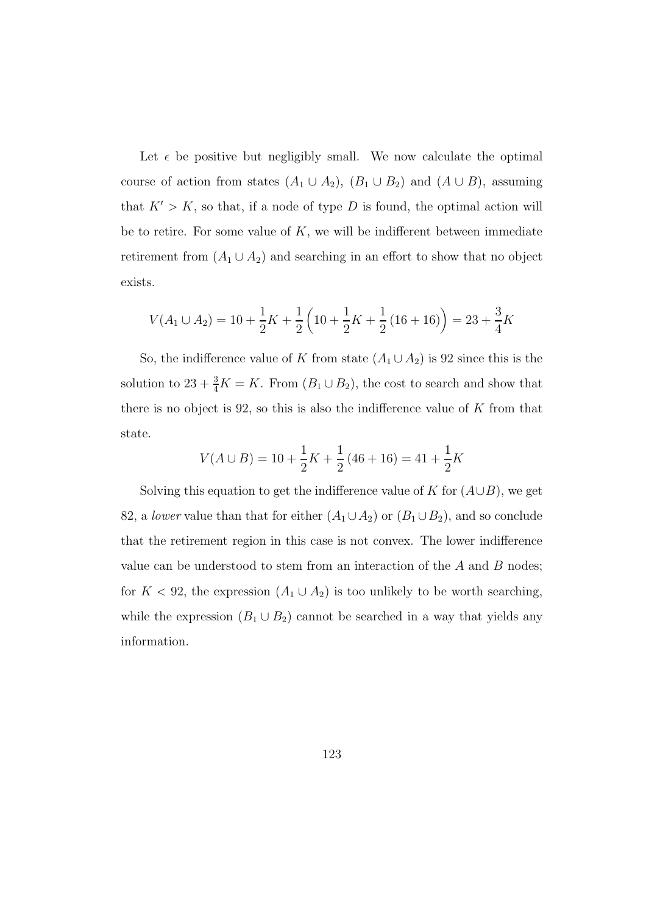Let $\epsilon$ be positive but negligibly small. We now calculate the optimal course of action from states $(A_1 \cup A_2)$, $(B_1 \cup B_2)$ and $(A \cup B)$, assuming that $K' > K$, so that, if a node of type $D$ is found, the optimal action will be to retire. For some value of $K$, we will be indifferent between immediate retirement from $(A_1 \cup A_2)$ and searching in an effort to show that no object exists.

$$V(A_1 \cup A_2) = 10 + \frac{1}{2}K + \frac{1}{2}\left(10 + \frac{1}{2}K + \frac{1}{2}(16 + 16)\right) = 23 + \frac{3}{4}K$$

So, the indifference value of $K$ from state $(A_1 \cup A_2)$ is 92 since this is the solution to $23 + \frac{3}{4}K = K$. From $(B_1 \cup B_2)$, the cost to search and show that there is no object is 92, so this is also the indifference value of $K$ from that state.

$$V(A \cup B) = 10 + \frac{1}{2}K + \frac{1}{2}(46 + 16) = 41 + \frac{1}{2}K$$

Solving this equation to get the indifference value of $K$ for $(A \cup B)$, we get 82, a *lower* value than that for either $(A_1 \cup A_2)$ or $(B_1 \cup B_2)$, and so conclude that the retirement region in this case is not convex. The lower indifference value can be understood to stem from an interaction of the $A$ and $B$ nodes; for $K < 92$, the expression $(A_1 \cup A_2)$ is too unlikely to be worth searching, while the expression $(B_1 \cup B_2)$ cannot be searched in a way that yields any information.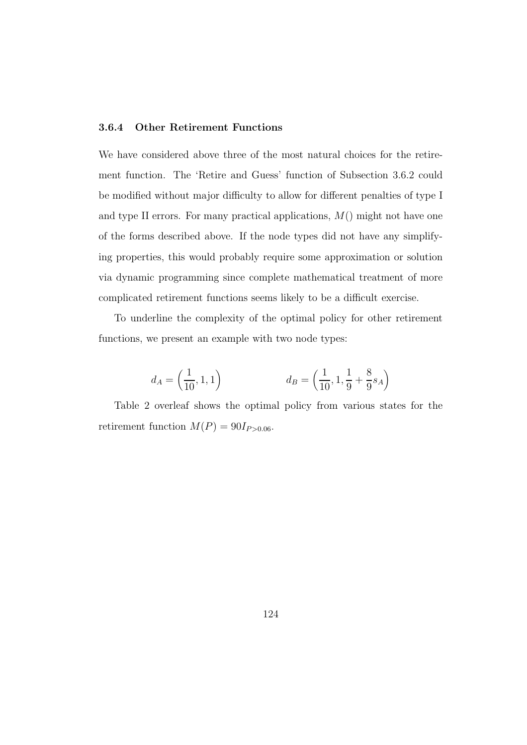### 3.6.4 Other Retirement Functions

We have considered above three of the most natural choices for the retirement function. The 'Retire and Guess' function of Subsection 3.6.2 could be modified without major difficulty to allow for different penalties of type I and type II errors. For many practical applications, $M()$ might not have one of the forms described above. If the node types did not have any simplifying properties, this would probably require some approximation or solution via dynamic programming since complete mathematical treatment of more complicated retirement functions seems likely to be a difficult exercise.

To underline the complexity of the optimal policy for other retirement functions, we present an example with two node types:

$$d_A = \left(\frac{1}{10}, 1, 1\right) \qquad\qquad d_B = \left(\frac{1}{10}, 1, \frac{1}{9} + \frac{8}{9}s_A\right)$$

Table 2 overleaf shows the optimal policy from various states for the retirement function $M(P) = 90I_{P>0.06}$.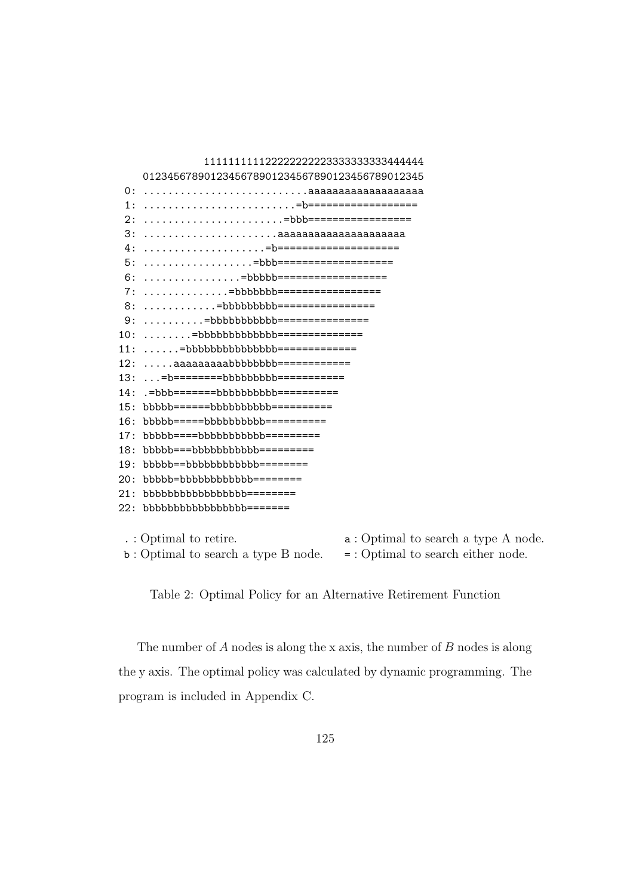```
          111111111122222222223333333333444444
0123456789012345678901234567890123456789012345
 0: ...........................aaaaaaaaaaaaaaaaaaa
 1: .........................=b==================
 2: .......................=bbb=================
 3: ......................aaaaaaaaaaaaaaaaaaaaa
 4: ....................=b====================
 5: ..................=bbb===================
 6: ................=bbbbb==================
 7: ..............=bbbbbbb=================
 8: ............=bbbbbbbbb================
 9: ..........=bbbbbbbbbbb===============
10: ........=bbbbbbbbbbbbb==============
11: ......=bbbbbbbbbbbbbbb=============
12: .....aaaaaaaaabbbbbbbb============
13: ...=b========bbbbbbbbb===========
14: .=bbb=======bbbbbbbbbb==========
15: bbbbb======bbbbbbbbbbb=========
16: bbbbb=====bbbbbbbbbbb=========
17: bbbbb====bbbbbbbbbbb=========
18: bbbbb===bbbbbbbbbbb=========
19: bbbbb==bbbbbbbbbbbb========
20: bbbbb=bbbbbbbbbbbb========
21: bbbbbbbbbbbbbbbbb========
22: bbbbbbbbbbbbbbbbb=======
```

`.` : Optimal to retire. `a` : Optimal to search a type A node.
`b` : Optimal to search a type B node. `=` : Optimal to search either node.

Table 2: Optimal Policy for an Alternative Retirement Function

The number of $A$ nodes is along the x axis, the number of $B$ nodes is along the y axis. The optimal policy was calculated by dynamic programming. The program is included in Appendix C.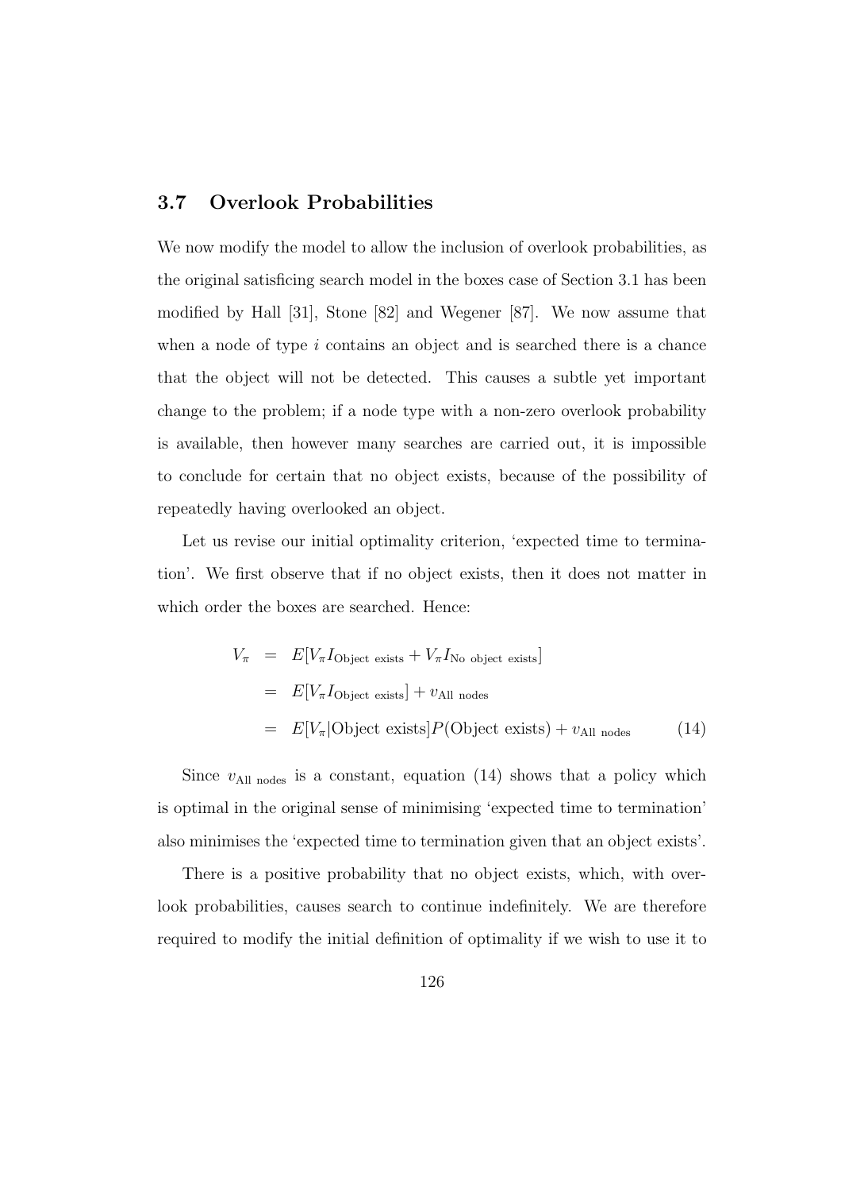## 3.7 Overlook Probabilities

We now modify the model to allow the inclusion of overlook probabilities, as the original satisficing search model in the boxes case of Section 3.1 has been modified by Hall [31], Stone [82] and Wegener [87]. We now assume that when a node of type $i$ contains an object and is searched there is a chance that the object will not be detected. This causes a subtle yet important change to the problem; if a node type with a non-zero overlook probability is available, then however many searches are carried out, it is impossible to conclude for certain that no object exists, because of the possibility of repeatedly having overlooked an object.

Let us revise our initial optimality criterion, 'expected time to termination'. We first observe that if no object exists, then it does not matter in which order the boxes are searched. Hence:

$$
\begin{aligned}
V_\pi &= E[V_\pi I_{\text{Object exists}} + V_\pi I_{\text{No object exists}}] \\
&= E[V_\pi I_{\text{Object exists}}] + v_{\text{All nodes}} \\
&= E[V_\pi | \text{Object exists}] P(\text{Object exists}) + v_{\text{All nodes}} \qquad (14)
\end{aligned}
$$

Since $v_{\text{All nodes}}$ is a constant, equation (14) shows that a policy which is optimal in the original sense of minimising 'expected time to termination' also minimises the 'expected time to termination given that an object exists'.

There is a positive probability that no object exists, which, with overlook probabilities, causes search to continue indefinitely. We are therefore required to modify the initial definition of optimality if we wish to use it to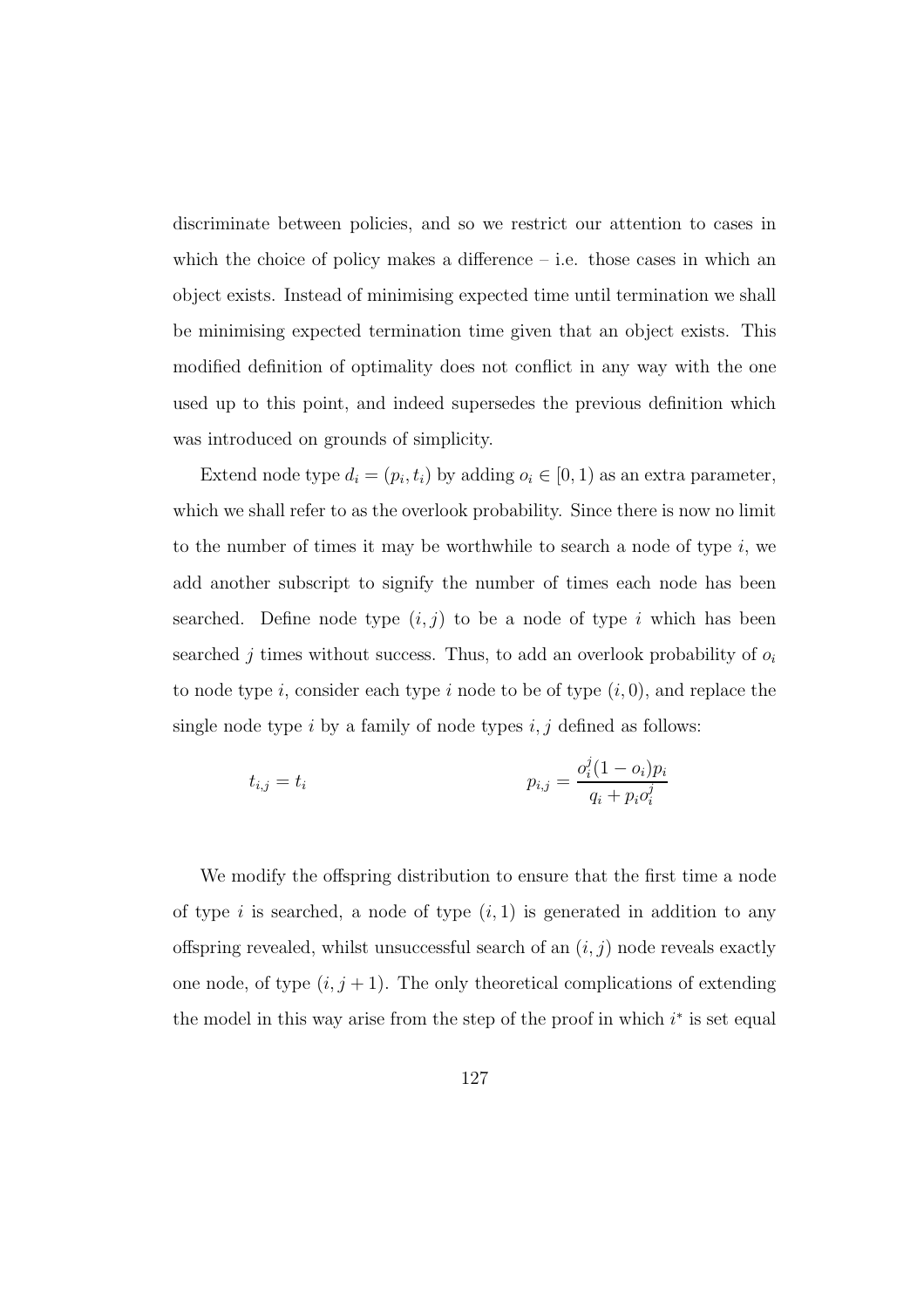discriminate between policies, and so we restrict our attention to cases in which the choice of policy makes a difference – i.e. those cases in which an object exists. Instead of minimising expected time until termination we shall be minimising expected termination time given that an object exists. This modified definition of optimality does not conflict in any way with the one used up to this point, and indeed supersedes the previous definition which was introduced on grounds of simplicity.

Extend node type $d_i = (p_i, t_i)$ by adding $o_i \in [0, 1)$ as an extra parameter, which we shall refer to as the overlook probability. Since there is now no limit to the number of times it may be worthwhile to search a node of type $i$, we add another subscript to signify the number of times each node has been searched. Define node type $(i, j)$ to be a node of type $i$ which has been searched $j$ times without success. Thus, to add an overlook probability of $o_i$ to node type $i$, consider each type $i$ node to be of type $(i, 0)$, and replace the single node type $i$ by a family of node types $i, j$ defined as follows:

$$t_{i,j} = t_i \qquad\qquad p_{i,j} = \frac{o_i^j (1 - o_i) p_i}{q_i + p_i o_i^j}$$

We modify the offspring distribution to ensure that the first time a node of type $i$ is searched, a node of type $(i, 1)$ is generated in addition to any offspring revealed, whilst unsuccessful search of an $(i, j)$ node reveals exactly one node, of type $(i, j + 1)$. The only theoretical complications of extending the model in this way arise from the step of the proof in which $i^*$ is set equal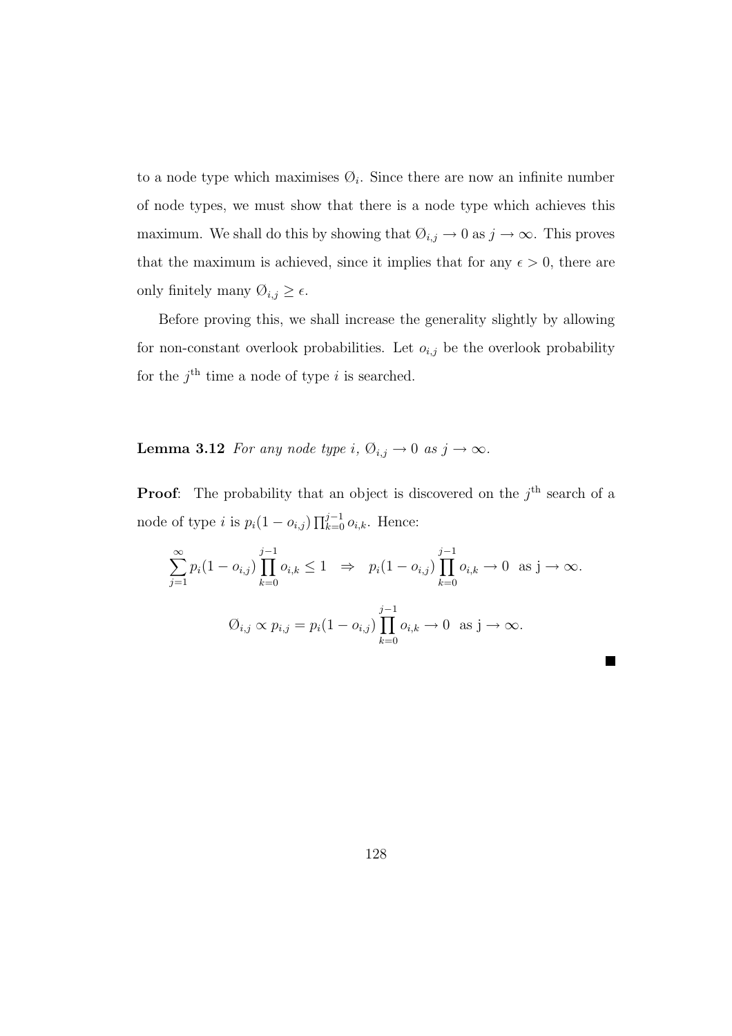to a node type which maximises $\emptyset_i$. Since there are now an infinite number of node types, we must show that there is a node type which achieves this maximum. We shall do this by showing that $\emptyset_{i,j} \to 0$ as $j \to \infty$. This proves that the maximum is achieved, since it implies that for any $\epsilon > 0$, there are only finitely many $\emptyset_{i,j} \geq \epsilon$.

Before proving this, we shall increase the generality slightly by allowing for non-constant overlook probabilities. Let $o_{i,j}$ be the overlook probability for the $j^{\text{th}}$ time a node of type $i$ is searched.

**Lemma 3.12** *For any node type $i$, $\emptyset_{i,j} \to 0$ as $j \to \infty$.*

**Proof**: The probability that an object is discovered on the $j^{\text{th}}$ search of a node of type $i$ is $p_i(1 - o_{i,j}) \prod_{k=0}^{j-1} o_{i,k}$. Hence:

$$\sum_{j=1}^{\infty} p_i(1 - o_{i,j}) \prod_{k=0}^{j-1} o_{i,k} \leq 1 \quad \Rightarrow \quad p_i(1 - o_{i,j}) \prod_{k=0}^{j-1} o_{i,k} \to 0 \ \text{ as j} \to \infty.$$

$$\emptyset_{i,j} \propto p_{i,j} = p_i(1 - o_{i,j}) \prod_{k=0}^{j-1} o_{i,k} \to 0 \ \text{ as j} \to \infty.$$

■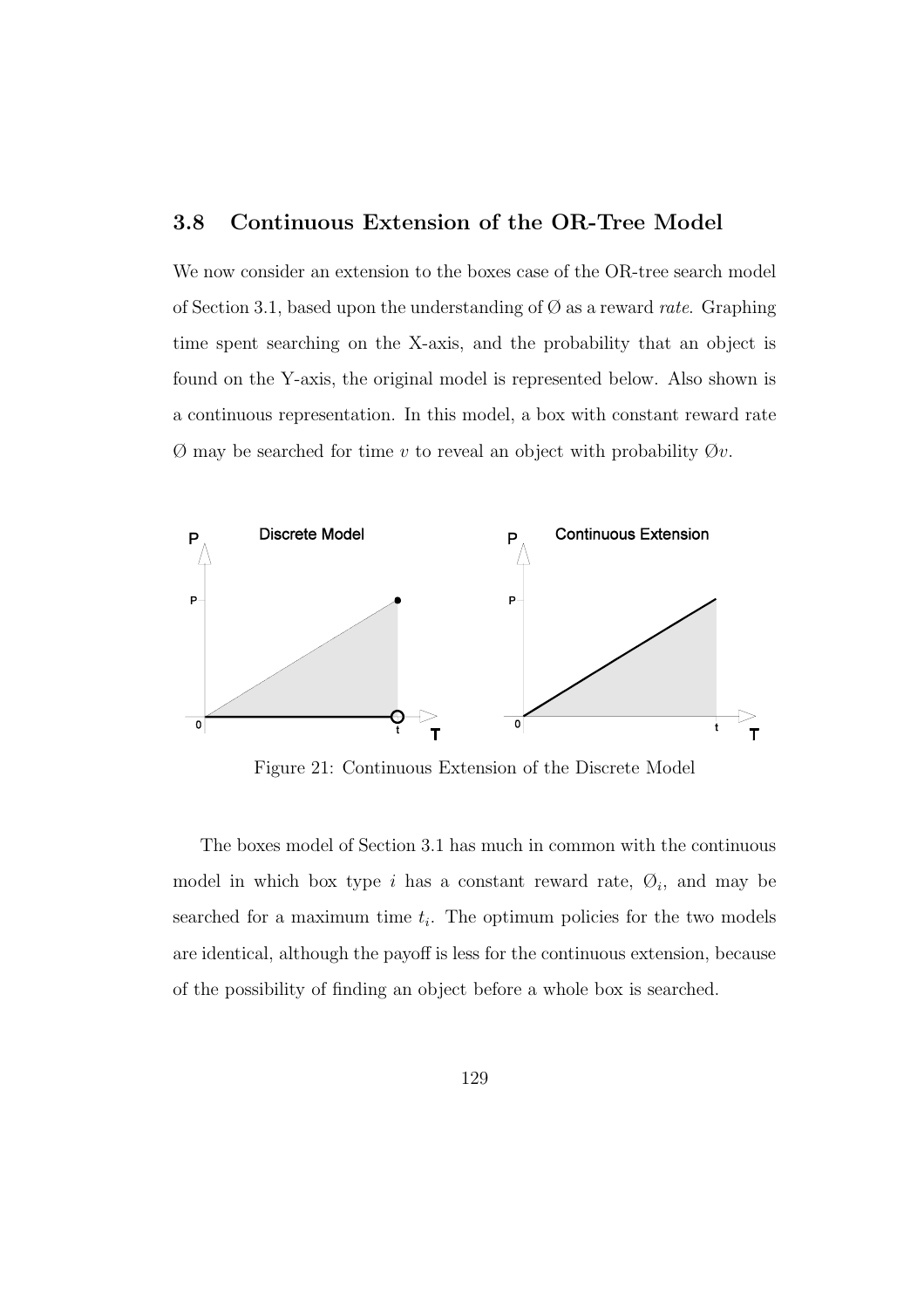## 3.8 Continuous Extension of the OR-Tree Model

We now consider an extension to the boxes case of the OR-tree search model of Section 3.1, based upon the understanding of $\emptyset$ as a reward *rate*. Graphing time spent searching on the X-axis, and the probability that an object is found on the Y-axis, the original model is represented below. Also shown is a continuous representation. In this model, a box with constant reward rate $\emptyset$ may be searched for time $v$ to reveal an object with probability $\emptyset v$.

Figure 21: Continuous Extension of the Discrete Model

The boxes model of Section 3.1 has much in common with the continuous model in which box type $i$ has a constant reward rate, $\emptyset_i$, and may be searched for a maximum time $t_i$. The optimum policies for the two models are identical, although the payoff is less for the continuous extension, because of the possibility of finding an object before a whole box is searched.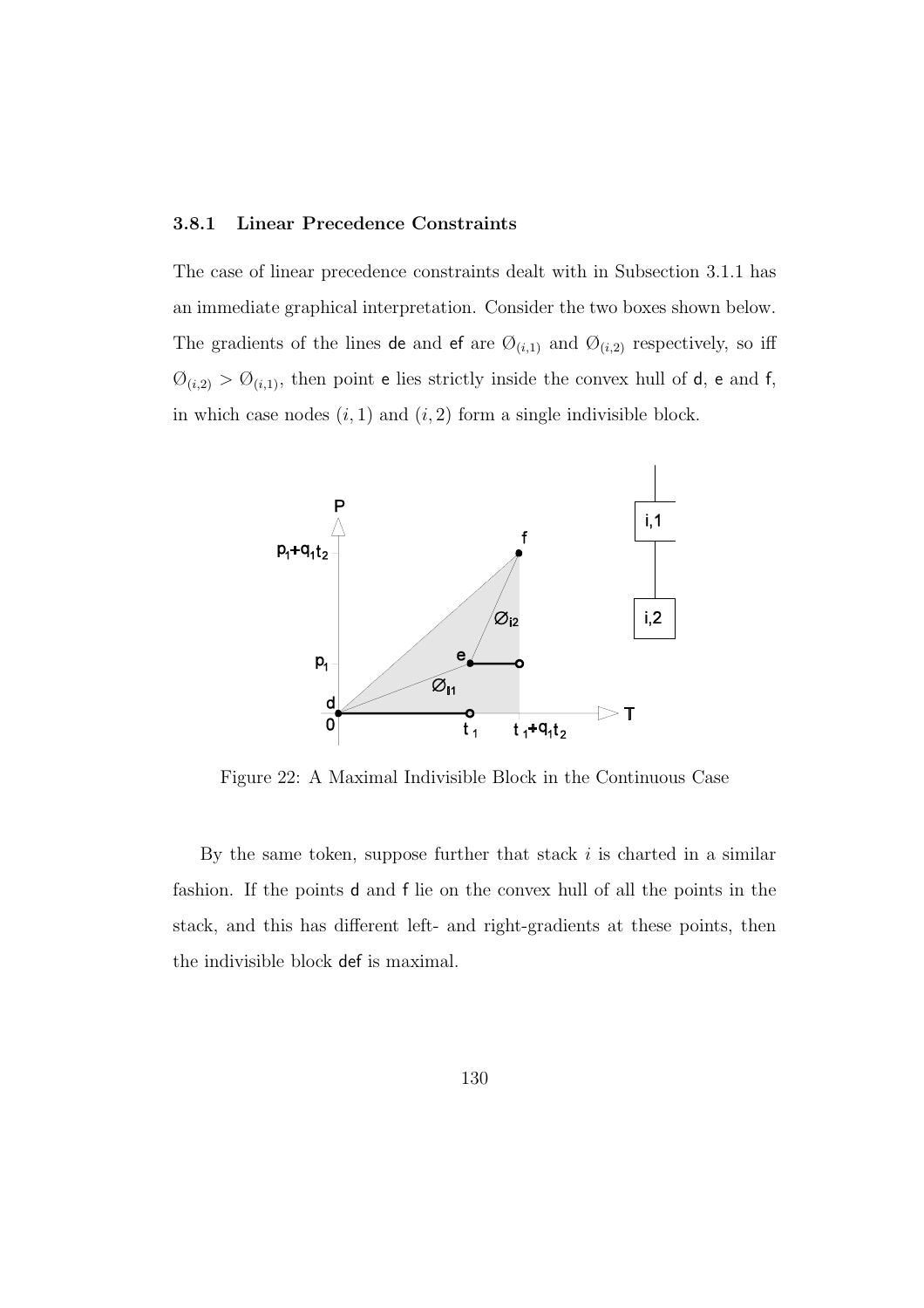### 3.8.1 Linear Precedence Constraints

The case of linear precedence constraints dealt with in Subsection 3.1.1 has an immediate graphical interpretation. Consider the two boxes shown below. The gradients of the lines de and ef are $\varnothing_{(i,1)}$ and $\varnothing_{(i,2)}$ respectively, so iff $\varnothing_{(i,2)} > \varnothing_{(i,1)}$, then point e lies strictly inside the convex hull of d, e and f, in which case nodes $(i, 1)$ and $(i, 2)$ form a single indivisible block.

Figure 22: A Maximal Indivisible Block in the Continuous Case

By the same token, suppose further that stack $i$ is charted in a similar fashion. If the points d and f lie on the convex hull of all the points in the stack, and this has different left- and right-gradients at these points, then the indivisible block def is maximal.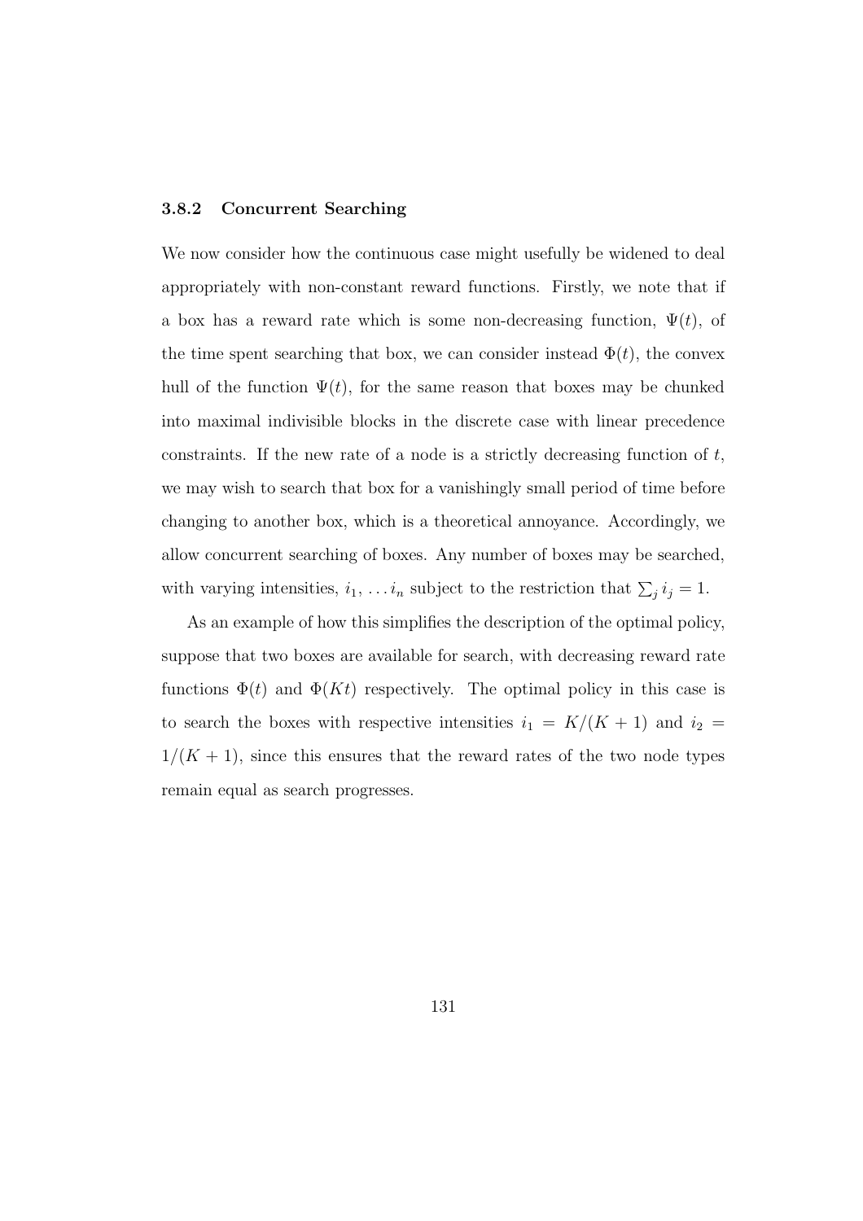### 3.8.2 Concurrent Searching

We now consider how the continuous case might usefully be widened to deal appropriately with non-constant reward functions. Firstly, we note that if a box has a reward rate which is some non-decreasing function, $\Psi(t)$, of the time spent searching that box, we can consider instead $\Phi(t)$, the convex hull of the function $\Psi(t)$, for the same reason that boxes may be chunked into maximal indivisible blocks in the discrete case with linear precedence constraints. If the new rate of a node is a strictly decreasing function of $t$, we may wish to search that box for a vanishingly small period of time before changing to another box, which is a theoretical annoyance. Accordingly, we allow concurrent searching of boxes. Any number of boxes may be searched, with varying intensities, $i_1, \ldots i_n$ subject to the restriction that $\sum_j i_j = 1$.

As an example of how this simplifies the description of the optimal policy, suppose that two boxes are available for search, with decreasing reward rate functions $\Phi(t)$ and $\Phi(Kt)$ respectively. The optimal policy in this case is to search the boxes with respective intensities $i_1 = K/(K+1)$ and $i_2 = 1/(K+1)$, since this ensures that the reward rates of the two node types remain equal as search progresses.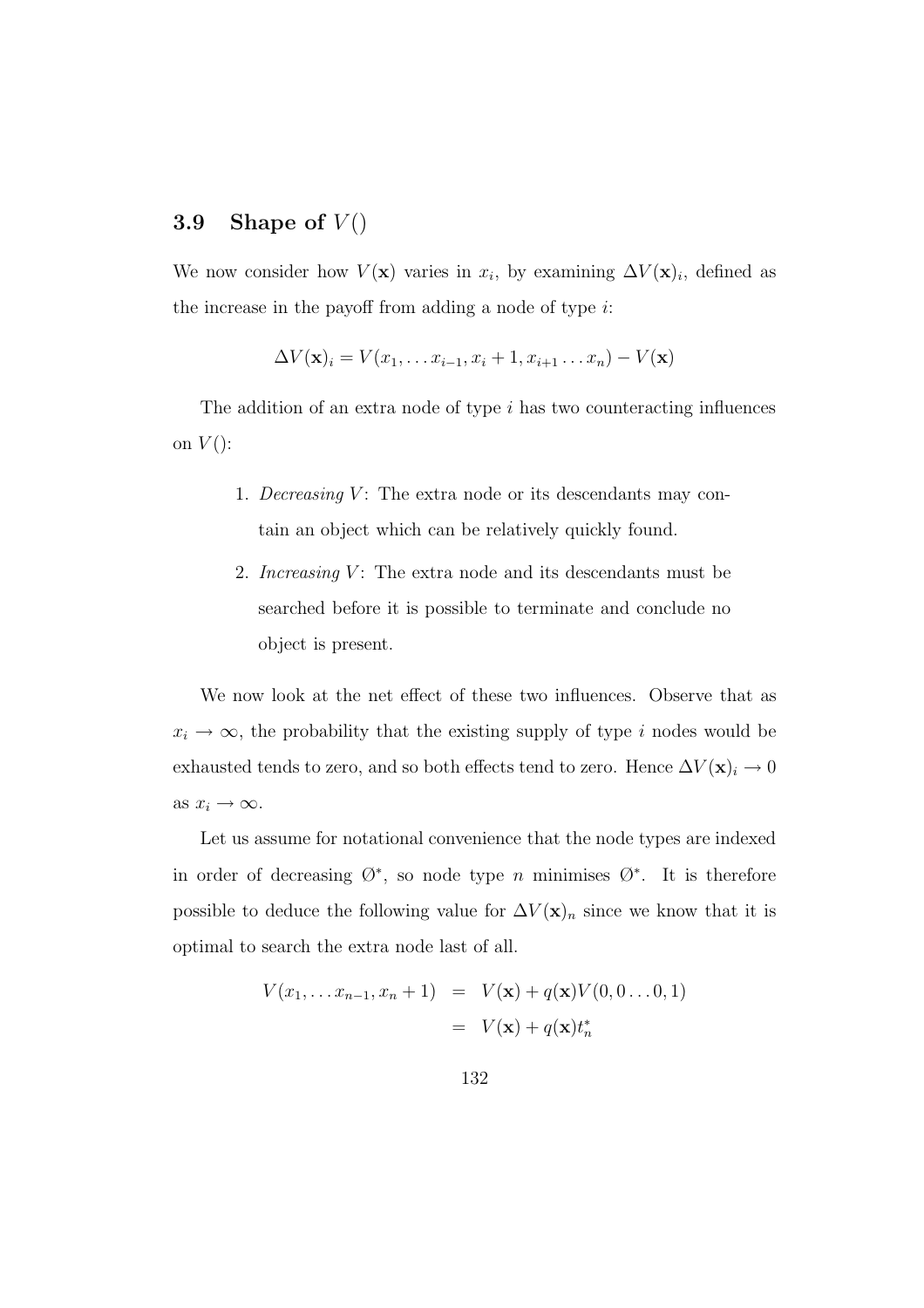## 3.9 Shape of $V()$

We now consider how $V(\mathbf{x})$ varies in $x_i$, by examining $\Delta V(\mathbf{x})_i$, defined as the increase in the payoff from adding a node of type $i$:

$$\Delta V(\mathbf{x})_i = V(x_1, \ldots x_{i-1}, x_i + 1, x_{i+1} \ldots x_n) - V(\mathbf{x})$$

The addition of an extra node of type $i$ has two counteracting influences on $V()$:

1. *Decreasing* $V$: The extra node or its descendants may contain an object which can be relatively quickly found.
2. *Increasing* $V$: The extra node and its descendants must be searched before it is possible to terminate and conclude no object is present.

We now look at the net effect of these two influences. Observe that as $x_i \to \infty$, the probability that the existing supply of type $i$ nodes would be exhausted tends to zero, and so both effects tend to zero. Hence $\Delta V(\mathbf{x})_i \to 0$ as $x_i \to \infty$.

Let us assume for notational convenience that the node types are indexed in order of decreasing $\text{Ø}^*$, so node type $n$ minimises $\text{Ø}^*$. It is therefore possible to deduce the following value for $\Delta V(\mathbf{x})_n$ since we know that it is optimal to search the extra node last of all.

$$\begin{aligned} V(x_1, \ldots x_{n-1}, x_n + 1) &= V(\mathbf{x}) + q(\mathbf{x}) V(0, 0 \ldots 0, 1) \\ &= V(\mathbf{x}) + q(\mathbf{x}) t_n^* \end{aligned}$$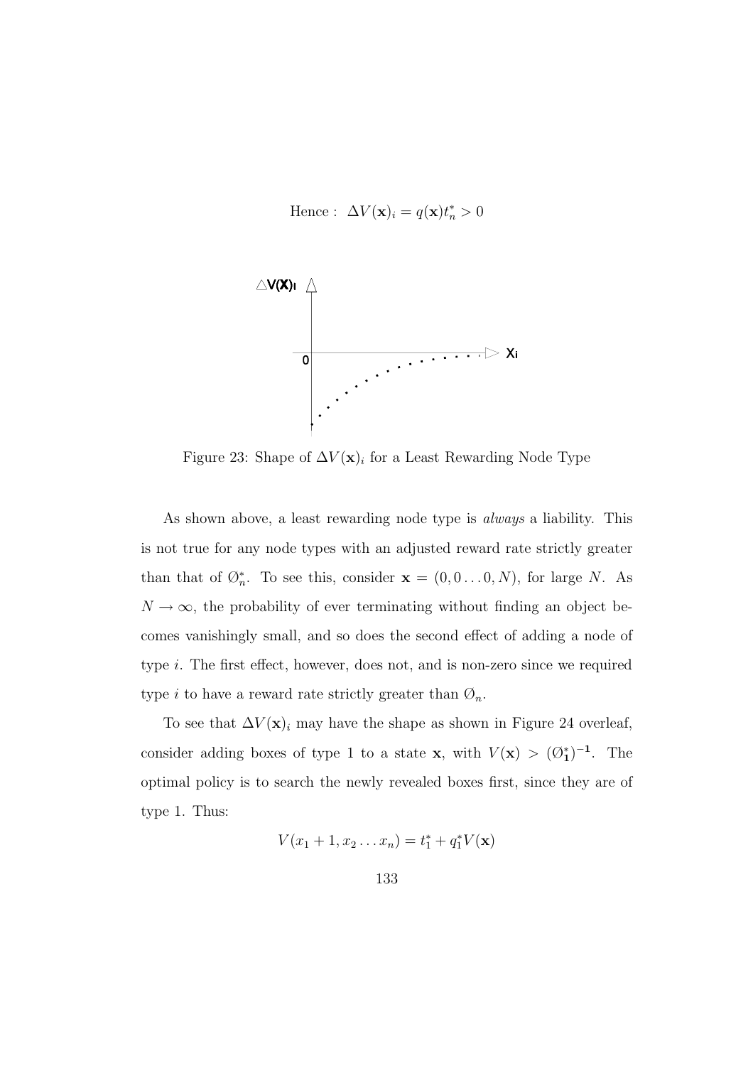$$\text{Hence : } \Delta V(\mathbf{x})_i = q(\mathbf{x})t_n^* > 0$$

Figure 23: Shape of $\Delta V(\mathbf{x})_i$ for a Least Rewarding Node Type

As shown above, a least rewarding node type is *always* a liability. This is not true for any node types with an adjusted reward rate strictly greater than that of $\emptyset_n^*$. To see this, consider $\mathbf{x} = (0, 0 \ldots 0, N)$, for large $N$. As $N \to \infty$, the probability of ever terminating without finding an object becomes vanishingly small, and so does the second effect of adding a node of type $i$. The first effect, however, does not, and is non-zero since we required type $i$ to have a reward rate strictly greater than $\emptyset_n$.

To see that $\Delta V(\mathbf{x})_i$ may have the shape as shown in Figure 24 overleaf, consider adding boxes of type 1 to a state $\mathbf{x}$, with $V(\mathbf{x}) > (\emptyset_1^*)^{-1}$. The optimal policy is to search the newly revealed boxes first, since they are of type 1. Thus:

$$V(x_1 + 1, x_2 \ldots x_n) = t_1^* + q_1^* V(\mathbf{x})$$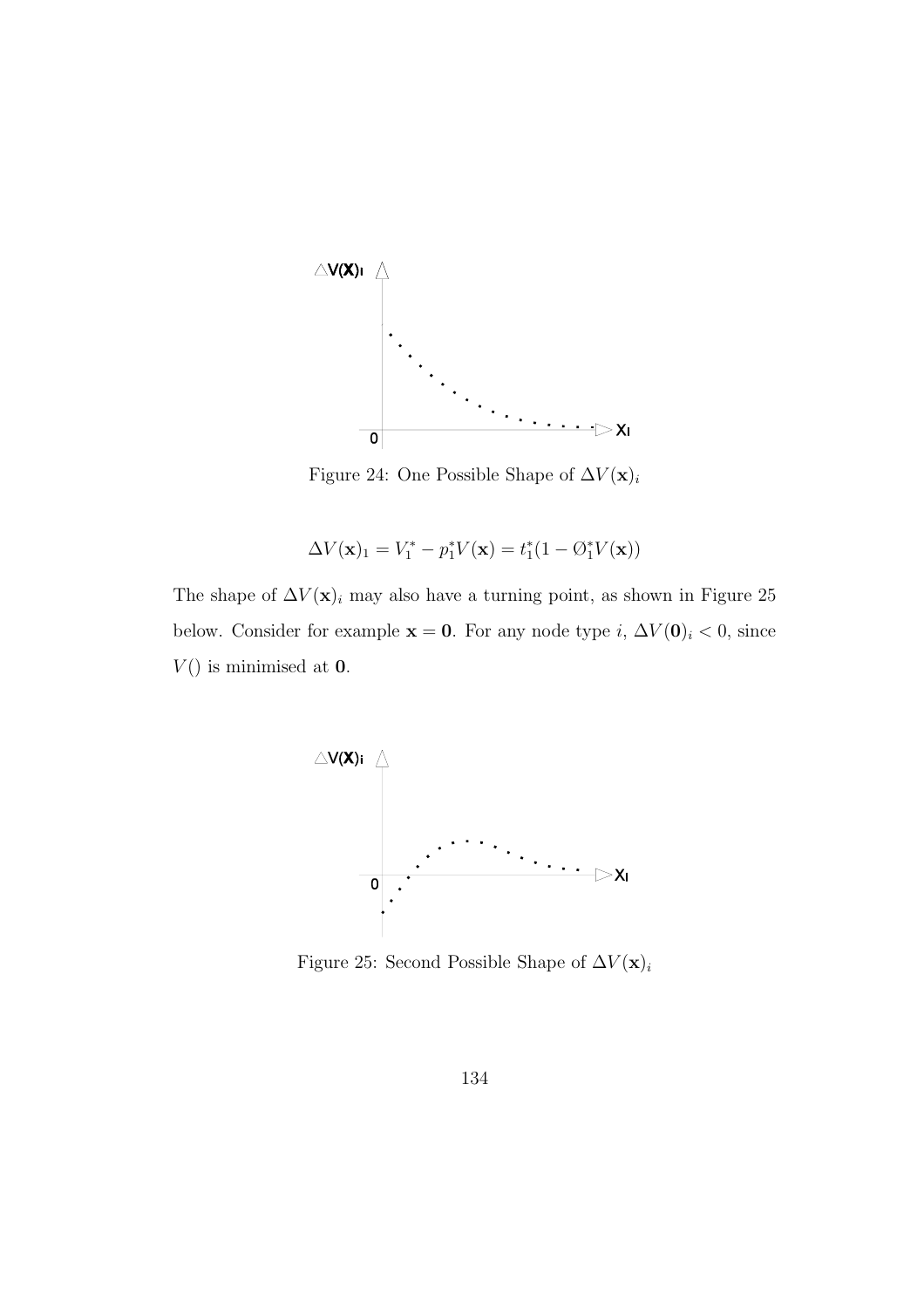Figure 24: One Possible Shape of $\Delta V(\mathbf{x})_i$

$$\Delta V(\mathbf{x})_1 = V_1^* - p_1^* V(\mathbf{x}) = t_1^*(1 - \O_1^* V(\mathbf{x}))$$

The shape of $\Delta V(\mathbf{x})_i$ may also have a turning point, as shown in Figure 25 below. Consider for example $\mathbf{x} = \mathbf{0}$. For any node type $i$, $\Delta V(\mathbf{0})_i < 0$, since $V()$ is minimised at $\mathbf{0}$.

Figure 25: Second Possible Shape of $\Delta V(\mathbf{x})_i$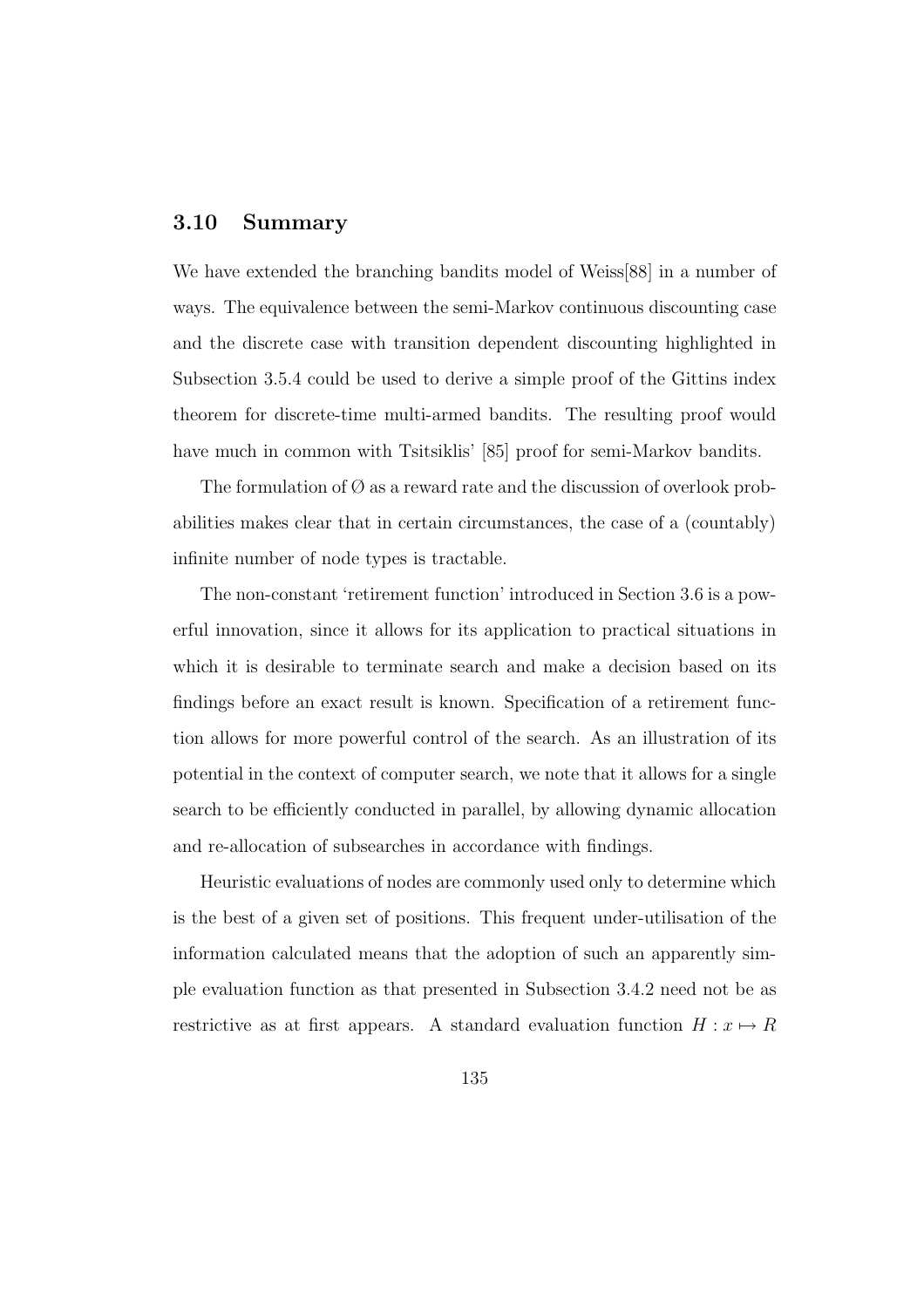## 3.10 Summary

We have extended the branching bandits model of Weiss[88] in a number of ways. The equivalence between the semi-Markov continuous discounting case and the discrete case with transition dependent discounting highlighted in Subsection 3.5.4 could be used to derive a simple proof of the Gittins index theorem for discrete-time multi-armed bandits. The resulting proof would have much in common with Tsitsiklis' [85] proof for semi-Markov bandits.

The formulation of $\emptyset$ as a reward rate and the discussion of overlook probabilities makes clear that in certain circumstances, the case of a (countably) infinite number of node types is tractable.

The non-constant 'retirement function' introduced in Section 3.6 is a powerful innovation, since it allows for its application to practical situations in which it is desirable to terminate search and make a decision based on its findings before an exact result is known. Specification of a retirement function allows for more powerful control of the search. As an illustration of its potential in the context of computer search, we note that it allows for a single search to be efficiently conducted in parallel, by allowing dynamic allocation and re-allocation of subsearches in accordance with findings.

Heuristic evaluations of nodes are commonly used only to determine which is the best of a given set of positions. This frequent under-utilisation of the information calculated means that the adoption of such an apparently simple evaluation function as that presented in Subsection 3.4.2 need not be as restrictive as at first appears. A standard evaluation function $H : x \mapsto R$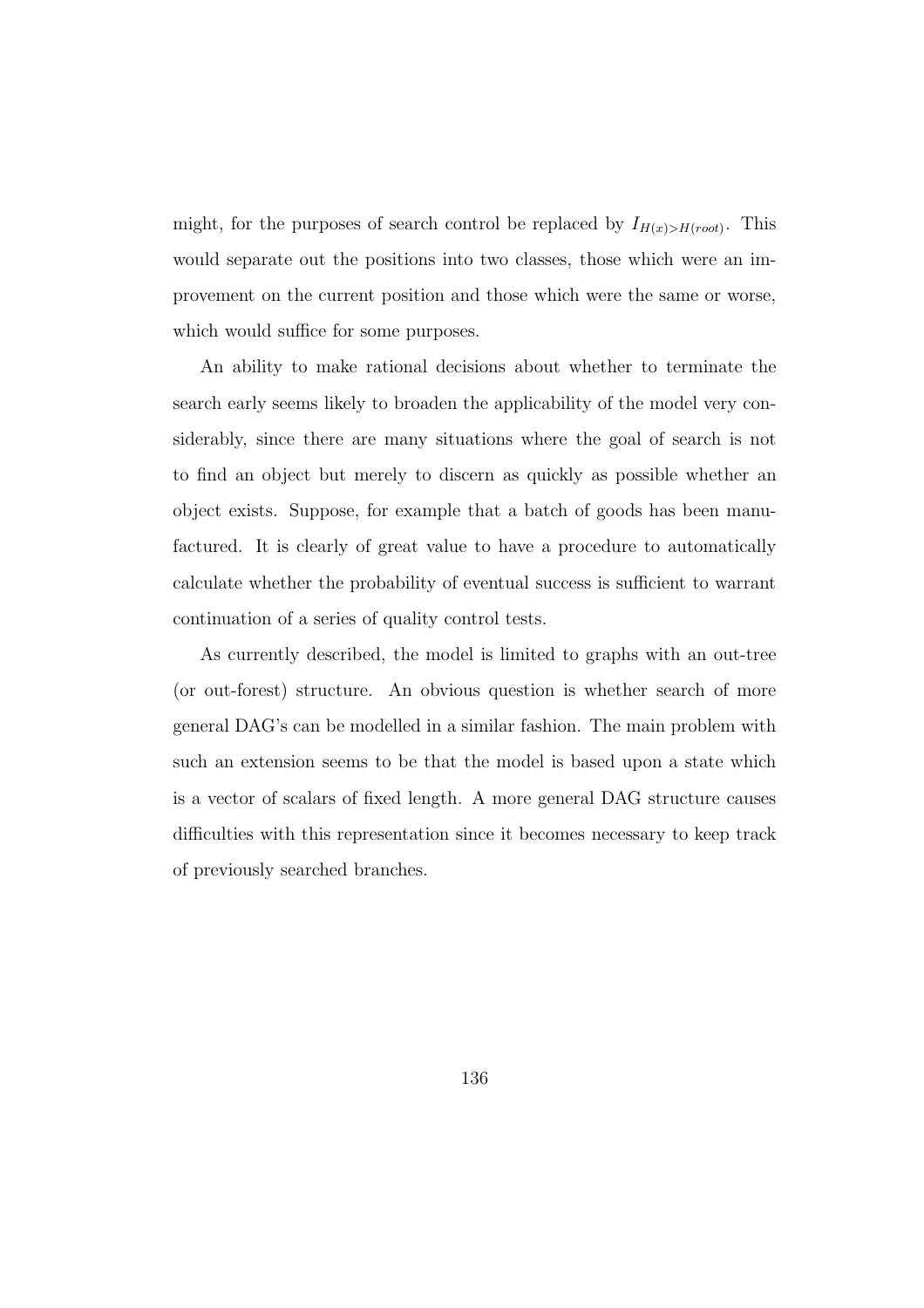might, for the purposes of search control be replaced by $I_{H(x)>H(root)}$. This would separate out the positions into two classes, those which were an improvement on the current position and those which were the same or worse, which would suffice for some purposes.

An ability to make rational decisions about whether to terminate the search early seems likely to broaden the applicability of the model very considerably, since there are many situations where the goal of search is not to find an object but merely to discern as quickly as possible whether an object exists. Suppose, for example that a batch of goods has been manufactured. It is clearly of great value to have a procedure to automatically calculate whether the probability of eventual success is sufficient to warrant continuation of a series of quality control tests.

As currently described, the model is limited to graphs with an out-tree (or out-forest) structure. An obvious question is whether search of more general DAG's can be modelled in a similar fashion. The main problem with such an extension seems to be that the model is based upon a state which is a vector of scalars of fixed length. A more general DAG structure causes difficulties with this representation since it becomes necessary to keep track of previously searched branches.